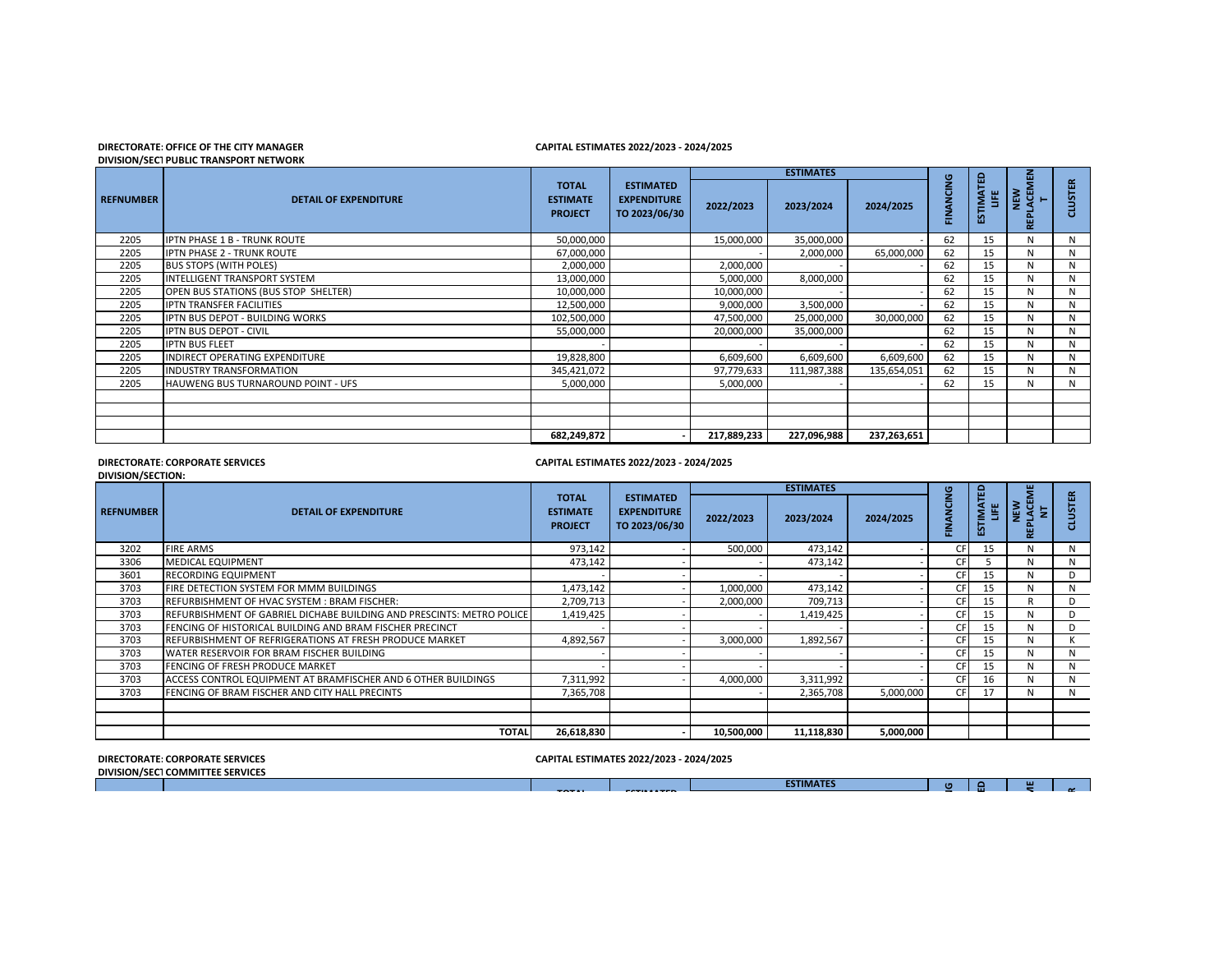**DIRECTORATE: OFFICE OF THE CITY MANAGER** **CAPITAL ESTIMATES 2022/2023 - 2024/2025**

**DIVISION/SECTION: PUBLIC TRANSPORT NETWORK**

| REFNUMBER | DETAIL OF EXPENDITURE | TOTAL ESTIMATE PROJECT | ESTIMATED EXPENDITURE TO 2023/06/30 | ESTIMATES | | | FINANCING | ESTIMATED LIFE | NEW REPLACEMENT | CLUSTER |
|---|---|---|---|---|---|---|---|---|---|---|
| | | | | 2022/2023 | 2023/2024 | 2024/2025 | | | | |
| 2205 | IPTN PHASE 1 B - TRUNK ROUTE | 50,000,000 | | 15,000,000 | 35,000,000 | - | 62 | 15 | N | N |
| 2205 | IPTN PHASE 2 - TRUNK ROUTE | 67,000,000 | | - | 2,000,000 | 65,000,000 | 62 | 15 | N | N |
| 2205 | BUS STOPS (WITH POLES) | 2,000,000 | | 2,000,000 | - | - | 62 | 15 | N | N |
| 2205 | INTELLIGENT TRANSPORT SYSTEM | 13,000,000 | | 5,000,000 | 8,000,000 | | 62 | 15 | N | N |
| 2205 | OPEN BUS STATIONS (BUS STOP SHELTER) | 10,000,000 | | 10,000,000 | - | - | 62 | 15 | N | N |
| 2205 | IPTN TRANSFER FACILITIES | 12,500,000 | | 9,000,000 | 3,500,000 | - | 62 | 15 | N | N |
| 2205 | IPTN BUS DEPOT - BUILDING WORKS | 102,500,000 | | 47,500,000 | 25,000,000 | 30,000,000 | 62 | 15 | N | N |
| 2205 | IPTN BUS DEPOT - CIVIL | 55,000,000 | | 20,000,000 | 35,000,000 | | 62 | 15 | N | N |
| 2205 | IPTN BUS FLEET | - | | - | - | - | 62 | 15 | N | N |
| 2205 | INDIRECT OPERATING EXPENDITURE | 19,828,800 | | 6,609,600 | 6,609,600 | 6,609,600 | 62 | 15 | N | N |
| 2205 | INDUSTRY TRANSFORMATION | 345,421,072 | | 97,779,633 | 111,987,388 | 135,654,051 | 62 | 15 | N | N |
| 2205 | HAUWENG BUS TURNAROUND POINT - UFS | 5,000,000 | | 5,000,000 | - | - | 62 | 15 | N | N |
| | | | | | | | | | | |
| | | | | | | | | | | |
| | | | | | | | | | | |
| | | 682,249,872 | - | 217,889,233 | 227,096,988 | 237,263,651 | | | | |

**DIRECTORATE: CORPORATE SERVICES** **CAPITAL ESTIMATES 2022/2023 - 2024/2025**

**DIVISION/SECTION:**

| REFNUMBER | DETAIL OF EXPENDITURE | TOTAL ESTIMATE PROJECT | ESTIMATED EXPENDITURE TO 2023/06/30 | ESTIMATES | | | FINANCING | ESTIMATED LIFE | NEW REPLACEMENT | CLUSTER |
|---|---|---|---|---|---|---|---|---|---|---|
| | | | | 2022/2023 | 2023/2024 | 2024/2025 | | | | |
| 3202 | FIRE ARMS | 973,142 | - | 500,000 | 473,142 | - | CF | 15 | N | N |
| 3306 | MEDICAL EQUIPMENT | 473,142 | - | - | 473,142 | - | CF | 5 | N | N |
| 3601 | RECORDING EQUIPMENT | - | - | - | - | - | CF | 15 | N | D |
| 3703 | FIRE DETECTION SYSTEM FOR MMM BUILDINGS | 1,473,142 | - | 1,000,000 | 473,142 | - | CF | 15 | N | N |
| 3703 | REFURBISHMENT OF HVAC SYSTEM : BRAM FISCHER: | 2,709,713 | - | 2,000,000 | 709,713 | - | CF | 15 | R | D |
| 3703 | REFURBISHMENT OF GABRIEL DICHABE BUILDING AND PRESCINTS: METRO POLICE | 1,419,425 | - | - | 1,419,425 | - | CF | 15 | N | D |
| 3703 | FENCING OF HISTORICAL BUILDING AND BRAM FISCHER PRECINCT | - | - | - | - | - | CF | 15 | N | D |
| 3703 | REFURBISHMENT OF REFRIGERATIONS AT FRESH PRODUCE MARKET | 4,892,567 | - | 3,000,000 | 1,892,567 | - | CF | 15 | N | K |
| 3703 | WATER RESERVOIR FOR BRAM FISCHER BUILDING | - | - | - | - | - | CF | 15 | N | N |
| 3703 | FENCING OF FRESH PRODUCE MARKET | - | - | - | - | - | CF | 15 | N | N |
| 3703 | ACCESS CONTROL EQUIPMENT AT BRAMFISCHER AND 6 OTHER BUILDINGS | 7,311,992 | - | 4,000,000 | 3,311,992 | - | CF | 16 | N | N |
| 3703 | FENCING OF BRAM FISCHER AND CITY HALL PRECINTS | 7,365,708 | | - | 2,365,708 | 5,000,000 | CF | 17 | N | N |
| | | | | | | | | | | |
| | | | | | | | | | | |
| | TOTAL | 26,618,830 | - | 10,500,000 | 11,118,830 | 5,000,000 | | | | |

**DIRECTORATE: CORPORATE SERVICES** **CAPITAL ESTIMATES 2022/2023 - 2024/2025**

**DIVISION/SECTION: COMMITTEE SERVICES**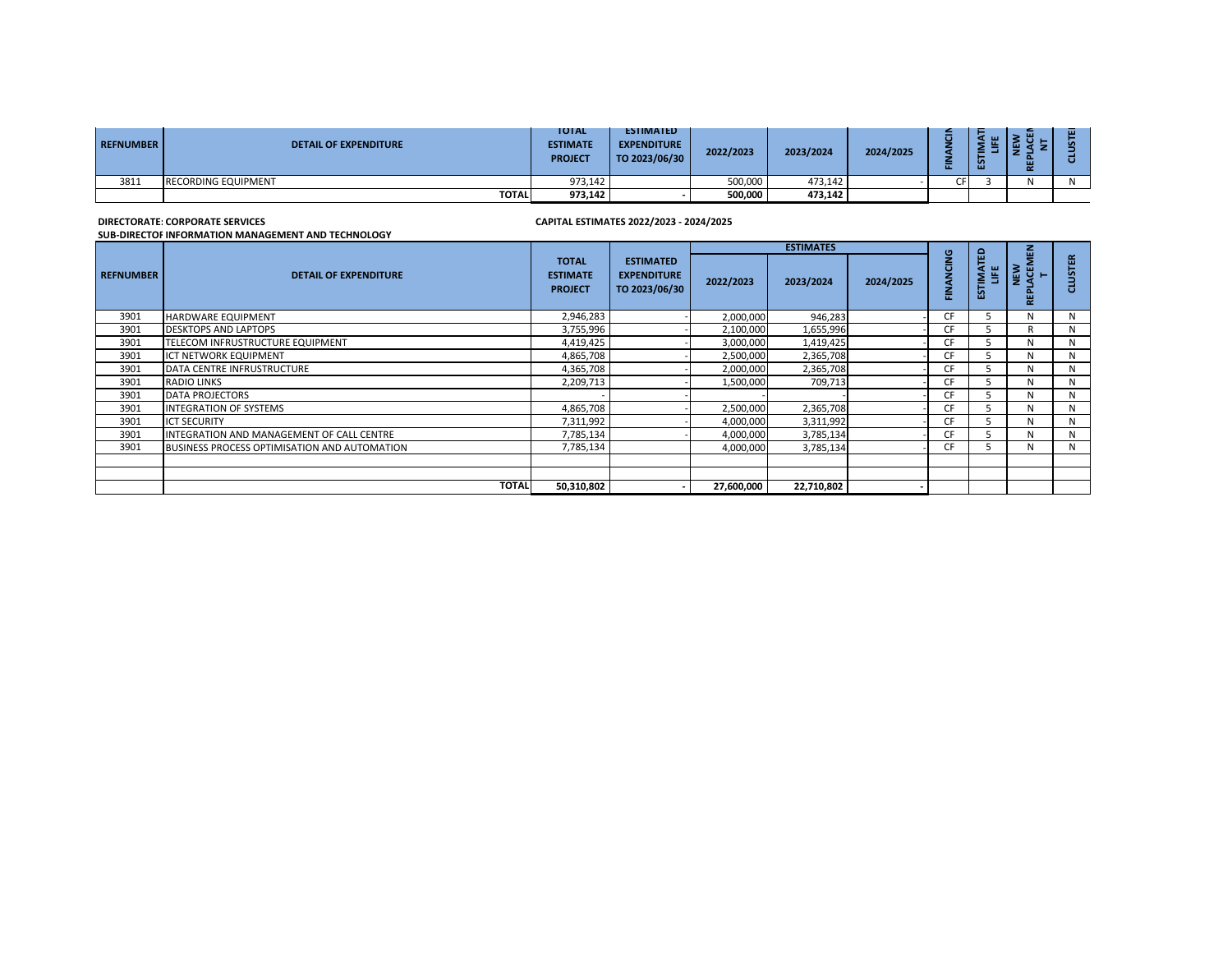| REFNUMBER | DETAIL OF EXPENDITURE | TOTAL ESTIMATE PROJECT | ESTIMATED EXPENDITURE TO 2023/06/30 | 2022/2023 | 2023/2024 | 2024/2025 | FINANCIN | ESTIMATI LIFE | NEW REPLACEN NT | CLUSTE |
|---|---|---|---|---|---|---|---|---|---|---|
| 3811 | RECORDING EQUIPMENT | 973,142 | | 500,000 | 473,142 | - | CF | 3 | N | N |
| | TOTAL | 973,142 | - | 500,000 | 473,142 | | | | | |

**DIRECTORATE: CORPORATE SERVICES**

**SUB-DIRECTOF INFORMATION MANAGEMENT AND TECHNOLOGY**

**CAPITAL ESTIMATES 2022/2023 - 2024/2025**

| REFNUMBER | DETAIL OF EXPENDITURE | TOTAL ESTIMATE PROJECT | ESTIMATED EXPENDITURE TO 2023/06/30 | ESTIMATES | | | FINANCING | ESTIMATED LIFE | NEW REPLACEMENT | CLUSTER |
|---|---|---|---|---|---|---|---|---|---|---|
| | | | | 2022/2023 | 2023/2024 | 2024/2025 | | | | |
| 3901 | HARDWARE EQUIPMENT | 2,946,283 | - | 2,000,000 | 946,283 | - | CF | 5 | N | N |
| 3901 | DESKTOPS AND LAPTOPS | 3,755,996 | - | 2,100,000 | 1,655,996 | - | CF | 5 | R | N |
| 3901 | TELECOM INFRUSTRUCTURE EQUIPMENT | 4,419,425 | - | 3,000,000 | 1,419,425 | - | CF | 5 | N | N |
| 3901 | ICT NETWORK EQUIPMENT | 4,865,708 | - | 2,500,000 | 2,365,708 | - | CF | 5 | N | N |
| 3901 | DATA CENTRE INFRUSTRUCTURE | 4,365,708 | - | 2,000,000 | 2,365,708 | - | CF | 5 | N | N |
| 3901 | RADIO LINKS | 2,209,713 | - | 1,500,000 | 709,713 | - | CF | 5 | N | N |
| 3901 | DATA PROJECTORS | - | - | - | - | - | CF | 5 | N | N |
| 3901 | INTEGRATION OF SYSTEMS | 4,865,708 | - | 2,500,000 | 2,365,708 | - | CF | 5 | N | N |
| 3901 | ICT SECURITY | 7,311,992 | - | 4,000,000 | 3,311,992 | - | CF | 5 | N | N |
| 3901 | INTEGRATION AND MANAGEMENT OF CALL CENTRE | 7,785,134 | - | 4,000,000 | 3,785,134 | - | CF | 5 | N | N |
| 3901 | BUSINESS PROCESS OPTIMISATION AND AUTOMATION | 7,785,134 | | 4,000,000 | 3,785,134 | - | CF | 5 | N | N |
| | | | | | | | | | | |
| | | | | | | | | | | |
| | TOTAL | 50,310,802 | - | 27,600,000 | 22,710,802 | - | | | | |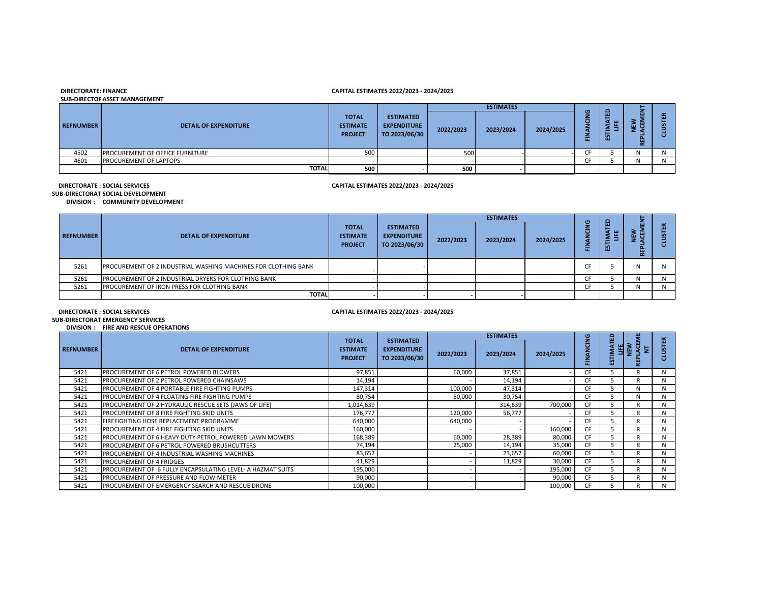**DIRECTORATE: FINANCE**
**SUB-DIRECTOF ASSET MANAGEMENT**

**CAPITAL ESTIMATES 2022/2023 - 2024/2025**

| REFNUMBER | DETAIL OF EXPENDITURE | TOTAL ESTIMATE PROJECT | ESTIMATED EXPENDITURE TO 2023/06/30 | ESTIMATES | | | FINANCING | ESTIMATED LIFE | NEW REPLACEMENT | CLUSTER |
|---|---|---|---|---|---|---|---|---|---|---|
| | | | | 2022/2023 | 2023/2024 | 2024/2025 | | | | |
| 4502 | PROCUREMENT OF OFFICE FURNITURE | 500 | | 500 | - | - | CF | 5 | N | N |
| 4601 | PROCUREMENT OF LAPTOPS | - | | - | - | - | CF | 5 | N | N |
| | TOTAL | 500 | - | 500 | - | | | | | |

**DIRECTORATE : SOCIAL SERVICES**
**SUB-DIRECTORAT SOCIAL DEVELOPMENT**
**DIVISION : COMMUNITY DEVELOPMENT**

**CAPITAL ESTIMATES 2022/2023 - 2024/2025**

| REFNUMBER | DETAIL OF EXPENDITURE | TOTAL ESTIMATE PROJECT | ESTIMATED EXPENDITURE TO 2023/06/30 | ESTIMATES | | | FINANCING | ESTIMATED LIFE | NEW REPLACEMENT | CLUSTER |
|---|---|---|---|---|---|---|---|---|---|---|
| | | | | 2022/2023 | 2023/2024 | 2024/2025 | | | | |
| 5261 | PROCUREMENT OF 2 INDUSTRIAL WASHING MACHINES FOR CLOTHING BANK | - | - | | | | CF | 5 | N | N |
| 5261 | PROCUREMENT OF 2 INDUSTRIAL DRYERS FOR CLOTHING BANK | - | - | | | | CF | 5 | N | N |
| 5261 | PROCUREMENT OF IRON PRESS FOR CLOTHING BANK | - | - | | | | CF | 5 | N | N |
| | TOTAL | - | - | - | - | | | | | |

**DIRECTORATE : SOCIAL SERVICES**
**SUB-DIRECTORAT EMERGENCY SERVICES**
**DIVISION : FIRE AND RESCUE OPERATIONS**

**CAPITAL ESTIMATES 2022/2023 - 2024/2025**

| REFNUMBER | DETAIL OF EXPENDITURE | TOTAL ESTIMATE PROJECT | ESTIMATED EXPENDITURE TO 2023/06/30 | ESTIMATES | | | FINANCING | ESTIMATED LIFE | NEW REPLACEMENT | CLUSTER |
|---|---|---|---|---|---|---|---|---|---|---|
| | | | | 2022/2023 | 2023/2024 | 2024/2025 | | | | |
| 5421 | PROCUREMENT OF 6 PETROL POWERED BLOWERS | 97,851 | | 60,000 | 37,851 | - | CF | 5 | R | N |
| 5421 | PROCUREMENT OF 2 PETROL POWERED CHAINSAWS | 14,194 | | - | 14,194 | - | CF | 5 | R | N |
| 5421 | PROCUREMENT OF 4 PORTABLE FIRE FIGHTING PUMPS | 147,314 | | 100,000 | 47,314 | - | CF | 5 | N | N |
| 5421 | PROCUREMENT OF 4 FLOATING FIRE FIGHTING PUMPS | 80,754 | | 50,000 | 30,754 | - | CF | 5 | N | N |
| 5421 | PROCUREMENT OF 2 HYDRAULIC RESCUE SETS (JAWS OF LIFE) | 1,014,639 | | | 314,639 | 700,000 | CF | 5 | R | N |
| 5421 | PROCUREMENT OF 8 FIRE FIGHTING SKID UNITS | 176,777 | | 120,000 | 56,777 | - | CF | 5 | R | N |
| 5421 | FIREFIGHTING HOSE REPLACEMENT PROGRAMME | 640,000 | | 640,000 | - | - | CF | 5 | R | N |
| 5421 | PROCUREMENT OF 4 FIRE FIGHTING SKID UNITS | 160,000 | | - | - | 160,000 | CF | 5 | R | N |
| 5421 | PROCUREMENT OF 6 HEAVY DUTY PETROL POWERED LAWN MOWERS | 168,389 | | 60,000 | 28,389 | 80,000 | CF | 5 | R | N |
| 5421 | PROCUREMENT OF 6 PETROL POWERED BRUSHCUTTERS | 74,194 | | 25,000 | 14,194 | 35,000 | CF | 5 | R | N |
| 5421 | PROCUREMENT OF 4 INDUSTRIAL WASHING MACHINES | 83,657 | | - | 23,657 | 60,000 | CF | 5 | R | N |
| 5421 | PROCUREMENT OF 4 FRIDGES | 41,829 | | - | 11,829 | 30,000 | CF | 5 | R | N |
| 5421 | PROCUREMENT OF 6 FULLY ENCAPSULATING LEVEL- A HAZMAT SUITS | 195,000 | | - | - | 195,000 | CF | 5 | R | N |
| 5421 | PROCUREMENT OF PRESSURE AND FLOW METER | 90,000 | | - | - | 90,000 | CF | 5 | R | N |
| 5421 | PROCUREMENT OF EMERGENCY SEARCH AND RESCUE DRONE | 100,000 | | - | - | 100,000 | CF | 5 | R | N |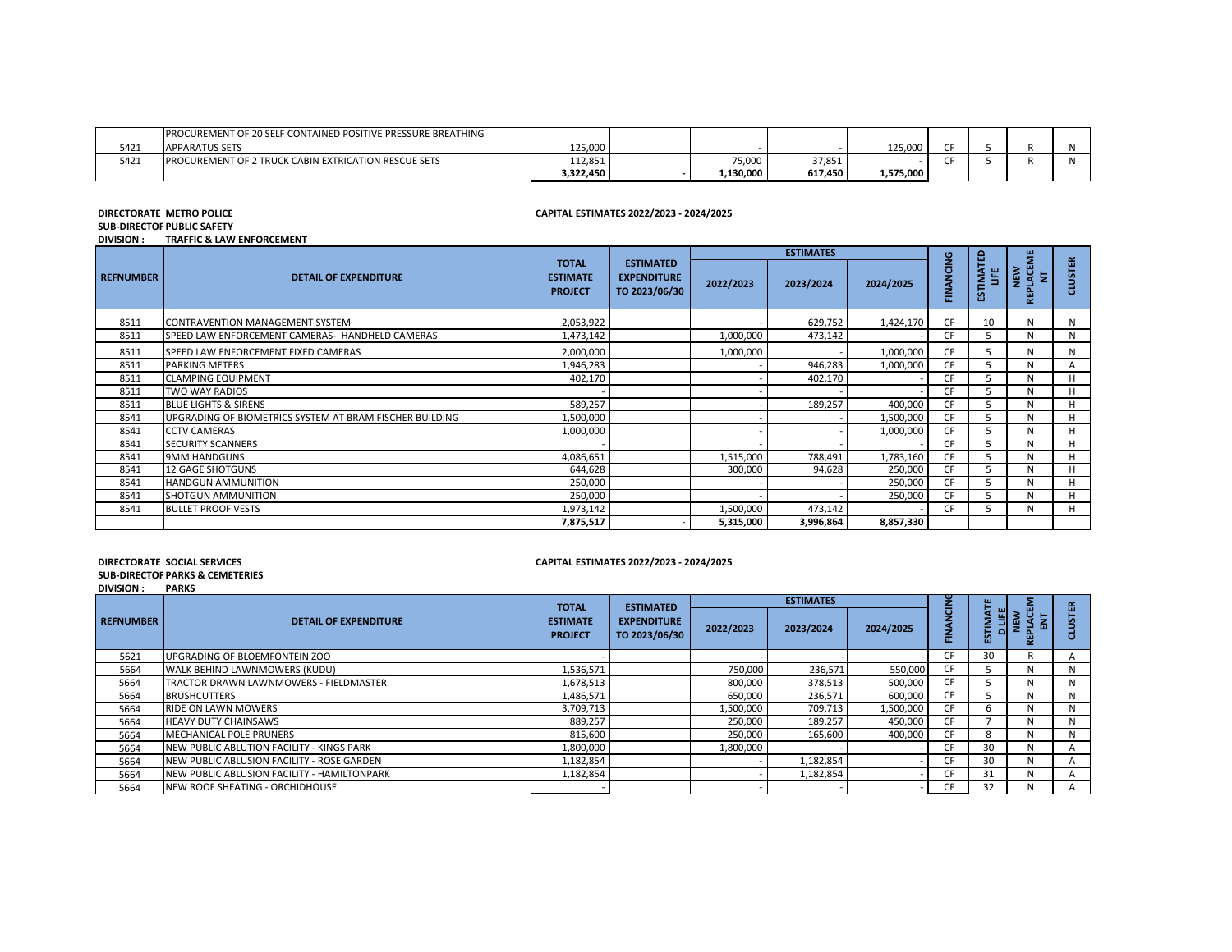| | | | | | | | | | | |
|---|---|---|---|---|---|---|---|---|---|---|
| 5421 | PROCUREMENT OF 20 SELF CONTAINED POSITIVE PRESSURE BREATHING APPARATUS SETS | 125,000 | | - | - | 125,000 | CF | 5 | R | N |
| 5421 | PROCUREMENT OF 2 TRUCK CABIN EXTRICATION RESCUE SETS | 112,851 | | 75,000 | 37,851 | - | CF | 5 | R | N |
| | | 3,322,450 | - | 1,130,000 | 617,450 | 1,575,000 | | | | |

**DIRECTORATE METRO POLICE** **CAPITAL ESTIMATES 2022/2023 - 2024/2025**
**SUB-DIRECTOR PUBLIC SAFETY**
**DIVISION : TRAFFIC & LAW ENFORCEMENT**

| REFNUMBER | DETAIL OF EXPENDITURE | TOTAL ESTIMATE PROJECT | ESTIMATED EXPENDITURE TO 2023/06/30 | ESTIMATES | | | FINANCING | ESTIMATED LIFE | NEW REPLACEMENT | CLUSTER |
|---|---|---|---|---|---|---|---|---|---|---|
| | | | | 2022/2023 | 2023/2024 | 2024/2025 | | | | |
| 8511 | CONTRAVENTION MANAGEMENT SYSTEM | 2,053,922 | | - | 629,752 | 1,424,170 | CF | 10 | N | N |
| 8511 | SPEED LAW ENFORCEMENT CAMERAS- HANDHELD CAMERAS | 1,473,142 | | 1,000,000 | 473,142 | - | CF | 5 | N | N |
| 8511 | SPEED LAW ENFORCEMENT FIXED CAMERAS | 2,000,000 | | 1,000,000 | - | 1,000,000 | CF | 5 | N | N |
| 8511 | PARKING METERS | 1,946,283 | | - | 946,283 | 1,000,000 | CF | 5 | N | A |
| 8511 | CLAMPING EQUIPMENT | 402,170 | | - | 402,170 | - | CF | 5 | N | H |
| 8511 | TWO WAY RADIOS | - | | - | - | - | CF | 5 | N | H |
| 8511 | BLUE LIGHTS & SIRENS | 589,257 | | - | 189,257 | 400,000 | CF | 5 | N | H |
| 8541 | UPGRADING OF BIOMETRICS SYSTEM AT BRAM FISCHER BUILDING | 1,500,000 | | - | - | 1,500,000 | CF | 5 | N | H |
| 8541 | CCTV CAMERAS | 1,000,000 | | - | - | 1,000,000 | CF | 5 | N | H |
| 8541 | SECURITY SCANNERS | - | | - | - | - | CF | 5 | N | H |
| 8541 | 9MM HANDGUNS | 4,086,651 | | 1,515,000 | 788,491 | 1,783,160 | CF | 5 | N | H |
| 8541 | 12 GAGE SHOTGUNS | 644,628 | | 300,000 | 94,628 | 250,000 | CF | 5 | N | H |
| 8541 | HANDGUN AMMUNITION | 250,000 | | - | - | 250,000 | CF | 5 | N | H |
| 8541 | SHOTGUN AMMUNITION | 250,000 | | - | - | 250,000 | CF | 5 | N | H |
| 8541 | BULLET PROOF VESTS | 1,973,142 | | 1,500,000 | 473,142 | - | CF | 5 | N | H |
| | | 7,875,517 | - | 5,315,000 | 3,996,864 | 8,857,330 | | | | |

**DIRECTORATE SOCIAL SERVICES** **CAPITAL ESTIMATES 2022/2023 - 2024/2025**
**SUB-DIRECTOR PARKS & CEMETERIES**
**DIVISION : PARKS**

| REFNUMBER | DETAIL OF EXPENDITURE | TOTAL ESTIMATE PROJECT | ESTIMATED EXPENDITURE TO 2023/06/30 | ESTIMATES | | | FINANCING | ESTIMATED LIFE | NEW REPLACEMENT | CLUSTER |
|---|---|---|---|---|---|---|---|---|---|---|
| | | | | 2022/2023 | 2023/2024 | 2024/2025 | | | | |
| 5621 | UPGRADING OF BLOEMFONTEIN ZOO | - | | - | - | - | CF | 30 | R | A |
| 5664 | WALK BEHIND LAWNMOWERS (KUDU) | 1,536,571 | | 750,000 | 236,571 | 550,000 | CF | 5 | N | N |
| 5664 | TRACTOR DRAWN LAWNMOWERS - FIELDMASTER | 1,678,513 | | 800,000 | 378,513 | 500,000 | CF | 5 | N | N |
| 5664 | BRUSHCUTTERS | 1,486,571 | | 650,000 | 236,571 | 600,000 | CF | 5 | N | N |
| 5664 | RIDE ON LAWN MOWERS | 3,709,713 | | 1,500,000 | 709,713 | 1,500,000 | CF | 6 | N | N |
| 5664 | HEAVY DUTY CHAINSAWS | 889,257 | | 250,000 | 189,257 | 450,000 | CF | 7 | N | N |
| 5664 | MECHANICAL POLE PRUNERS | 815,600 | | 250,000 | 165,600 | 400,000 | CF | 8 | N | N |
| 5664 | NEW PUBLIC ABLUTION FACILITY - KINGS PARK | 1,800,000 | | 1,800,000 | - | - | CF | 30 | N | A |
| 5664 | NEW PUBLIC ABLUSION FACILITY - ROSE GARDEN | 1,182,854 | | - | 1,182,854 | - | CF | 30 | N | A |
| 5664 | NEW PUBLIC ABLUSION FACILITY - HAMILTONPARK | 1,182,854 | | - | 1,182,854 | - | CF | 31 | N | A |
| 5664 | NEW ROOF SHEATING - ORCHIDHOUSE | - | | - | - | - | CF | 32 | N | A |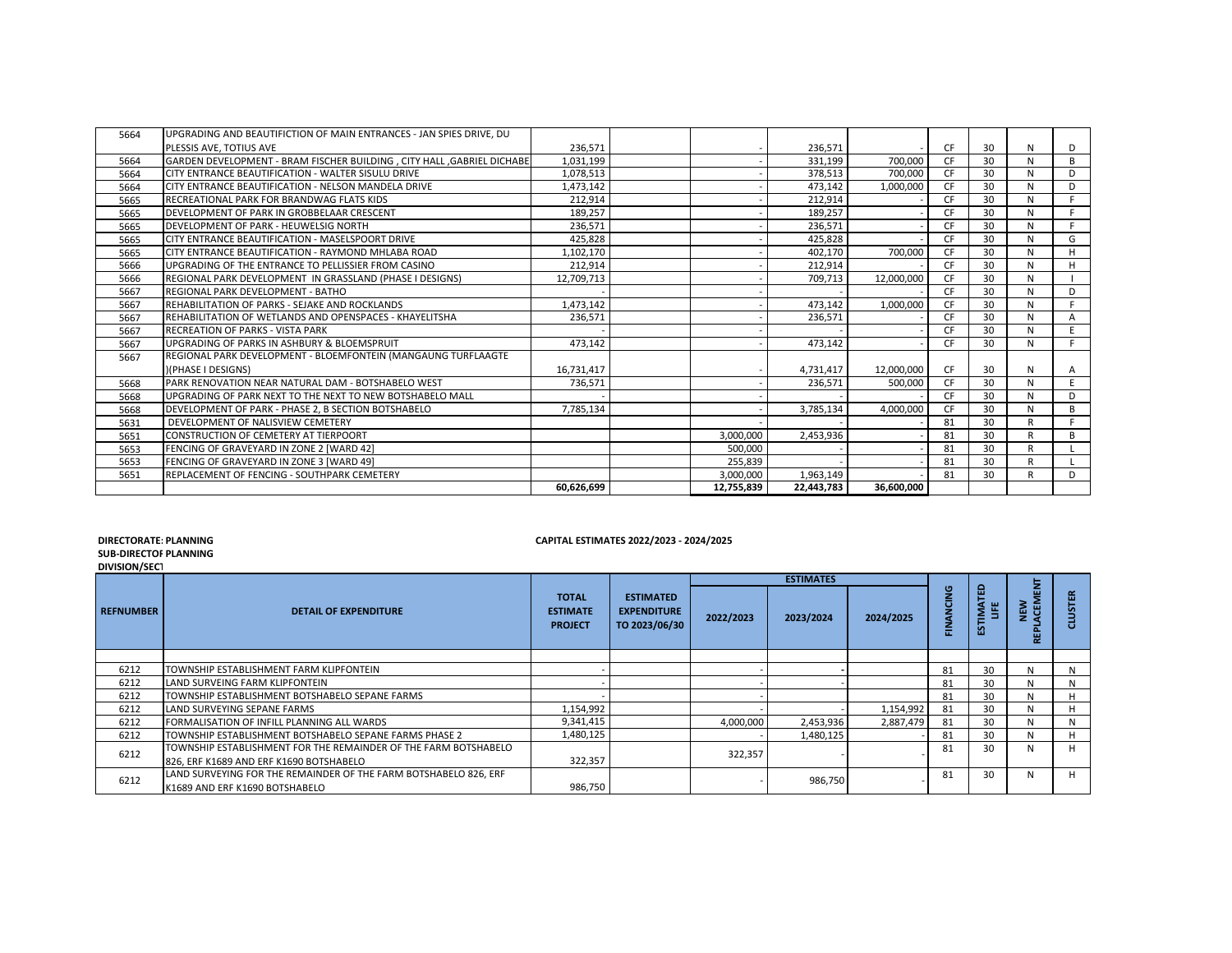| | | | | | | | | | | |
|---|---|---|---|---|---|---|---|---|---|---|
| 5664 | UPGRADING AND BEAUTIFICTION OF MAIN ENTRANCES - JAN SPIES DRIVE, DU PLESSIS AVE, TOTIUS AVE | 236,571 | | - | 236,571 | - | CF | 30 | N | D |
| 5664 | GARDEN DEVELOPMENT - BRAM FISCHER BUILDING , CITY HALL ,GABRIEL DICHABE | 1,031,199 | | - | 331,199 | 700,000 | CF | 30 | N | B |
| 5664 | CITY ENTRANCE BEAUTIFICATION - WALTER SISULU DRIVE | 1,078,513 | | - | 378,513 | 700,000 | CF | 30 | N | D |
| 5664 | CITY ENTRANCE BEAUTIFICATION - NELSON MANDELA DRIVE | 1,473,142 | | - | 473,142 | 1,000,000 | CF | 30 | N | D |
| 5665 | RECREATIONAL PARK FOR BRANDWAG FLATS KIDS | 212,914 | | - | 212,914 | - | CF | 30 | N | F |
| 5665 | DEVELOPMENT OF PARK IN GROBBELAAR CRESCENT | 189,257 | | - | 189,257 | - | CF | 30 | N | F |
| 5665 | DEVELOPMENT OF PARK - HEUWELSIG NORTH | 236,571 | | - | 236,571 | - | CF | 30 | N | F |
| 5665 | CITY ENTRANCE BEAUTIFICATION - MASELSPOORT DRIVE | 425,828 | | - | 425,828 | - | CF | 30 | N | G |
| 5665 | CITY ENTRANCE BEAUTIFICATION - RAYMOND MHLABA ROAD | 1,102,170 | | - | 402,170 | 700,000 | CF | 30 | N | H |
| 5666 | UPGRADING OF THE ENTRANCE TO PELLISSIER FROM CASINO | 212,914 | | - | 212,914 | - | CF | 30 | N | H |
| 5666 | REGIONAL PARK DEVELOPMENT IN GRASSLAND (PHASE I DESIGNS) | 12,709,713 | | - | 709,713 | 12,000,000 | CF | 30 | N | I |
| 5667 | REGIONAL PARK DEVELOPMENT - BATHO | - | | - | - | - | CF | 30 | N | D |
| 5667 | REHABILITATION OF PARKS - SEJAKE AND ROCKLANDS | 1,473,142 | | - | 473,142 | 1,000,000 | CF | 30 | N | F |
| 5667 | REHABILITATION OF WETLANDS AND OPENSPACES - KHAYELITSHA | 236,571 | | - | 236,571 | - | CF | 30 | N | A |
| 5667 | RECREATION OF PARKS - VISTA PARK | - | | - | - | - | CF | 30 | N | E |
| 5667 | UPGRADING OF PARKS IN ASHBURY & BLOEMSPRUIT | 473,142 | | - | 473,142 | - | CF | 30 | N | F |
| 5667 | REGIONAL PARK DEVELOPMENT - BLOEMFONTEIN (MANGAUNG TURFLAAGTE )(PHASE I DESIGNS) | 16,731,417 | | - | 4,731,417 | 12,000,000 | CF | 30 | N | A |
| 5668 | PARK RENOVATION NEAR NATURAL DAM - BOTSHABELO WEST | 736,571 | | - | 236,571 | 500,000 | CF | 30 | N | E |
| 5668 | UPGRADING OF PARK NEXT TO THE NEXT TO NEW BOTSHABELO MALL | - | | - | - | - | CF | 30 | N | D |
| 5668 | DEVELOPMENT OF PARK - PHASE 2, B SECTION BOTSHABELO | 7,785,134 | | - | 3,785,134 | 4,000,000 | CF | 30 | N | B |
| 5631 | DEVELOPMENT OF NALISVIEW CEMETERY | | | - | - | - | 81 | 30 | R | F |
| 5651 | CONSTRUCTION OF CEMETERY AT TIERPOORT | | | 3,000,000 | 2,453,936 | - | 81 | 30 | R | B |
| 5653 | FENCING OF GRAVEYARD IN ZONE 2 [WARD 42] | | | 500,000 | - | - | 81 | 30 | R | L |
| 5653 | FENCING OF GRAVEYARD IN ZONE 3 [WARD 49] | | | 255,839 | - | - | 81 | 30 | R | L |
| 5651 | REPLACEMENT OF FENCING - SOUTHPARK CEMETERY | | | 3,000,000 | 1,963,149 | - | 81 | 30 | R | D |
| | | 60,626,699 | | 12,755,839 | 22,443,783 | 36,600,000 | | | | |

**DIRECTORATE: PLANNING**
**SUB-DIRECTOF PLANNING**
**DIVISION/SECT**

**CAPITAL ESTIMATES 2022/2023 - 2024/2025**

| REFNUMBER | DETAIL OF EXPENDITURE | TOTAL ESTIMATE PROJECT | ESTIMATED EXPENDITURE TO 2023/06/30 | ESTIMATES | | | FINANCING | ESTIMATED LIFE | NEW REPLACEMENT | CLUSTER |
|---|---|---|---|---|---|---|---|---|---|---|
| | | | | 2022/2023 | 2023/2024 | 2024/2025 | | | | |
| 6212 | TOWNSHIP ESTABLISHMENT FARM KLIPFONTEIN | - | | - | - | | 81 | 30 | N | N |
| 6212 | LAND SURVEING FARM KLIPFONTEIN | - | | - | - | | 81 | 30 | N | N |
| 6212 | TOWNSHIP ESTABLISHMENT BOTSHABELO SEPANE FARMS | - | | - | | | 81 | 30 | N | H |
| 6212 | LAND SURVEYING SEPANE FARMS | 1,154,992 | | - | - | 1,154,992 | 81 | 30 | N | H |
| 6212 | FORMALISATION OF INFILL PLANNING ALL WARDS | 9,341,415 | | 4,000,000 | 2,453,936 | 2,887,479 | 81 | 30 | N | N |
| 6212 | TOWNSHIP ESTABLISHMENT BOTSHABELO SEPANE FARMS PHASE 2 | 1,480,125 | | - | 1,480,125 | - | 81 | 30 | N | H |
| 6212 | TOWNSHIP ESTABLISHMENT FOR THE REMAINDER OF THE FARM BOTSHABELO 826, ERF K1689 AND ERF K1690 BOTSHABELO | 322,357 | | 322,357 | - | - | 81 | 30 | N | H |
| 6212 | LAND SURVEYING FOR THE REMAINDER OF THE FARM BOTSHABELO 826, ERF K1689 AND ERF K1690 BOTSHABELO | 986,750 | | - | 986,750 | - | 81 | 30 | N | H |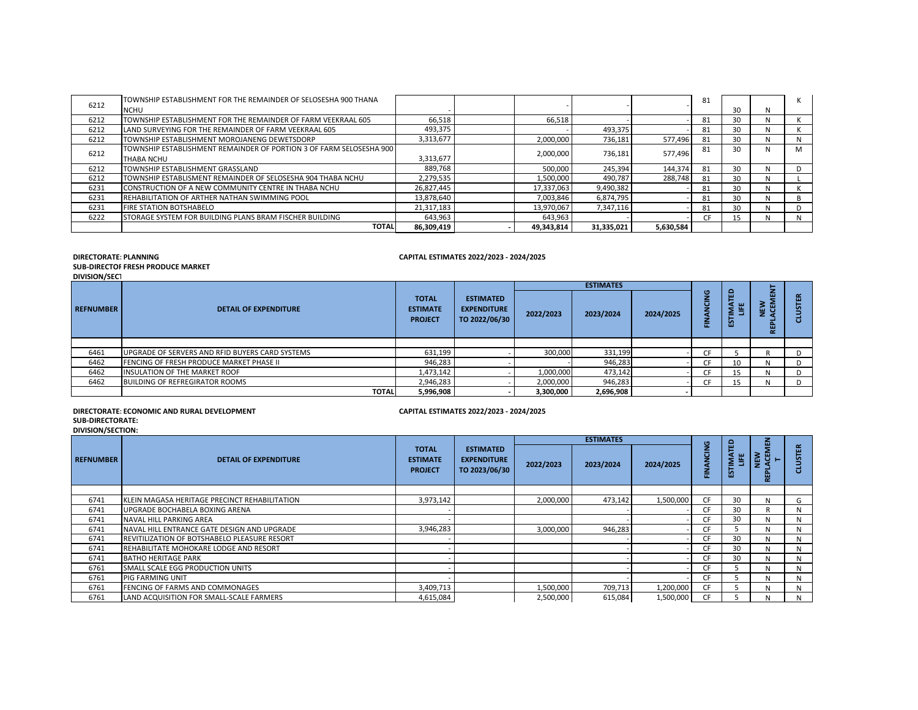| | | | | | | | | | | |
|---|---|---|---|---|---|---|---|---|---|---|
| 6212 | TOWNSHIP ESTABLISHMENT FOR THE REMAINDER OF SELOSESHA 900 THANA NCHU | - | | - | - | - | 81 | 30 | N | K |
| 6212 | TOWNSHIP ESTABLISHMENT FOR THE REMAINDER OF FARM VEEKRAAL 605 | 66,518 | | 66,518 | - | - | 81 | 30 | N | K |
| 6212 | LAND SURVEYING FOR THE REMAINDER OF FARM VEEKRAAL 605 | 493,375 | | - | 493,375 | - | 81 | 30 | N | K |
| 6212 | TOWNSHIP ESTABLISHMENT MOROJANENG DEWETSDORP | 3,313,677 | | 2,000,000 | 736,181 | 577,496 | 81 | 30 | N | N |
| 6212 | TOWNSHIP ESTABLISHMENT REMAINDER OF PORTION 3 OF FARM SELOSESHA 900 THABA NCHU | 3,313,677 | | 2,000,000 | 736,181 | 577,496 | 81 | 30 | N | M |
| 6212 | TOWNSHIP ESTABLISHMENT GRASSLAND | 889,768 | | 500,000 | 245,394 | 144,374 | 81 | 30 | N | D |
| 6212 | TOWNSHIP ESTABLISMENT REMAINDER OF SELOSESHA 904 THABA NCHU | 2,279,535 | | 1,500,000 | 490,787 | 288,748 | 81 | 30 | N | L |
| 6231 | CONSTRUCTION OF A NEW COMMUNITY CENTRE IN THABA NCHU | 26,827,445 | | 17,337,063 | 9,490,382 | - | 81 | 30 | N | K |
| 6231 | REHABILITATION OF ARTHER NATHAN SWIMMING POOL | 13,878,640 | | 7,003,846 | 6,874,795 | - | 81 | 30 | N | B |
| 6231 | FIRE STATION BOTSHABELO | 21,317,183 | | 13,970,067 | 7,347,116 | - | 81 | 30 | N | D |
| 6222 | STORAGE SYSTEM FOR BUILDING PLANS BRAM FISCHER BUILDING | 643,963 | | 643,963 | - | - | CF | 15 | N | N |
| | **TOTAL** | **86,309,419** | **-** | **49,343,814** | **31,335,021** | **5,630,584** | | | | |

**DIRECTORATE: PLANNING**

**CAPITAL ESTIMATES 2022/2023 - 2024/2025**

**SUB-DIRECTORATE: FRESH PRODUCE MARKET**

**DIVISION/SECTION:**

| REFNUMBER | DETAIL OF EXPENDITURE | TOTAL ESTIMATE PROJECT | ESTIMATED EXPENDITURE TO 2022/06/30 | ESTIMATES 2022/2023 | ESTIMATES 2023/2024 | ESTIMATES 2024/2025 | FINANCING | ESTIMATED LIFE | NEW REPLACEMENT | CLUSTER |
|---|---|---|---|---|---|---|---|---|---|---|
| 6461 | UPGRADE OF SERVERS AND RFID BUYERS CARD SYSTEMS | 631,199 | - | 300,000 | 331,199 | - | CF | 5 | R | D |
| 6462 | FENCING OF FRESH PRODUCE MARKET PHASE II | 946,283 | - | - | 946,283 | - | CF | 10 | N | D |
| 6462 | INSULATION OF THE MARKET ROOF | 1,473,142 | - | 1,000,000 | 473,142 | - | CF | 15 | N | D |
| 6462 | BUILDING OF REFREGIRATOR ROOMS | 2,946,283 | - | 2,000,000 | 946,283 | - | CF | 15 | N | D |
| | **TOTAL** | **5,996,908** | **-** | **3,300,000** | **2,696,908** | **-** | | | | |

**DIRECTORATE: ECONOMIC AND RURAL DEVELOPMENT**

**CAPITAL ESTIMATES 2022/2023 - 2024/2025**

**SUB-DIRECTORATE:**

**DIVISION/SECTION:**

| REFNUMBER | DETAIL OF EXPENDITURE | TOTAL ESTIMATE PROJECT | ESTIMATED EXPENDITURE TO 2023/06/30 | ESTIMATES 2022/2023 | ESTIMATES 2023/2024 | ESTIMATES 2024/2025 | FINANCING | ESTIMATED LIFE | NEW REPLACEMENT | CLUSTER |
|---|---|---|---|---|---|---|---|---|---|---|
| 6741 | KLEIN MAGASA HERITAGE PRECINCT REHABILITATION | 3,973,142 | | 2,000,000 | 473,142 | 1,500,000 | CF | 30 | N | G |
| 6741 | UPGRADE BOCHABELA BOXING ARENA | - | | | - | - | CF | 30 | R | N |
| 6741 | NAVAL HILL PARKING AREA | - | | | - | - | CF | 30 | N | N |
| 6741 | NAVAL HILL ENTRANCE GATE DESIGN AND UPGRADE | 3,946,283 | | 3,000,000 | 946,283 | - | CF | 5 | N | N |
| 6741 | REVITILIZATION OF BOTSHABELO PLEASURE RESORT | - | | | - | - | CF | 30 | N | N |
| 6741 | REHABILITATE MOHOKARE LODGE AND RESORT | - | | | - | - | CF | 30 | N | N |
| 6741 | BATHO HERITAGE PARK | - | | | - | - | CF | 30 | N | N |
| 6761 | SMALL SCALE EGG PRODUCTION UNITS | - | | | - | - | CF | 5 | N | N |
| 6761 | PIG FARMING UNIT | - | | | - | - | CF | 5 | N | N |
| 6761 | FENCING OF FARMS AND COMMONAGES | 3,409,713 | | 1,500,000 | 709,713 | 1,200,000 | CF | 5 | N | N |
| 6761 | LAND ACQUISITION FOR SMALL-SCALE FARMERS | 4,615,084 | | 2,500,000 | 615,084 | 1,500,000 | CF | 5 | N | N |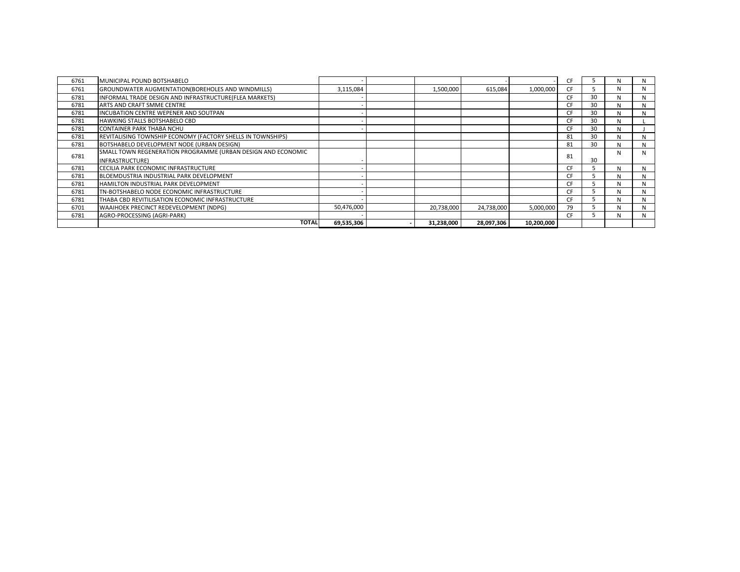| | | | | | | | | | | | |
|---|---|---|---|---|---|---|---|---|---|---|---|
| 6761 | MUNICIPAL POUND BOTSHABELO | - | | | - | - | CF | 5 | N | N |
| 6761 | GROUNDWATER AUGMENTATION(BOREHOLES AND WINDMILLS) | 3,115,084 | | 1,500,000 | 615,084 | 1,000,000 | CF | 5 | N | N |
| 6781 | INFORMAL TRADE DESIGN AND INFRASTRUCTURE(FLEA MARKETS) | - | | | | | CF | 30 | N | N |
| 6781 | ARTS AND CRAFT SMME CENTRE | - | | | | | CF | 30 | N | N |
| 6781 | INCUBATION CENTRE WEPENER AND SOUTPAN | - | | | | | CF | 30 | N | N |
| 6781 | HAWKING STALLS BOTSHABELO CBD | - | | | | | CF | 30 | N | L |
| 6781 | CONTAINER PARK THABA NCHU | - | | | | | CF | 30 | N | J |
| 6781 | REVITALISING TOWNSHIP ECONOMY (FACTORY SHELLS IN TOWNSHIPS) | | | | | | 81 | 30 | N | N |
| 6781 | BOTSHABELO DEVELOPMENT NODE (URBAN DESIGN) | | | | | | 81 | 30 | N | N |
| 6781 | SMALL TOWN REGENERATION PROGRAMME (URBAN DESIGN AND ECONOMIC INFRASTRUCTURE) | - | | | | | 81 | 30 | N | N |
| 6781 | CECILIA PARK ECONOMIC INFRASTRUCTURE | - | | | | | CF | 5 | N | N |
| 6781 | BLOEMDUSTRIA INDUSTRIAL PARK DEVELOPMENT | - | | | | | CF | 5 | N | N |
| 6781 | HAMILTON INDUSTRIAL PARK DEVELOPMENT | - | | | | | CF | 5 | N | N |
| 6781 | TN-BOTSHABELO NODE ECONOMIC INFRASTRUCTURE | - | | | | | CF | 5 | N | N |
| 6781 | THABA CBD REVITILISATION ECONOMIC INFRASTRUCTURE | - | | | | | CF | 5 | N | N |
| 6701 | WAAIHOEK PRECINCT REDEVELOPMENT (NDPG) | 50,476,000 | | 20,738,000 | 24,738,000 | 5,000,000 | 79 | 5 | N | N |
| 6781 | AGRO-PROCESSING (AGRI-PARK) | - | | | | | CF | 5 | N | N |
| | **TOTAL** | **69,535,306** | **-** | **31,238,000** | **28,097,306** | **10,200,000** | | | | |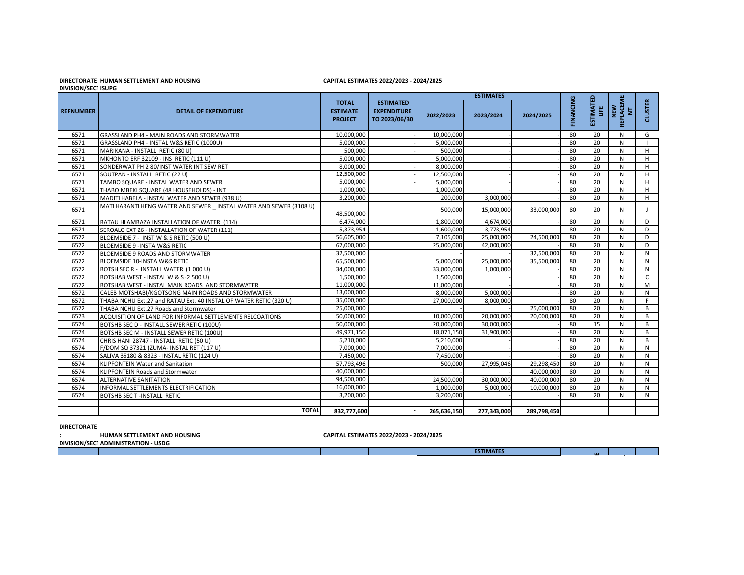**DIRECTORATE HUMAN SETTLEMENT AND HOUSING** **CAPITAL ESTIMATES 2022/2023 - 2024/2025**

**DIVISION/SECT ISUPG**

| REFNUMBER | DETAIL OF EXPENDITURE | TOTAL ESTIMATE PROJECT | ESTIMATED EXPENDITURE TO 2023/06/30 | ESTIMATES | | | FINANCING | ESTIMATED LIFE | NEW REPLACEMENT | CLUSTER |
|---|---|---|---|---|---|---|---|---|---|---|
| | | | | 2022/2023 | 2023/2024 | 2024/2025 | | | | |
| 6571 | GRASSLAND PH4 - MAIN ROADS AND STORMWATER | 10,000,000 | - | 10,000,000 | - | - | 80 | 20 | N | G |
| 6571 | GRASSLAND PH4 - INSTAL W&S RETIC (1000U) | 5,000,000 | - | 5,000,000 | - | - | 80 | 20 | N | I |
| 6571 | MARIKANA - INSTALL RETIC (80 U) | 500,000 | - | 500,000 | - | - | 80 | 20 | N | H |
| 6571 | MKHONTO ERF 32109 - INS RETIC (111 U) | 5,000,000 | - | 5,000,000 | - | - | 80 | 20 | N | H |
| 6571 | SONDERWAT PH 2 80/INST WATER INT SEW RET | 8,000,000 | - | 8,000,000 | - | - | 80 | 20 | N | H |
| 6571 | SOUTPAN - INSTALL RETIC (22 U) | 12,500,000 | - | 12,500,000 | - | - | 80 | 20 | N | H |
| 6571 | TAMBO SQUARE - INSTAL WATER AND SEWER | 5,000,000 | - | 5,000,000 | - | - | 80 | 20 | N | H |
| 6571 | THABO MBEKI SQUARE (48 HOUSEHOLDS) - INT | 1,000,000 | | 1,000,000 | - | - | 80 | 20 | N | H |
| 6571 | MADITLHABELA - INSTAL WATER AND SEWER (938 U) | 3,200,000 | | 200,000 | 3,000,000 | - | 80 | 20 | N | H |
| 6571 | MATLHARANTLHENG WATER AND SEWER _ INSTAL WATER AND SEWER (3108 U) | 48,500,000 | | 500,000 | 15,000,000 | 33,000,000 | 80 | 20 | N | J |
| 6571 | RATAU HLAMBAZA INSTALLATION OF WATER (114) | 6,474,000 | | 1,800,000 | 4,674,000 | - | 80 | 20 | N | D |
| 6571 | SEROALO EXT 26 - INSTALLATION OF WATER (111) | 5,373,954 | | 1,600,000 | 3,773,954 | - | 80 | 20 | N | D |
| 6572 | BLOEMSIDE 7 - INST W & S RETIC (500 U) | 56,605,000 | | 7,105,000 | 25,000,000 | 24,500,000 | 80 | 20 | N | D |
| 6572 | BLOEMSIDE 9 -INSTA W&S RETIC | 67,000,000 | | 25,000,000 | 42,000,000 | - | 80 | 20 | N | D |
| 6572 | BLOEMSIDE 9 ROADS AND STORMWATER | 32,500,000 | | - | - | 32,500,000 | 80 | 20 | N | N |
| 6572 | BLOEMSIDE 10-INSTA W&S RETIC | 65,500,000 | | 5,000,000 | 25,000,000 | 35,500,000 | 80 | 20 | N | N |
| 6572 | BOTSH SEC R - INSTALL WATER (1 000 U) | 34,000,000 | | 33,000,000 | 1,000,000 | | 80 | 20 | N | N |
| 6572 | BOTSHAB WEST - INSTAL W & S (2 500 U) | 1,500,000 | | 1,500,000 | - | - | 80 | 20 | N | C |
| 6572 | BOTSHAB WEST - INSTAL MAIN ROADS AND STORMWATER | 11,000,000 | | 11,000,000 | - | - | 80 | 20 | N | M |
| 6572 | CALEB MOTSHABI/KGOTSONG MAIN ROADS AND STORMWATER | 13,000,000 | | 8,000,000 | 5,000,000 | | 80 | 20 | N | N |
| 6572 | THABA NCHU Ext.27 and RATAU Ext. 40 INSTAL OF WATER RETIC (320 U) | 35,000,000 | | 27,000,000 | 8,000,000 | - | 80 | 20 | N | F |
| 6572 | THABA NCHU Ext.27 Roads and Stormwater | 25,000,000 | | - | - | 25,000,000 | 80 | 20 | N | B |
| 6573 | ACQUISITION OF LAND FOR INFORMAL SETTLEMENTS RELCOATIONS | 50,000,000 | | 10,000,000 | 20,000,000 | 20,000,000 | 80 | 20 | N | B |
| 6574 | BOTSHB SEC D - INSTALL SEWER RETIC (100U) | 50,000,000 | | 20,000,000 | 30,000,000 | - | 80 | 15 | N | B |
| 6574 | BOTSHB SEC M - INSTALL SEWER RETIC (100U) | 49,971,150 | | 18,071,150 | 31,900,000 | - | 80 | 20 | N | B |
| 6574 | CHRIS HANI 28747 - INSTALL RETIC (50 U) | 5,210,000 | | 5,210,000 | - | - | 80 | 20 | N | B |
| 6574 | F/DOM SQ 37321 (ZUMA- INSTAL RET (117 U) | 7,000,000 | | 7,000,000 | - | - | 80 | 20 | N | N |
| 6574 | SALIVA 35180 & 8323 - INSTAL RETIC (124 U) | 7,450,000 | | 7,450,000 | - | - | 80 | 20 | N | N |
| 6574 | KLIPFONTEIN Water and Sanitation | 57,793,496 | | 500,000 | 27,995,046 | 29,298,450 | 80 | 20 | N | N |
| 6574 | KLIPFONTEIN Roads and Stormwater | 40,000,000 | | - | - | 40,000,000 | 80 | 20 | N | N |
| 6574 | ALTERNATIVE SANITATION | 94,500,000 | | 24,500,000 | 30,000,000 | 40,000,000 | 80 | 20 | N | N |
| 6574 | INFORMAL SETTLEMENTS ELECTRIFICATION | 16,000,000 | | 1,000,000 | 5,000,000 | 10,000,000 | 80 | 20 | N | N |
| 6574 | BOTSHB SEC T -INSTALL RETIC | 3,200,000 | | 3,200,000 | | - | 80 | 20 | N | N |
| | | | | | | | | | | |
| | **TOTAL** | **832,777,600** | **-** | **265,636,150** | **277,343,000** | **289,798,450** | | | | |

**DIRECTORATE**

**: HUMAN SETTLEMENT AND HOUSING** **CAPITAL ESTIMATES 2022/2023 - 2024/2025**

**DIVISION/SECT ADMINISTRATION - USDG**

| | | | | ESTIMATES | | | | | | |
|---|---|---|---|---|---|---|---|---|---|---|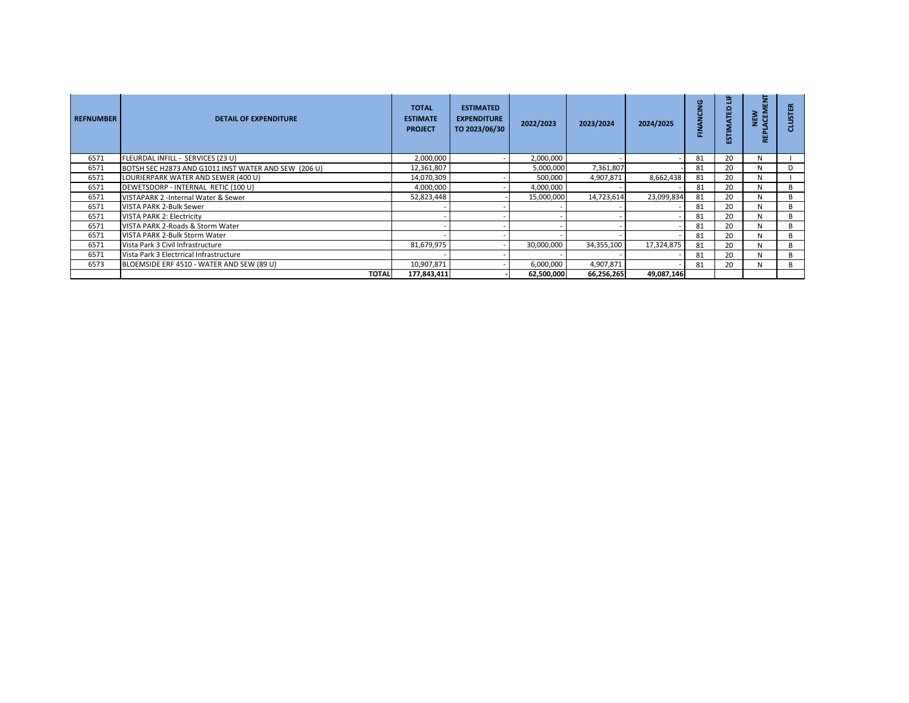| REFNUMBER | DETAIL OF EXPENDITURE | TOTAL ESTIMATE PROJECT | ESTIMATED EXPENDITURE TO 2023/06/30 | 2022/2023 | 2023/2024 | 2024/2025 | FINANCING | ESTIMATED LIF | NEW REPLACEMENT | CLUSTER |
|---|---|---|---|---|---|---|---|---|---|---|
| 6571 | FLEURDAL INFILL - SERVICES (23 U) | 2,000,000 | - | 2,000,000 | - | - | 81 | 20 | N | I |
| 6571 | BOTSH SEC H2873 AND G1011 INST WATER AND SEW (206 U) | 12,361,807 | | 5,000,000 | 7,361,807 | - | 81 | 20 | N | D |
| 6571 | LOURIERPARK WATER AND SEWER (400 U) | 14,070,309 | - | 500,000 | 4,907,871 | 8,662,438 | 81 | 20 | N | I |
| 6571 | DEWETSDORP - INTERNAL RETIC (100 U) | 4,000,000 | - | 4,000,000 | - | - | 81 | 20 | N | B |
| 6571 | VISTAPARK 2 -Internal Water & Sewer | 52,823,448 | - | 15,000,000 | 14,723,614 | 23,099,834 | 81 | 20 | N | B |
| 6571 | VISTA PARK 2-Bulk Sewer | - | - | - | - | - | 81 | 20 | N | B |
| 6571 | VISTA PARK 2: Electricity | - | - | - | - | - | 81 | 20 | N | B |
| 6571 | VISTA PARK 2-Roads & Storm Water | - | - | - | - | - | 81 | 20 | N | B |
| 6571 | VISTA PARK 2-Bulk Storm Water | - | - | - | - | - | 81 | 20 | N | B |
| 6571 | Vista Park 3 Civil Infrastructure | 81,679,975 | - | 30,000,000 | 34,355,100 | 17,324,875 | 81 | 20 | N | B |
| 6571 | Vista Park 3 Electrrical Infrastructure | - | - | - | - | - | 81 | 20 | N | B |
| 6573 | BLOEMSIDE ERF 4510 - WATER AND SEW (89 U) | 10,907,871 | - | 6,000,000 | 4,907,871 | - | 81 | 20 | N | B |
| | **TOTAL** | **177,843,411** | **-** | **62,500,000** | **66,256,265** | **49,087,146** | | | | |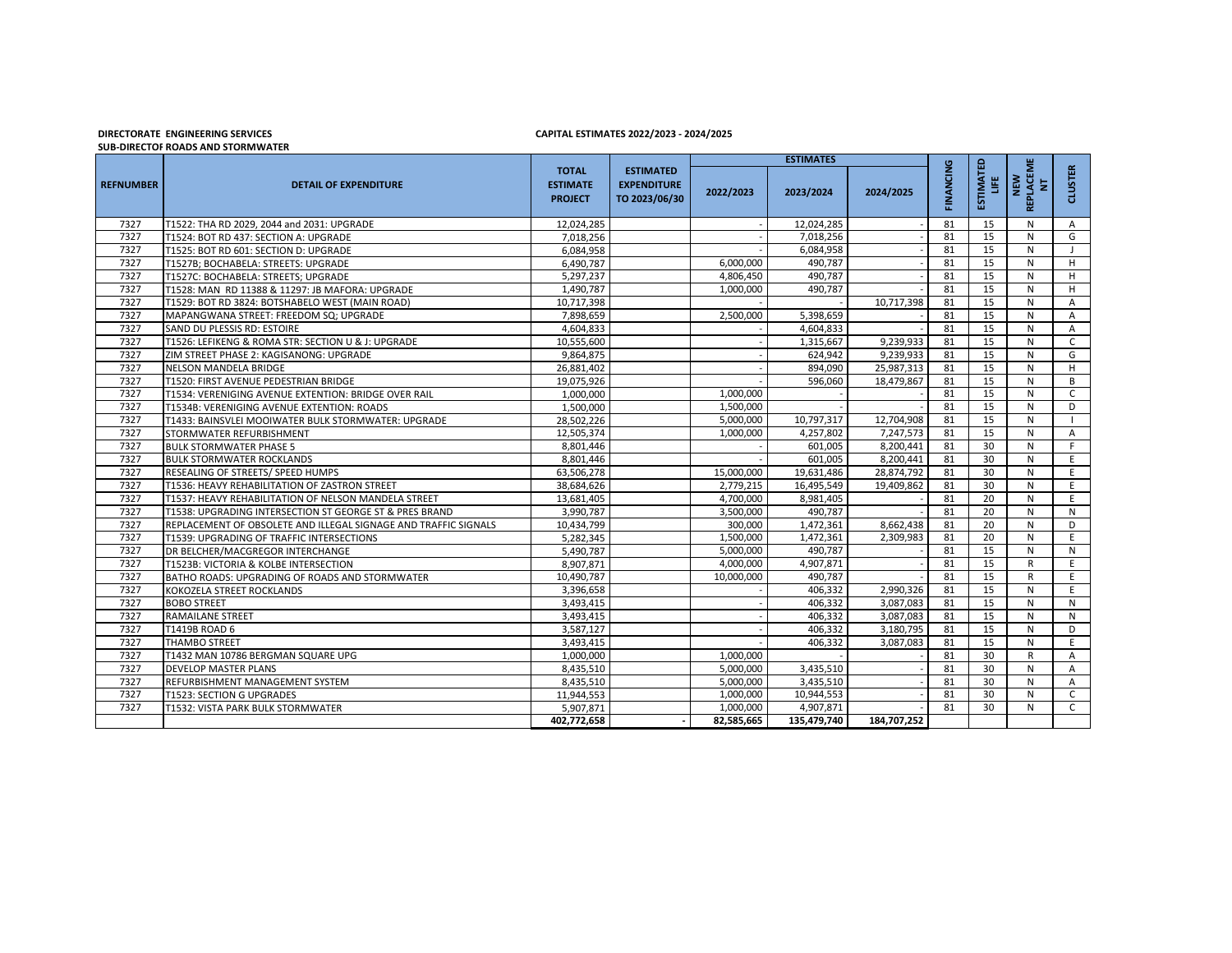**DIRECTORATE ENGINEERING SERVICES** **CAPITAL ESTIMATES 2022/2023 - 2024/2025**

**SUB-DIRECTOF ROADS AND STORMWATER**

| REFNUMBER | DETAIL OF EXPENDITURE | TOTAL ESTIMATE PROJECT | ESTIMATED EXPENDITURE TO 2023/06/30 | ESTIMATES | | | FINANCING | ESTIMATED LIFE | NEW REPLACEMENT | CLUSTER |
|---|---|---|---|---|---|---|---|---|---|---|
| | | | | 2022/2023 | 2023/2024 | 2024/2025 | | | | |
| 7327 | T1522: THA RD 2029, 2044 and 2031: UPGRADE | 12,024,285 | | - | 12,024,285 | - | 81 | 15 | N | A |
| 7327 | T1524: BOT RD 437: SECTION A: UPGRADE | 7,018,256 | | - | 7,018,256 | - | 81 | 15 | N | G |
| 7327 | T1525: BOT RD 601: SECTION D: UPGRADE | 6,084,958 | | - | 6,084,958 | - | 81 | 15 | N | J |
| 7327 | T1527B; BOCHABELA: STREETS: UPGRADE | 6,490,787 | | 6,000,000 | 490,787 | - | 81 | 15 | N | H |
| 7327 | T1527C: BOCHABELA: STREETS; UPGRADE | 5,297,237 | | 4,806,450 | 490,787 | | 81 | 15 | N | H |
| 7327 | T1528: MAN RD 11388 & 11297: JB MAFORA: UPGRADE | 1,490,787 | | 1,000,000 | 490,787 | - | 81 | 15 | N | H |
| 7327 | T1529: BOT RD 3824: BOTSHABELO WEST (MAIN ROAD) | 10,717,398 | | - | - | 10,717,398 | 81 | 15 | N | A |
| 7327 | MAPANGWANA STREET: FREEDOM SQ; UPGRADE | 7,898,659 | | 2,500,000 | 5,398,659 | - | 81 | 15 | N | A |
| 7327 | SAND DU PLESSIS RD: ESTOIRE | 4,604,833 | | - | 4,604,833 | - | 81 | 15 | N | A |
| 7327 | T1526: LEFIKENG & ROMA STR: SECTION U & J: UPGRADE | 10,555,600 | | - | 1,315,667 | 9,239,933 | 81 | 15 | N | C |
| 7327 | ZIM STREET PHASE 2: KAGISANONG: UPGRADE | 9,864,875 | | - | 624,942 | 9,239,933 | 81 | 15 | N | G |
| 7327 | NELSON MANDELA BRIDGE | 26,881,402 | | - | 894,090 | 25,987,313 | 81 | 15 | N | H |
| 7327 | T1520: FIRST AVENUE PEDESTRIAN BRIDGE | 19,075,926 | | - | 596,060 | 18,479,867 | 81 | 15 | N | B |
| 7327 | T1534: VERENIGING AVENUE EXTENTION: BRIDGE OVER RAIL | 1,000,000 | | 1,000,000 | - | - | 81 | 15 | N | C |
| 7327 | T1534B: VERENIGING AVENUE EXTENTION: ROADS | 1,500,000 | | 1,500,000 | - | - | 81 | 15 | N | D |
| 7327 | T1433: BAINSVLEI MOOIWATER BULK STORMWATER: UPGRADE | 28,502,226 | | 5,000,000 | 10,797,317 | 12,704,908 | 81 | 15 | N | I |
| 7327 | STORMWATER REFURBISHMENT | 12,505,374 | | 1,000,000 | 4,257,802 | 7,247,573 | 81 | 15 | N | A |
| 7327 | BULK STORMWATER PHASE 5 | 8,801,446 | | - | 601,005 | 8,200,441 | 81 | 30 | N | F |
| 7327 | BULK STORMWATER ROCKLANDS | 8,801,446 | | - | 601,005 | 8,200,441 | 81 | 30 | N | E |
| 7327 | RESEALING OF STREETS/ SPEED HUMPS | 63,506,278 | | 15,000,000 | 19,631,486 | 28,874,792 | 81 | 30 | N | E |
| 7327 | T1536: HEAVY REHABILITATION OF ZASTRON STREET | 38,684,626 | | 2,779,215 | 16,495,549 | 19,409,862 | 81 | 30 | N | E |
| 7327 | T1537: HEAVY REHABILITATION OF NELSON MANDELA STREET | 13,681,405 | | 4,700,000 | 8,981,405 | - | 81 | 20 | N | E |
| 7327 | T1538: UPGRADING INTERSECTION ST GEORGE ST & PRES BRAND | 3,990,787 | | 3,500,000 | 490,787 | - | 81 | 20 | N | N |
| 7327 | REPLACEMENT OF OBSOLETE AND ILLEGAL SIGNAGE AND TRAFFIC SIGNALS | 10,434,799 | | 300,000 | 1,472,361 | 8,662,438 | 81 | 20 | N | D |
| 7327 | T1539: UPGRADING OF TRAFFIC INTERSECTIONS | 5,282,345 | | 1,500,000 | 1,472,361 | 2,309,983 | 81 | 20 | N | E |
| 7327 | DR BELCHER/MACGREGOR INTERCHANGE | 5,490,787 | | 5,000,000 | 490,787 | - | 81 | 15 | N | N |
| 7327 | T1523B: VICTORIA & KOLBE INTERSECTION | 8,907,871 | | 4,000,000 | 4,907,871 | - | 81 | 15 | R | E |
| 7327 | BATHO ROADS: UPGRADING OF ROADS AND STORMWATER | 10,490,787 | | 10,000,000 | 490,787 | - | 81 | 15 | R | E |
| 7327 | KOKOZELA STREET ROCKLANDS | 3,396,658 | | - | 406,332 | 2,990,326 | 81 | 15 | N | E |
| 7327 | BOBO STREET | 3,493,415 | | - | 406,332 | 3,087,083 | 81 | 15 | N | N |
| 7327 | RAMAILANE STREET | 3,493,415 | | - | 406,332 | 3,087,083 | 81 | 15 | N | N |
| 7327 | T1419B ROAD 6 | 3,587,127 | | - | 406,332 | 3,180,795 | 81 | 15 | N | D |
| 7327 | THAMBO STREET | 3,493,415 | | - | 406,332 | 3,087,083 | 81 | 15 | N | E |
| 7327 | T1432 MAN 10786 BERGMAN SQUARE UPG | 1,000,000 | | 1,000,000 | - | - | 81 | 30 | R | A |
| 7327 | DEVELOP MASTER PLANS | 8,435,510 | | 5,000,000 | 3,435,510 | - | 81 | 30 | N | A |
| 7327 | REFURBISHMENT MANAGEMENT SYSTEM | 8,435,510 | | 5,000,000 | 3,435,510 | - | 81 | 30 | N | A |
| 7327 | T1523: SECTION G UPGRADES | 11,944,553 | | 1,000,000 | 10,944,553 | - | 81 | 30 | N | C |
| 7327 | T1532: VISTA PARK BULK STORMWATER | 5,907,871 | | 1,000,000 | 4,907,871 | - | 81 | 30 | N | C |
| | | 402,772,658 | - | 82,585,665 | 135,479,740 | 184,707,252 | | | | |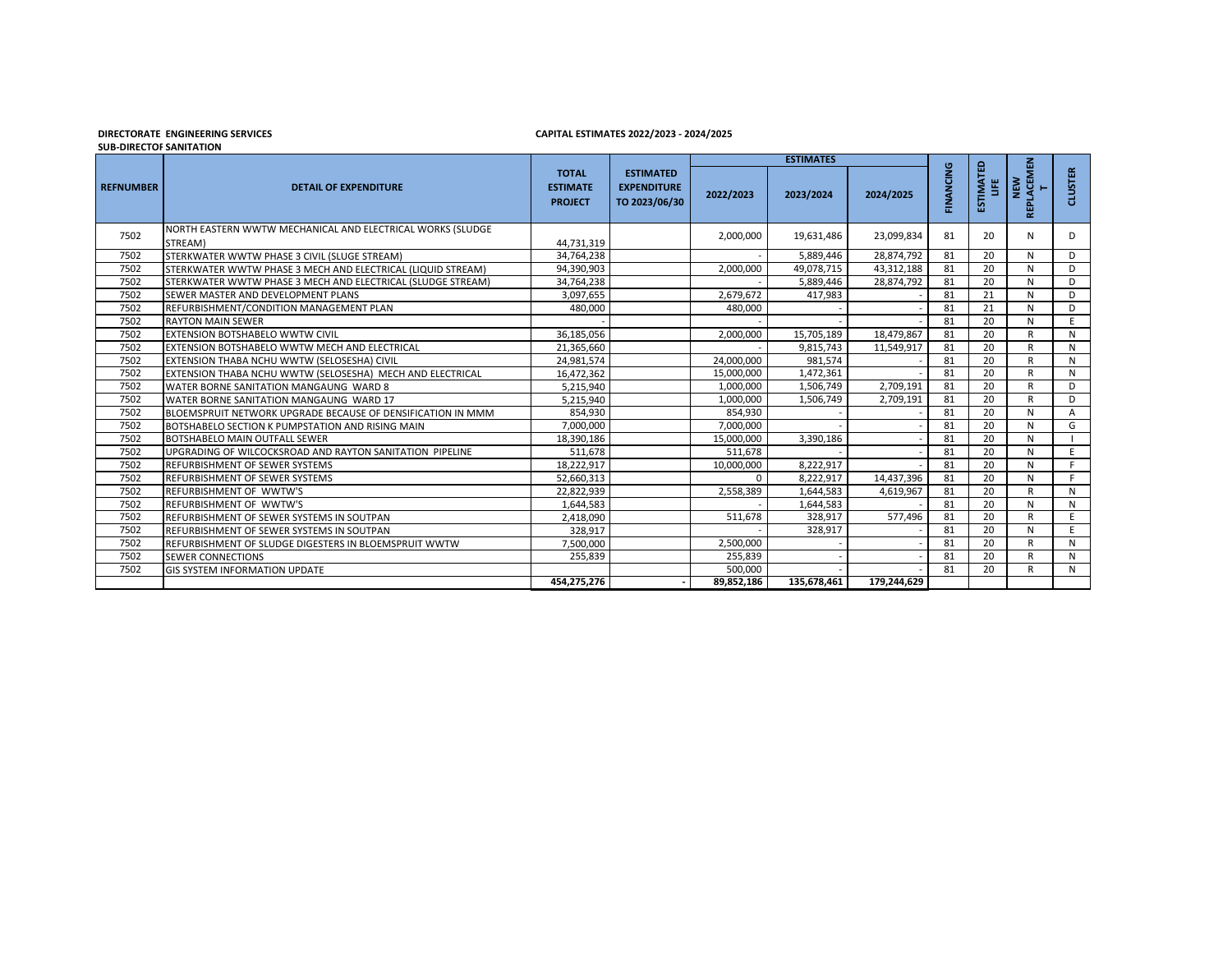**DIRECTORATE ENGINEERING SERVICES**
**SUB-DIRECTOF SANITATION**

**CAPITAL ESTIMATES 2022/2023 - 2024/2025**

| REFNUMBER | DETAIL OF EXPENDITURE | TOTAL ESTIMATE PROJECT | ESTIMATED EXPENDITURE TO 2023/06/30 | ESTIMATES | | | FINANCING | ESTIMATED LIFE | NEW REPLACEMENT | CLUSTER |
|---|---|---|---|---|---|---|---|---|---|---|
| | | | | 2022/2023 | 2023/2024 | 2024/2025 | | | | |
| 7502 | NORTH EASTERN WWTW MECHANICAL AND ELECTRICAL WORKS (SLUDGE STREAM) | 44,731,319 | | 2,000,000 | 19,631,486 | 23,099,834 | 81 | 20 | N | D |
| 7502 | STERKWATER WWTW PHASE 3 CIVIL (SLUGE STREAM) | 34,764,238 | | - | 5,889,446 | 28,874,792 | 81 | 20 | N | D |
| 7502 | STERKWATER WWTW PHASE 3 MECH AND ELECTRICAL (LIQUID STREAM) | 94,390,903 | | 2,000,000 | 49,078,715 | 43,312,188 | 81 | 20 | N | D |
| 7502 | STERKWATER WWTW PHASE 3 MECH AND ELECTRICAL (SLUDGE STREAM) | 34,764,238 | | - | 5,889,446 | 28,874,792 | 81 | 20 | N | D |
| 7502 | SEWER MASTER AND DEVELOPMENT PLANS | 3,097,655 | | 2,679,672 | 417,983 | - | 81 | 21 | N | D |
| 7502 | REFURBISHMENT/CONDITION MANAGEMENT PLAN | 480,000 | | 480,000 | - | - | 81 | 21 | N | D |
| 7502 | RAYTON MAIN SEWER | - | | - | - | - | 81 | 20 | N | E |
| 7502 | EXTENSION BOTSHABELO WWTW CIVIL | 36,185,056 | | 2,000,000 | 15,705,189 | 18,479,867 | 81 | 20 | R | N |
| 7502 | EXTENSION BOTSHABELO WWTW MECH AND ELECTRICAL | 21,365,660 | | - | 9,815,743 | 11,549,917 | 81 | 20 | R | N |
| 7502 | EXTENSION THABA NCHU WWTW (SELOSESHA) CIVIL | 24,981,574 | | 24,000,000 | 981,574 | - | 81 | 20 | R | N |
| 7502 | EXTENSION THABA NCHU WWTW (SELOSESHA) MECH AND ELECTRICAL | 16,472,362 | | 15,000,000 | 1,472,361 | - | 81 | 20 | R | N |
| 7502 | WATER BORNE SANITATION MANGAUNG WARD 8 | 5,215,940 | | 1,000,000 | 1,506,749 | 2,709,191 | 81 | 20 | R | D |
| 7502 | WATER BORNE SANITATION MANGAUNG WARD 17 | 5,215,940 | | 1,000,000 | 1,506,749 | 2,709,191 | 81 | 20 | R | D |
| 7502 | BLOEMSPRUIT NETWORK UPGRADE BECAUSE OF DENSIFICATION IN MMM | 854,930 | | 854,930 | - | - | 81 | 20 | N | A |
| 7502 | BOTSHABELO SECTION K PUMPSTATION AND RISING MAIN | 7,000,000 | | 7,000,000 | - | - | 81 | 20 | N | G |
| 7502 | BOTSHABELO MAIN OUTFALL SEWER | 18,390,186 | | 15,000,000 | 3,390,186 | - | 81 | 20 | N | I |
| 7502 | UPGRADING OF WILCOCKSROAD AND RAYTON SANITATION PIPELINE | 511,678 | | 511,678 | - | - | 81 | 20 | N | E |
| 7502 | REFURBISHMENT OF SEWER SYSTEMS | 18,222,917 | | 10,000,000 | 8,222,917 | - | 81 | 20 | N | F |
| 7502 | REFURBISHMENT OF SEWER SYSTEMS | 52,660,313 | | 0 | 8,222,917 | 14,437,396 | 81 | 20 | N | F |
| 7502 | REFURBISHMENT OF WWTW'S | 22,822,939 | | 2,558,389 | 1,644,583 | 4,619,967 | 81 | 20 | R | N |
| 7502 | REFURBISHMENT OF WWTW'S | 1,644,583 | | - | 1,644,583 | - | 81 | 20 | N | N |
| 7502 | REFURBISHMENT OF SEWER SYSTEMS IN SOUTPAN | 2,418,090 | | 511,678 | 328,917 | 577,496 | 81 | 20 | R | E |
| 7502 | REFURBISHMENT OF SEWER SYSTEMS IN SOUTPAN | 328,917 | | - | 328,917 | - | 81 | 20 | N | E |
| 7502 | REFURBISHMENT OF SLUDGE DIGESTERS IN BLOEMSPRUIT WWTW | 7,500,000 | | 2,500,000 | - | - | 81 | 20 | R | N |
| 7502 | SEWER CONNECTIONS | 255,839 | | 255,839 | - | - | 81 | 20 | R | N |
| 7502 | GIS SYSTEM INFORMATION UPDATE | | | 500,000 | - | - | 81 | 20 | R | N |
| | | **454,275,276** | **-** | **89,852,186** | **135,678,461** | **179,244,629** | | | | |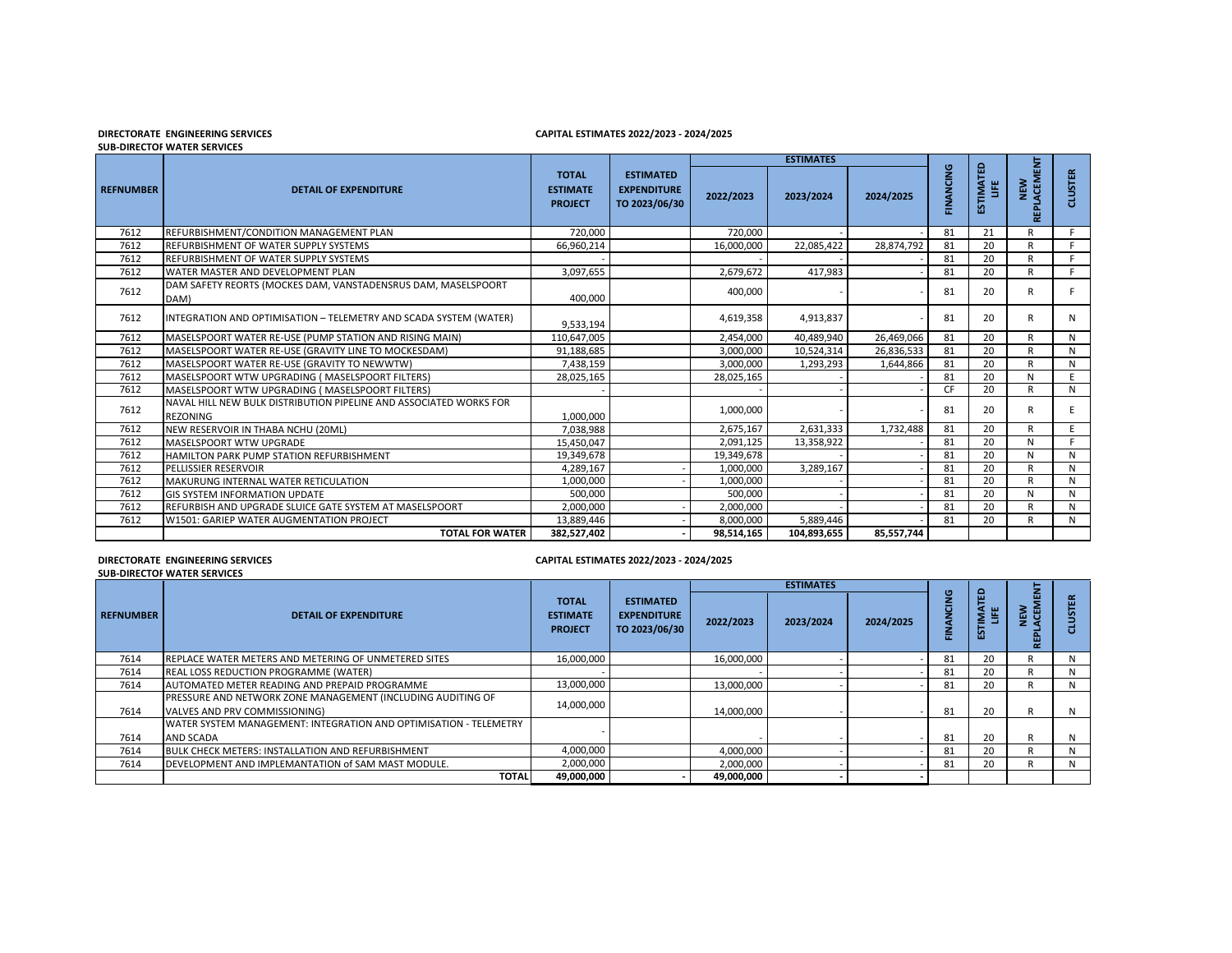**DIRECTORATE ENGINEERING SERVICES**
**SUB-DIRECTOF WATER SERVICES**

**CAPITAL ESTIMATES 2022/2023 - 2024/2025**

| REFNUMBER | DETAIL OF EXPENDITURE | TOTAL ESTIMATE PROJECT | ESTIMATED EXPENDITURE TO 2023/06/30 | ESTIMATES | | | FINANCING | ESTIMATED LIFE | NEW REPLACEMENT | CLUSTER |
|---|---|---|---|---|---|---|---|---|---|---|
| | | | | 2022/2023 | 2023/2024 | 2024/2025 | | | | |
| 7612 | REFURBISHMENT/CONDITION MANAGEMENT PLAN | 720,000 | | 720,000 | - | - | 81 | 21 | R | F |
| 7612 | REFURBISHMENT OF WATER SUPPLY SYSTEMS | 66,960,214 | | 16,000,000 | 22,085,422 | 28,874,792 | 81 | 20 | R | F |
| 7612 | REFURBISHMENT OF WATER SUPPLY SYSTEMS | - | | - | - | - | 81 | 20 | R | F |
| 7612 | WATER MASTER AND DEVELOPMENT PLAN | 3,097,655 | | 2,679,672 | 417,983 | - | 81 | 20 | R | F |
| 7612 | DAM SAFETY REORTS (MOCKES DAM, VANSTADENSRUS DAM, MASELSPOORT DAM) | 400,000 | | 400,000 | - | - | 81 | 20 | R | F |
| 7612 | INTEGRATION AND OPTIMISATION – TELEMETRY AND SCADA SYSTEM (WATER) | 9,533,194 | | 4,619,358 | 4,913,837 | - | 81 | 20 | R | N |
| 7612 | MASELSPOORT WATER RE-USE (PUMP STATION AND RISING MAIN) | 110,647,005 | | 2,454,000 | 40,489,940 | 26,469,066 | 81 | 20 | R | N |
| 7612 | MASELSPOORT WATER RE-USE (GRAVITY LINE TO MOCKESDAM) | 91,188,685 | | 3,000,000 | 10,524,314 | 26,836,533 | 81 | 20 | R | N |
| 7612 | MASELSPOORT WATER RE-USE (GRAVITY TO NEWWTW) | 7,438,159 | | 3,000,000 | 1,293,293 | 1,644,866 | 81 | 20 | R | N |
| 7612 | MASELSPOORT WTW UPGRADING ( MASELSPOORT FILTERS) | 28,025,165 | | 28,025,165 | - | - | 81 | 20 | N | E |
| 7612 | MASELSPOORT WTW UPGRADING ( MASELSPOORT FILTERS) | - | | - | - | - | CF | 20 | R | N |
| 7612 | NAVAL HILL NEW BULK DISTRIBUTION PIPELINE AND ASSOCIATED WORKS FOR REZONING | 1,000,000 | | 1,000,000 | - | - | 81 | 20 | R | E |
| 7612 | NEW RESERVOIR IN THABA NCHU (20ML) | 7,038,988 | | 2,675,167 | 2,631,333 | 1,732,488 | 81 | 20 | R | E |
| 7612 | MASELSPOORT WTW UPGRADE | 15,450,047 | | 2,091,125 | 13,358,922 | - | 81 | 20 | N | F |
| 7612 | HAMILTON PARK PUMP STATION REFURBISHMENT | 19,349,678 | | 19,349,678 | - | - | 81 | 20 | N | N |
| 7612 | PELLISSIER RESERVOIR | 4,289,167 | - | 1,000,000 | 3,289,167 | - | 81 | 20 | R | N |
| 7612 | MAKURUNG INTERNAL WATER RETICULATION | 1,000,000 | - | 1,000,000 | - | - | 81 | 20 | R | N |
| 7612 | GIS SYSTEM INFORMATION UPDATE | 500,000 | | 500,000 | - | - | 81 | 20 | N | N |
| 7612 | REFURBISH AND UPGRADE SLUICE GATE SYSTEM AT MASELSPOORT | 2,000,000 | - | 2,000,000 | - | - | 81 | 20 | R | N |
| 7612 | W1501: GARIEP WATER AUGMENTATION PROJECT | 13,889,446 | - | 8,000,000 | 5,889,446 | - | 81 | 20 | R | N |
| | **TOTAL FOR WATER** | **382,527,402** | **-** | **98,514,165** | **104,893,655** | **85,557,744** | | | | |

**DIRECTORATE ENGINEERING SERVICES**
**SUB-DIRECTOF WATER SERVICES**

**CAPITAL ESTIMATES 2022/2023 - 2024/2025**

| REFNUMBER | DETAIL OF EXPENDITURE | TOTAL ESTIMATE PROJECT | ESTIMATED EXPENDITURE TO 2023/06/30 | ESTIMATES | | | FINANCING | ESTIMATED LIFE | NEW REPLACEMENT | CLUSTER |
|---|---|---|---|---|---|---|---|---|---|---|
| | | | | 2022/2023 | 2023/2024 | 2024/2025 | | | | |
| 7614 | REPLACE WATER METERS AND METERING OF UNMETERED SITES | 16,000,000 | | 16,000,000 | - | - | 81 | 20 | R | N |
| 7614 | REAL LOSS REDUCTION PROGRAMME (WATER) | - | | - | - | - | 81 | 20 | R | N |
| 7614 | AUTOMATED METER READING AND PREPAID PROGRAMME | 13,000,000 | | 13,000,000 | - | - | 81 | 20 | R | N |
| 7614 | PRESSURE AND NETWORK ZONE MANAGEMENT (INCLUDING AUDITING OF VALVES AND PRV COMMISSIONING) | 14,000,000 | | 14,000,000 | - | - | 81 | 20 | R | N |
| 7614 | WATER SYSTEM MANAGEMENT: INTEGRATION AND OPTIMISATION - TELEMETRY AND SCADA | - | | - | - | - | 81 | 20 | R | N |
| 7614 | BULK CHECK METERS: INSTALLATION AND REFURBISHMENT | 4,000,000 | | 4,000,000 | - | - | 81 | 20 | R | N |
| 7614 | DEVELOPMENT AND IMPLEMANTATION of SAM MAST MODULE. | 2,000,000 | | 2,000,000 | - | - | 81 | 20 | R | N |
| | **TOTAL** | **49,000,000** | **-** | **49,000,000** | **-** | **-** | | | | |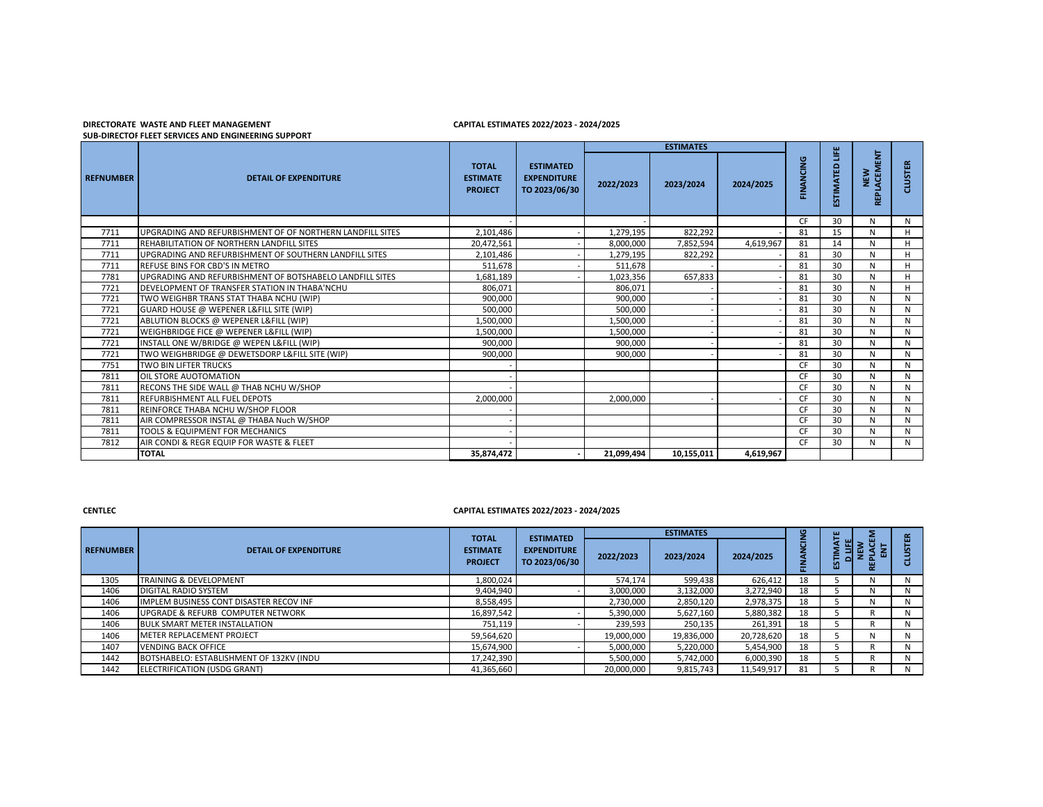**DIRECTORATE WASTE AND FLEET MANAGEMENT**
**SUB-DIRECTOF FLEET SERVICES AND ENGINEERING SUPPORT**

**CAPITAL ESTIMATES 2022/2023 - 2024/2025**

| REFNUMBER | DETAIL OF EXPENDITURE | TOTAL ESTIMATE PROJECT | ESTIMATED EXPENDITURE TO 2023/06/30 | ESTIMATES | | | FINANCING | ESTIMATED LIFE | NEW REPLACEMENT | CLUSTER |
|---|---|---|---|---|---|---|---|---|---|---|
| | | | | 2022/2023 | 2023/2024 | 2024/2025 | | | | |
| | | - | | - | | | CF | 30 | N | N |
| 7711 | UPGRADING AND REFURBISHMENT OF OF NORTHERN LANDFILL SITES | 2,101,486 | - | 1,279,195 | 822,292 | - | 81 | 15 | N | H |
| 7711 | REHABILITATION OF NORTHERN LANDFILL SITES | 20,472,561 | - | 8,000,000 | 7,852,594 | 4,619,967 | 81 | 14 | N | H |
| 7711 | UPGRADING AND REFURBISHMENT OF SOUTHERN LANDFILL SITES | 2,101,486 | - | 1,279,195 | 822,292 | - | 81 | 30 | N | H |
| 7711 | REFUSE BINS FOR CBD'S IN METRO | 511,678 | - | 511,678 | - | - | 81 | 30 | N | H |
| 7781 | UPGRADING AND REFURBISHMENT OF BOTSHABELO LANDFILL SITES | 1,681,189 | - | 1,023,356 | 657,833 | - | 81 | 30 | N | H |
| 7721 | DEVELOPMENT OF TRANSFER STATION IN THABA'NCHU | 806,071 | | 806,071 | - | - | 81 | 30 | N | H |
| 7721 | TWO WEIGHBR TRANS STAT THABA NCHU (WIP) | 900,000 | | 900,000 | - | - | 81 | 30 | N | N |
| 7721 | GUARD HOUSE @ WEPENER L&FILL SITE (WIP) | 500,000 | | 500,000 | - | - | 81 | 30 | N | N |
| 7721 | ABLUTION BLOCKS @ WEPENER L&FILL (WIP) | 1,500,000 | | 1,500,000 | - | - | 81 | 30 | N | N |
| 7721 | WEIGHBRIDGE FICE @ WEPENER L&FILL (WIP) | 1,500,000 | | 1,500,000 | - | - | 81 | 30 | N | N |
| 7721 | INSTALL ONE W/BRIDGE @ WEPEN L&FILL (WIP) | 900,000 | | 900,000 | - | - | 81 | 30 | N | N |
| 7721 | TWO WEIGHBRIDGE @ DEWETSDORP L&FILL SITE (WIP) | 900,000 | | 900,000 | - | - | 81 | 30 | N | N |
| 7751 | TWO BIN LIFTER TRUCKS | - | | | | | CF | 30 | N | N |
| 7811 | OIL STORE AUOTOMATION | - | | | | | CF | 30 | N | N |
| 7811 | RECONS THE SIDE WALL @ THAB NCHU W/SHOP | - | | | | | CF | 30 | N | N |
| 7811 | REFURBISHMENT ALL FUEL DEPOTS | 2,000,000 | | 2,000,000 | - | - | CF | 30 | N | N |
| 7811 | REINFORCE THABA NCHU W/SHOP FLOOR | - | | | | | CF | 30 | N | N |
| 7811 | AIR COMPRESSOR INSTAL @ THABA Nuch W/SHOP | - | | | | | CF | 30 | N | N |
| 7811 | TOOLS & EQUIPMENT FOR MECHANICS | - | | | | | CF | 30 | N | N |
| 7812 | AIR CONDI & REGR EQUIP FOR WASTE & FLEET | - | | | | | CF | 30 | N | N |
| | **TOTAL** | **35,874,472** | **-** | **21,099,494** | **10,155,011** | **4,619,967** | | | | |

**CENTLEC**

**CAPITAL ESTIMATES 2022/2023 - 2024/2025**

| REFNUMBER | DETAIL OF EXPENDITURE | TOTAL ESTIMATE PROJECT | ESTIMATED EXPENDITURE TO 2023/06/30 | ESTIMATES | | | FINANCING | ESTIMATED LIFE | NEW REPLACEMENT | CLUSTER |
|---|---|---|---|---|---|---|---|---|---|---|
| | | | | 2022/2023 | 2023/2024 | 2024/2025 | | | | |
| 1305 | TRAINING & DEVELOPMENT | 1,800,024 | | 574,174 | 599,438 | 626,412 | 18 | 5 | N | N |
| 1406 | DIGITAL RADIO SYSTEM | 9,404,940 | - | 3,000,000 | 3,132,000 | 3,272,940 | 18 | 5 | N | N |
| 1406 | IMPLEM BUSINESS CONT DISASTER RECOV INF | 8,558,495 | | 2,730,000 | 2,850,120 | 2,978,375 | 18 | 5 | N | N |
| 1406 | UPGRADE & REFURB COMPUTER NETWORK | 16,897,542 | - | 5,390,000 | 5,627,160 | 5,880,382 | 18 | 5 | R | N |
| 1406 | BULK SMART METER INSTALLATION | 751,119 | - | 239,593 | 250,135 | 261,391 | 18 | 5 | R | N |
| 1406 | METER REPLACEMENT PROJECT | 59,564,620 | | 19,000,000 | 19,836,000 | 20,728,620 | 18 | 5 | N | N |
| 1407 | VENDING BACK OFFICE | 15,674,900 | - | 5,000,000 | 5,220,000 | 5,454,900 | 18 | 5 | R | N |
| 1442 | BOTSHABELO: ESTABLISHMENT OF 132KV (INDU | 17,242,390 | | 5,500,000 | 5,742,000 | 6,000,390 | 18 | 5 | R | N |
| 1442 | ELECTRIFICATION (USDG GRANT) | 41,365,660 | | 20,000,000 | 9,815,743 | 11,549,917 | 81 | 5 | R | N |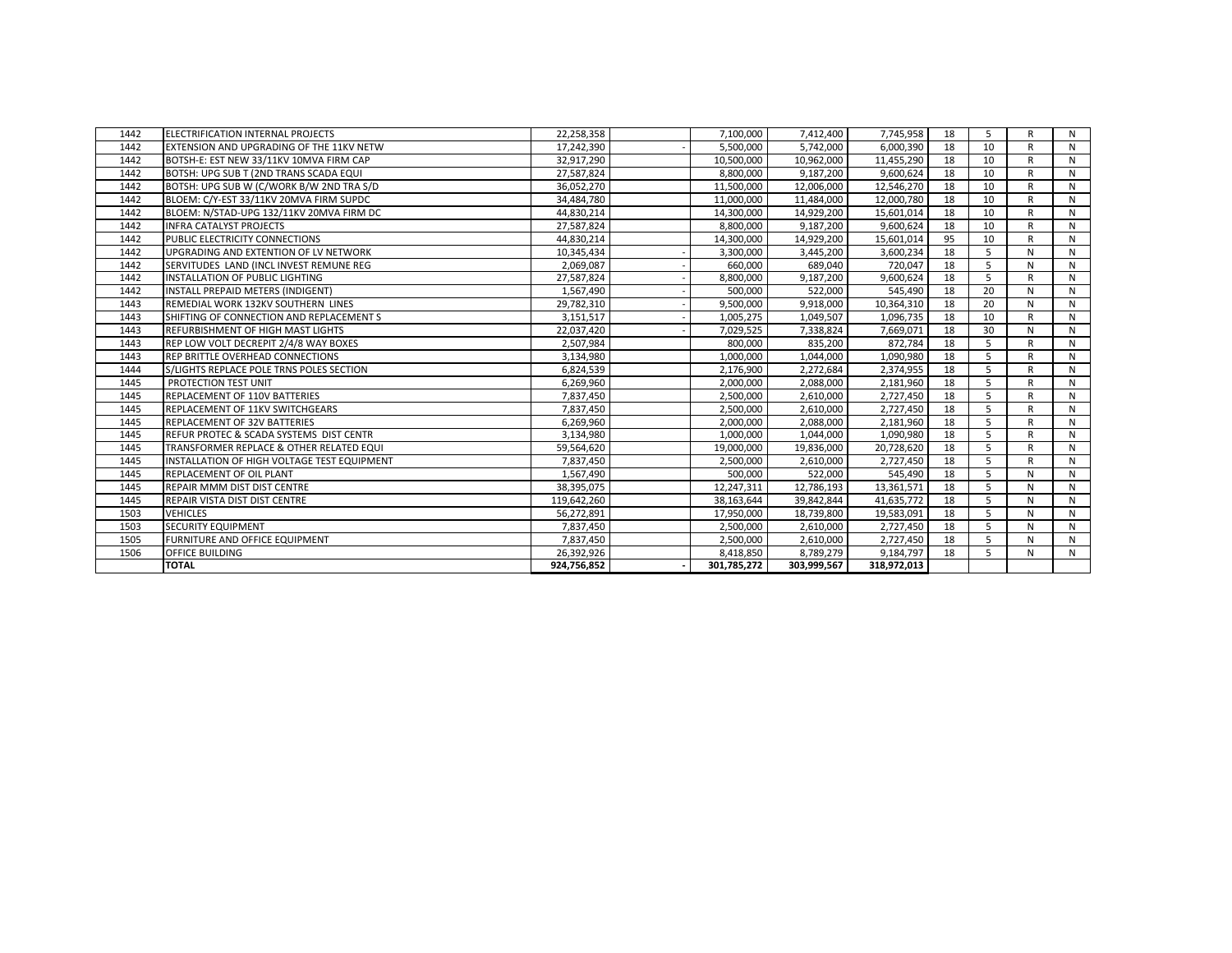| | | | | | | | | | | |
|---|---|---|---|---|---|---|---|---|---|---|
| 1442 | ELECTRIFICATION INTERNAL PROJECTS | 22,258,358 | | 7,100,000 | 7,412,400 | 7,745,958 | 18 | 5 | R | N |
| 1442 | EXTENSION AND UPGRADING OF THE 11KV NETW | 17,242,390 | - | 5,500,000 | 5,742,000 | 6,000,390 | 18 | 10 | R | N |
| 1442 | BOTSH-E: EST NEW 33/11KV 10MVA FIRM CAP | 32,917,290 | | 10,500,000 | 10,962,000 | 11,455,290 | 18 | 10 | R | N |
| 1442 | BOTSH: UPG SUB T (2ND TRANS SCADA EQUI | 27,587,824 | | 8,800,000 | 9,187,200 | 9,600,624 | 18 | 10 | R | N |
| 1442 | BOTSH: UPG SUB W (C/WORK B/W 2ND TRA S/D | 36,052,270 | | 11,500,000 | 12,006,000 | 12,546,270 | 18 | 10 | R | N |
| 1442 | BLOEM: C/Y-EST 33/11KV 20MVA FIRM SUPDC | 34,484,780 | | 11,000,000 | 11,484,000 | 12,000,780 | 18 | 10 | R | N |
| 1442 | BLOEM: N/STAD-UPG 132/11KV 20MVA FIRM DC | 44,830,214 | | 14,300,000 | 14,929,200 | 15,601,014 | 18 | 10 | R | N |
| 1442 | INFRA CATALYST PROJECTS | 27,587,824 | | 8,800,000 | 9,187,200 | 9,600,624 | 18 | 10 | R | N |
| 1442 | PUBLIC ELECTRICITY CONNECTIONS | 44,830,214 | | 14,300,000 | 14,929,200 | 15,601,014 | 95 | 10 | R | N |
| 1442 | UPGRADING AND EXTENTION OF LV NETWORK | 10,345,434 | - | 3,300,000 | 3,445,200 | 3,600,234 | 18 | 5 | N | N |
| 1442 | SERVITUDES LAND (INCL INVEST REMUNE REG | 2,069,087 | - | 660,000 | 689,040 | 720,047 | 18 | 5 | N | N |
| 1442 | INSTALLATION OF PUBLIC LIGHTING | 27,587,824 | - | 8,800,000 | 9,187,200 | 9,600,624 | 18 | 5 | R | N |
| 1442 | INSTALL PREPAID METERS (INDIGENT) | 1,567,490 | - | 500,000 | 522,000 | 545,490 | 18 | 20 | N | N |
| 1443 | REMEDIAL WORK 132KV SOUTHERN LINES | 29,782,310 | - | 9,500,000 | 9,918,000 | 10,364,310 | 18 | 20 | N | N |
| 1443 | SHIFTING OF CONNECTION AND REPLACEMENT S | 3,151,517 | - | 1,005,275 | 1,049,507 | 1,096,735 | 18 | 10 | R | N |
| 1443 | REFURBISHMENT OF HIGH MAST LIGHTS | 22,037,420 | - | 7,029,525 | 7,338,824 | 7,669,071 | 18 | 30 | N | N |
| 1443 | REP LOW VOLT DECREPIT 2/4/8 WAY BOXES | 2,507,984 | | 800,000 | 835,200 | 872,784 | 18 | 5 | R | N |
| 1443 | REP BRITTLE OVERHEAD CONNECTIONS | 3,134,980 | | 1,000,000 | 1,044,000 | 1,090,980 | 18 | 5 | R | N |
| 1444 | S/LIGHTS REPLACE POLE TRNS POLES SECTION | 6,824,539 | | 2,176,900 | 2,272,684 | 2,374,955 | 18 | 5 | R | N |
| 1445 | PROTECTION TEST UNIT | 6,269,960 | | 2,000,000 | 2,088,000 | 2,181,960 | 18 | 5 | R | N |
| 1445 | REPLACEMENT OF 110V BATTERIES | 7,837,450 | | 2,500,000 | 2,610,000 | 2,727,450 | 18 | 5 | R | N |
| 1445 | REPLACEMENT OF 11KV SWITCHGEARS | 7,837,450 | | 2,500,000 | 2,610,000 | 2,727,450 | 18 | 5 | R | N |
| 1445 | REPLACEMENT OF 32V BATTERIES | 6,269,960 | | 2,000,000 | 2,088,000 | 2,181,960 | 18 | 5 | R | N |
| 1445 | REFUR PROTEC & SCADA SYSTEMS DIST CENTR | 3,134,980 | | 1,000,000 | 1,044,000 | 1,090,980 | 18 | 5 | R | N |
| 1445 | TRANSFORMER REPLACE & OTHER RELATED EQUI | 59,564,620 | | 19,000,000 | 19,836,000 | 20,728,620 | 18 | 5 | R | N |
| 1445 | INSTALLATION OF HIGH VOLTAGE TEST EQUIPMENT | 7,837,450 | | 2,500,000 | 2,610,000 | 2,727,450 | 18 | 5 | R | N |
| 1445 | REPLACEMENT OF OIL PLANT | 1,567,490 | | 500,000 | 522,000 | 545,490 | 18 | 5 | N | N |
| 1445 | REPAIR MMM DIST DIST CENTRE | 38,395,075 | | 12,247,311 | 12,786,193 | 13,361,571 | 18 | 5 | N | N |
| 1445 | REPAIR VISTA DIST DIST CENTRE | 119,642,260 | | 38,163,644 | 39,842,844 | 41,635,772 | 18 | 5 | N | N |
| 1503 | VEHICLES | 56,272,891 | | 17,950,000 | 18,739,800 | 19,583,091 | 18 | 5 | N | N |
| 1503 | SECURITY EQUIPMENT | 7,837,450 | | 2,500,000 | 2,610,000 | 2,727,450 | 18 | 5 | N | N |
| 1505 | FURNITURE AND OFFICE EQUIPMENT | 7,837,450 | | 2,500,000 | 2,610,000 | 2,727,450 | 18 | 5 | N | N |
| 1506 | OFFICE BUILDING | 26,392,926 | | 8,418,850 | 8,789,279 | 9,184,797 | 18 | 5 | N | N |
| | **TOTAL** | **924,756,852** | **-** | **301,785,272** | **303,999,567** | **318,972,013** | | | | |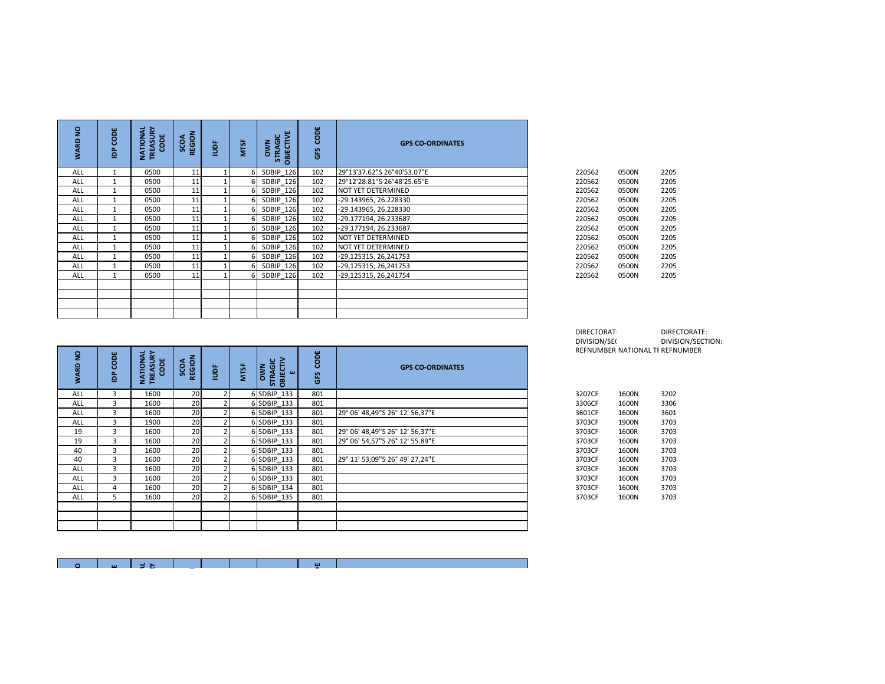| WARD NO | IDP CODE | NATIONAL TREASURY CODE | SCOA REGION | IUDF | MTSF | OWN STRAGIC OBJECTIVE | GFS CODE | GPS CO-ORDINATES |
|---|---|---|---|---|---|---|---|---|
| ALL | 1 | 0500 | 11 | 1 | 6 | SDBIP_126 | 102 | 29°13'37.62"S 26°40'53.07"E |
| ALL | 1 | 0500 | 11 | 1 | 6 | SDBIP_126 | 102 | 29°12'28.81"S 26°48'25.65"E |
| ALL | 1 | 0500 | 11 | 1 | 6 | SDBIP_126 | 102 | NOT YET DETERMINED |
| ALL | 1 | 0500 | 11 | 1 | 6 | SDBIP_126 | 102 | -29.143965, 26.228330 |
| ALL | 1 | 0500 | 11 | 1 | 6 | SDBIP_126 | 102 | -29.143965, 26.228330 |
| ALL | 1 | 0500 | 11 | 1 | 6 | SDBIP_126 | 102 | -29.177194, 26.233687 |
| ALL | 1 | 0500 | 11 | 1 | 6 | SDBIP_126 | 102 | -29.177194, 26.233687 |
| ALL | 1 | 0500 | 11 | 1 | 6 | SDBIP_126 | 102 | NOT YET DETERMINED |
| ALL | 1 | 0500 | 11 | 1 | 6 | SDBIP_126 | 102 | NOT YET DETERMINED |
| ALL | 1 | 0500 | 11 | 1 | 6 | SDBIP_126 | 102 | -29,125315, 26,241753 |
| ALL | 1 | 0500 | 11 | 1 | 6 | SDBIP_126 | 102 | -29,125315, 26,241753 |
| ALL | 1 | 0500 | 11 | 1 | 6 | SDBIP_126 | 102 | -29,125315, 26,241754 |
| | | | | | | | | |
| | | | | | | | | |
| | | | | | | | | |
| | | | | | | | | |

| | | |
|---|---|---|
| 220562 | 0500N | 2205 |
| 220562 | 0500N | 2205 |
| 220562 | 0500N | 2205 |
| 220562 | 0500N | 2205 |
| 220562 | 0500N | 2205 |
| 220562 | 0500N | 2205 |
| 220562 | 0500N | 2205 |
| 220562 | 0500N | 2205 |
| 220562 | 0500N | 2205 |
| 220562 | 0500N | 2205 |
| 220562 | 0500N | 2205 |
| 220562 | 0500N | 2205 |

| DIRECTORAT | | DIRECTORATE: |
|---|---|---|
| DIVISION/SE( | | DIVISION/SECTION: |
| REFNUMBER | NATIONAL TI | REFNUMBER |

| WARD NO | IDP CODE | NATIONAL TREASURY CODE | SCOA REGION | IUDF | MTSF | OWN STRAGIC OBJECTIVE | GFS CODE | GPS CO-ORDINATES |
|---|---|---|---|---|---|---|---|---|
| ALL | 3 | 1600 | 20 | 2 | 6 | SDBIP_133 | 801 | |
| ALL | 3 | 1600 | 20 | 2 | 6 | SDBIP_133 | 801 | |
| ALL | 3 | 1600 | 20 | 2 | 6 | SDBIP_133 | 801 | 29° 06' 48,49"S 26° 12' 56,37"E |
| ALL | 3 | 1900 | 20 | 2 | 6 | SDBIP_133 | 801 | |
| 19 | 3 | 1600 | 20 | 2 | 6 | SDBIP_133 | 801 | 29° 06' 48,49"S 26° 12' 56,37"E |
| 19 | 3 | 1600 | 20 | 2 | 6 | SDBIP_133 | 801 | 29° 06' 54,57"S 26° 12' 55.89"E |
| 40 | 3 | 1600 | 20 | 2 | 6 | SDBIP_133 | 801 | |
| 40 | 3 | 1600 | 20 | 2 | 6 | SDBIP_133 | 801 | 29° 11' 53,09"S 26° 49' 27,24"E |
| ALL | 3 | 1600 | 20 | 2 | 6 | SDBIP_133 | 801 | |
| ALL | 3 | 1600 | 20 | 2 | 6 | SDBIP_133 | 801 | |
| ALL | 4 | 1600 | 20 | 2 | 6 | SDBIP_134 | 801 | |
| ALL | 5 | 1600 | 20 | 2 | 6 | SDBIP_135 | 801 | |
| | | | | | | | | |
| | | | | | | | | |
| | | | | | | | | |

| | | |
|---|---|---|
| 3202CF | 1600N | 3202 |
| 3306CF | 1600N | 3306 |
| 3601CF | 1600N | 3601 |
| 3703CF | 1900N | 3703 |
| 3703CF | 1600R | 3703 |
| 3703CF | 1600N | 3703 |
| 3703CF | 1600N | 3703 |
| 3703CF | 1600N | 3703 |
| 3703CF | 1600N | 3703 |
| 3703CF | 1600N | 3703 |
| 3703CF | 1600N | 3703 |
| 3703CF | 1600N | 3703 |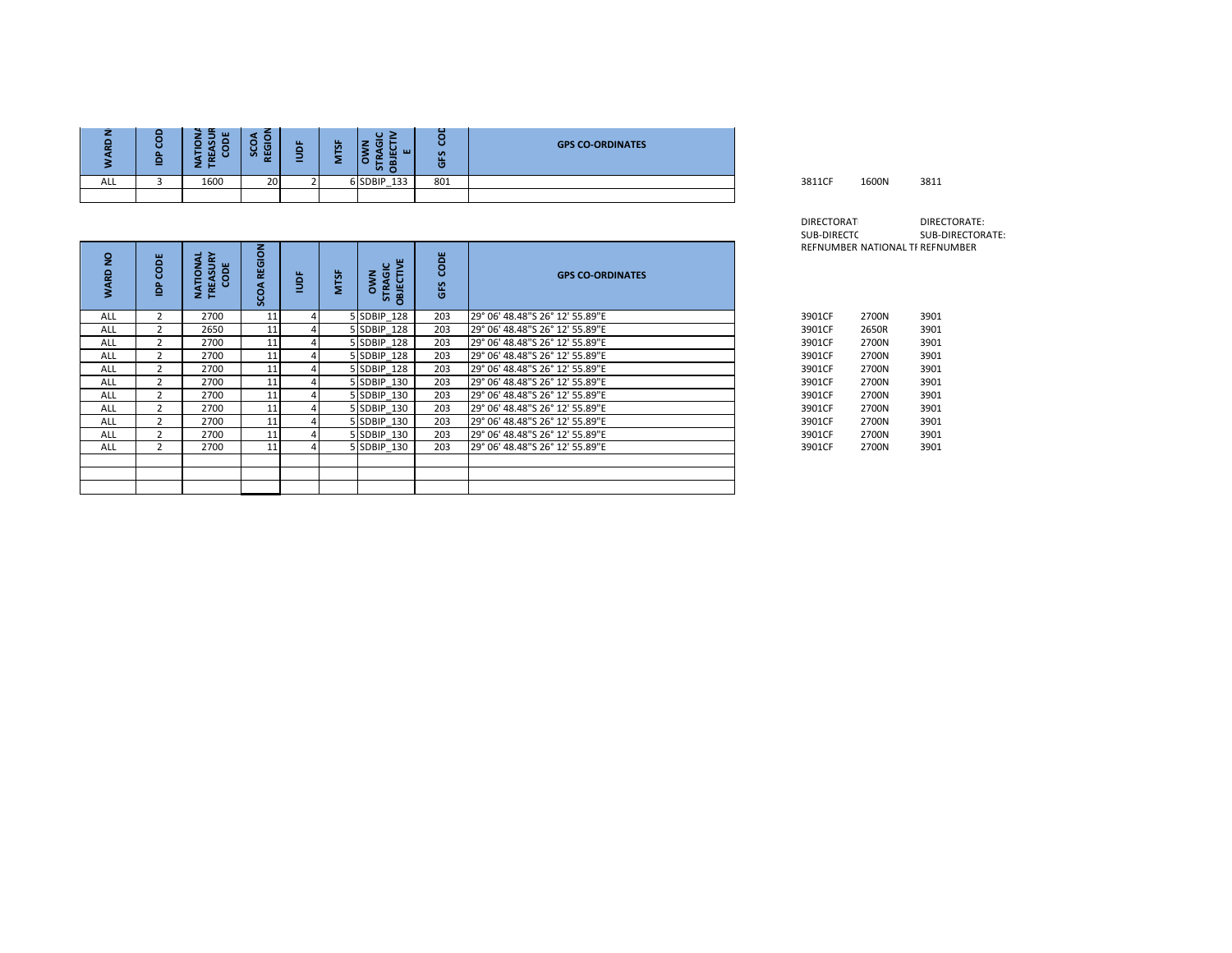| WARD N | IDP COD | NATIONA TREASUR CODE | SCOA REGION | IUDF | MTSF | OWN STRAGIC OBJECTIV E | GFS COD | GPS CO-ORDINATES |
|---|---|---|---|---|---|---|---|---|
| ALL | 3 | 1600 | 20 | 2 | 6 | SDBIP_133 | 801 | |
| | | | | | | | | |

| | | |
|---|---|---|
| 3811CF | 1600N | 3811 |
| DIRECTORAT | | DIRECTORATE: |
| SUB-DIRECTC | | SUB-DIRECTORATE: |
| REFNUMBER | NATIONAL TI | REFNUMBER |

| WARD NO | IDP CODE | NATIONAL TREASURY CODE | SCOA REGION | IUDF | MTSF | OWN STRAGIC OBJECTIVE | GFS CODE | GPS CO-ORDINATES |
|---|---|---|---|---|---|---|---|---|
| ALL | 2 | 2700 | 11 | 4 | 5 | SDBIP_128 | 203 | 29° 06' 48.48"S 26° 12' 55.89"E |
| ALL | 2 | 2650 | 11 | 4 | 5 | SDBIP_128 | 203 | 29° 06' 48.48"S 26° 12' 55.89"E |
| ALL | 2 | 2700 | 11 | 4 | 5 | SDBIP_128 | 203 | 29° 06' 48.48"S 26° 12' 55.89"E |
| ALL | 2 | 2700 | 11 | 4 | 5 | SDBIP_128 | 203 | 29° 06' 48.48"S 26° 12' 55.89"E |
| ALL | 2 | 2700 | 11 | 4 | 5 | SDBIP_128 | 203 | 29° 06' 48.48"S 26° 12' 55.89"E |
| ALL | 2 | 2700 | 11 | 4 | 5 | SDBIP_130 | 203 | 29° 06' 48.48"S 26° 12' 55.89"E |
| ALL | 2 | 2700 | 11 | 4 | 5 | SDBIP_130 | 203 | 29° 06' 48.48"S 26° 12' 55.89"E |
| ALL | 2 | 2700 | 11 | 4 | 5 | SDBIP_130 | 203 | 29° 06' 48.48"S 26° 12' 55.89"E |
| ALL | 2 | 2700 | 11 | 4 | 5 | SDBIP_130 | 203 | 29° 06' 48.48"S 26° 12' 55.89"E |
| ALL | 2 | 2700 | 11 | 4 | 5 | SDBIP_130 | 203 | 29° 06' 48.48"S 26° 12' 55.89"E |
| ALL | 2 | 2700 | 11 | 4 | 5 | SDBIP_130 | 203 | 29° 06' 48.48"S 26° 12' 55.89"E |
| | | | | | | | | |
| | | | | | | | | |
| | | | | | | | | |

| | | |
|---|---|---|
| 3901CF | 2700N | 3901 |
| 3901CF | 2650R | 3901 |
| 3901CF | 2700N | 3901 |
| 3901CF | 2700N | 3901 |
| 3901CF | 2700N | 3901 |
| 3901CF | 2700N | 3901 |
| 3901CF | 2700N | 3901 |
| 3901CF | 2700N | 3901 |
| 3901CF | 2700N | 3901 |
| 3901CF | 2700N | 3901 |
| 3901CF | 2700N | 3901 |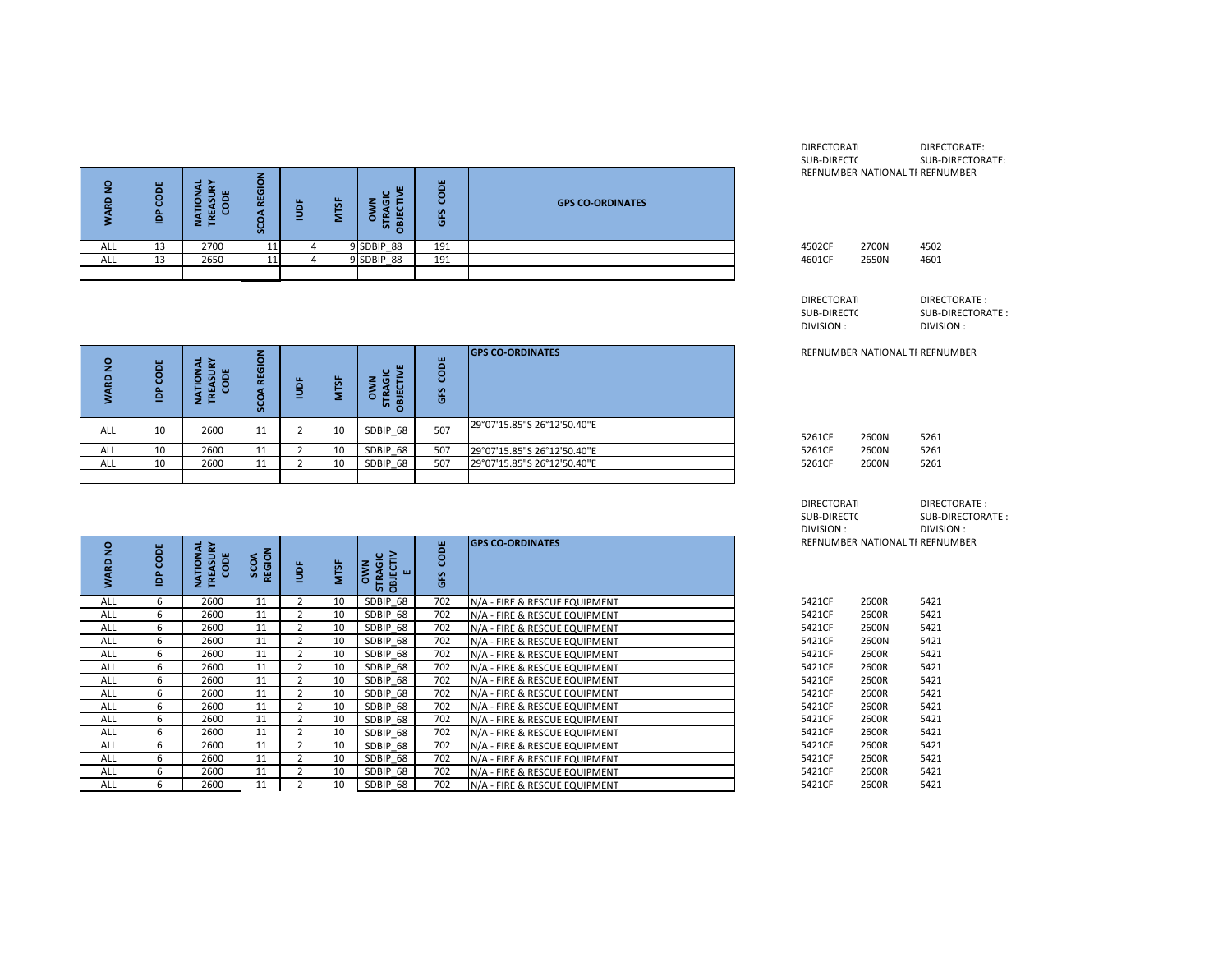| WARD NO | IDP CODE | NATIONAL TREASURY CODE | SCOA REGION | IUDF | MTSF | OWN STRAGIC OBJECTIVE | GFS CODE | GPS CO-ORDINATES |
|---|---|---|---|---|---|---|---|---|
| ALL | 13 | 2700 | 11 | 4 | 9 | SDBIP_88 | 191 | |
| ALL | 13 | 2650 | 11 | 4 | 9 | SDBIP_88 | 191 | |
| | | | | | | | | |

| DIRECTORAT | | DIRECTORATE: |
|---|---|---|
| SUB-DIRECTC | | SUB-DIRECTORATE: |
| REFNUMBER | NATIONAL TI | REFNUMBER |
| 4502CF | 2700N | 4502 |
| 4601CF | 2650N | 4601 |

| WARD NO | IDP CODE | NATIONAL TREASURY CODE | SCOA REGION | IUDF | MTSF | OWN STRAGIC OBJECTIVE | GFS CODE | GPS CO-ORDINATES |
|---|---|---|---|---|---|---|---|---|
| ALL | 10 | 2600 | 11 | 2 | 10 | SDBIP_68 | 507 | 29°07'15.85"S 26°12'50.40"E |
| ALL | 10 | 2600 | 11 | 2 | 10 | SDBIP_68 | 507 | 29°07'15.85"S 26°12'50.40"E |
| ALL | 10 | 2600 | 11 | 2 | 10 | SDBIP_68 | 507 | 29°07'15.85"S 26°12'50.40"E |
| | | | | | | | | |

| DIRECTORAT | | DIRECTORATE : |
|---|---|---|
| SUB-DIRECTC | | SUB-DIRECTORATE : |
| DIVISION : | | DIVISION : |
| REFNUMBER | NATIONAL TI | REFNUMBER |
| 5261CF | 2600N | 5261 |
| 5261CF | 2600N | 5261 |
| 5261CF | 2600N | 5261 |

| WARD NO | IDP CODE | NATIONAL TREASURY CODE | SCOA REGION | IUDF | MTSF | OWN STRAGIC OBJECTIVE | GFS CODE | GPS CO-ORDINATES |
|---|---|---|---|---|---|---|---|---|
| ALL | 6 | 2600 | 11 | 2 | 10 | SDBIP_68 | 702 | N/A - FIRE & RESCUE EQUIPMENT |
| ALL | 6 | 2600 | 11 | 2 | 10 | SDBIP_68 | 702 | N/A - FIRE & RESCUE EQUIPMENT |
| ALL | 6 | 2600 | 11 | 2 | 10 | SDBIP_68 | 702 | N/A - FIRE & RESCUE EQUIPMENT |
| ALL | 6 | 2600 | 11 | 2 | 10 | SDBIP_68 | 702 | N/A - FIRE & RESCUE EQUIPMENT |
| ALL | 6 | 2600 | 11 | 2 | 10 | SDBIP_68 | 702 | N/A - FIRE & RESCUE EQUIPMENT |
| ALL | 6 | 2600 | 11 | 2 | 10 | SDBIP_68 | 702 | N/A - FIRE & RESCUE EQUIPMENT |
| ALL | 6 | 2600 | 11 | 2 | 10 | SDBIP_68 | 702 | N/A - FIRE & RESCUE EQUIPMENT |
| ALL | 6 | 2600 | 11 | 2 | 10 | SDBIP_68 | 702 | N/A - FIRE & RESCUE EQUIPMENT |
| ALL | 6 | 2600 | 11 | 2 | 10 | SDBIP_68 | 702 | N/A - FIRE & RESCUE EQUIPMENT |
| ALL | 6 | 2600 | 11 | 2 | 10 | SDBIP_68 | 702 | N/A - FIRE & RESCUE EQUIPMENT |
| ALL | 6 | 2600 | 11 | 2 | 10 | SDBIP_68 | 702 | N/A - FIRE & RESCUE EQUIPMENT |
| ALL | 6 | 2600 | 11 | 2 | 10 | SDBIP_68 | 702 | N/A - FIRE & RESCUE EQUIPMENT |
| ALL | 6 | 2600 | 11 | 2 | 10 | SDBIP_68 | 702 | N/A - FIRE & RESCUE EQUIPMENT |
| ALL | 6 | 2600 | 11 | 2 | 10 | SDBIP_68 | 702 | N/A - FIRE & RESCUE EQUIPMENT |
| ALL | 6 | 2600 | 11 | 2 | 10 | SDBIP_68 | 702 | N/A - FIRE & RESCUE EQUIPMENT |

| DIRECTORAT | | DIRECTORATE : |
|---|---|---|
| SUB-DIRECTC | | SUB-DIRECTORATE : |
| DIVISION : | | DIVISION : |
| REFNUMBER | NATIONAL TI | REFNUMBER |
| 5421CF | 2600R | 5421 |
| 5421CF | 2600R | 5421 |
| 5421CF | 2600N | 5421 |
| 5421CF | 2600N | 5421 |
| 5421CF | 2600R | 5421 |
| 5421CF | 2600R | 5421 |
| 5421CF | 2600R | 5421 |
| 5421CF | 2600R | 5421 |
| 5421CF | 2600R | 5421 |
| 5421CF | 2600R | 5421 |
| 5421CF | 2600R | 5421 |
| 5421CF | 2600R | 5421 |
| 5421CF | 2600R | 5421 |
| 5421CF | 2600R | 5421 |
| 5421CF | 2600R | 5421 |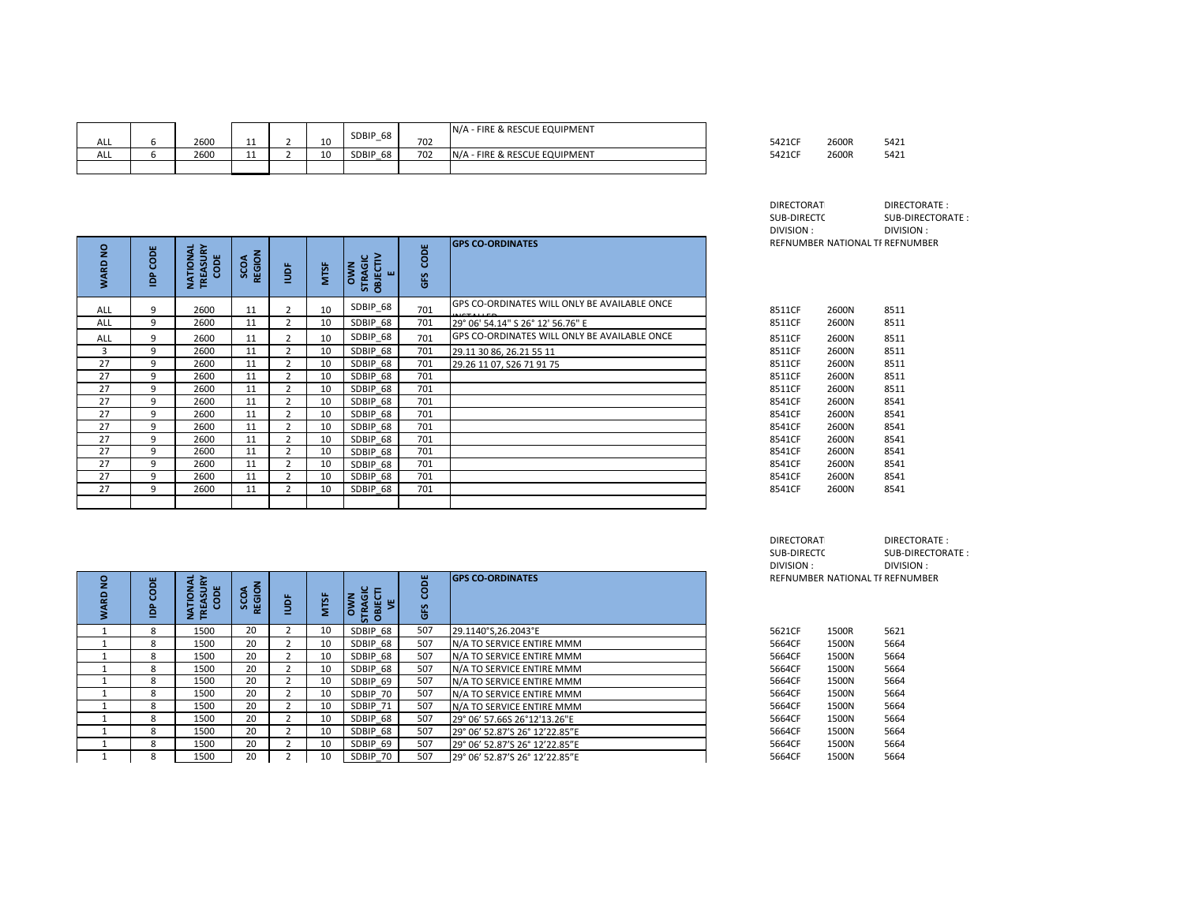| | | | | | | | | | | | |
|---|---|---|---|---|---|---|---|---|---|---|---|
| ALL | 6 | 2600 | 11 | 2 | 10 | SDBIP_68 | 702 | N/A - FIRE & RESCUE EQUIPMENT | 5421CF | 2600R | 5421 |
| ALL | 6 | 2600 | 11 | 2 | 10 | SDBIP_68 | 702 | N/A - FIRE & RESCUE EQUIPMENT | 5421CF | 2600R | 5421 |
| | | | | | | | | | | | |

DIRECTORAT DIRECTORATE :
SUB-DIRECTC SUB-DIRECTORATE :
DIVISION : DIVISION :

| WARD NO | IDP CODE | NATIONAL TREASURY CODE | SCOA REGION | IUDF | MTSF | OWN STRAGIC OBJECTIVE | GFS CODE | GPS CO-ORDINATES | REFNUMBER | NATIONAL TI | REFNUMBER |
|---|---|---|---|---|---|---|---|---|---|---|---|
| ALL | 9 | 2600 | 11 | 2 | 10 | SDBIP_68 | 701 | GPS CO-ORDINATES WILL ONLY BE AVAILABLE ONCE INSTALLED | 8511CF | 2600N | 8511 |
| ALL | 9 | 2600 | 11 | 2 | 10 | SDBIP_68 | 701 | 29° 06' 54.14" S 26° 12' 56.76" E | 8511CF | 2600N | 8511 |
| ALL | 9 | 2600 | 11 | 2 | 10 | SDBIP_68 | 701 | GPS CO-ORDINATES WILL ONLY BE AVAILABLE ONCE | 8511CF | 2600N | 8511 |
| 3 | 9 | 2600 | 11 | 2 | 10 | SDBIP_68 | 701 | 29.11 30 86, 26.21 55 11 | 8511CF | 2600N | 8511 |
| 27 | 9 | 2600 | 11 | 2 | 10 | SDBIP_68 | 701 | 29.26 11 07, S26 71 91 75 | 8511CF | 2600N | 8511 |
| 27 | 9 | 2600 | 11 | 2 | 10 | SDBIP_68 | 701 | | 8511CF | 2600N | 8511 |
| 27 | 9 | 2600 | 11 | 2 | 10 | SDBIP_68 | 701 | | 8511CF | 2600N | 8511 |
| 27 | 9 | 2600 | 11 | 2 | 10 | SDBIP_68 | 701 | | 8541CF | 2600N | 8541 |
| 27 | 9 | 2600 | 11 | 2 | 10 | SDBIP_68 | 701 | | 8541CF | 2600N | 8541 |
| 27 | 9 | 2600 | 11 | 2 | 10 | SDBIP_68 | 701 | | 8541CF | 2600N | 8541 |
| 27 | 9 | 2600 | 11 | 2 | 10 | SDBIP_68 | 701 | | 8541CF | 2600N | 8541 |
| 27 | 9 | 2600 | 11 | 2 | 10 | SDBIP_68 | 701 | | 8541CF | 2600N | 8541 |
| 27 | 9 | 2600 | 11 | 2 | 10 | SDBIP_68 | 701 | | 8541CF | 2600N | 8541 |
| 27 | 9 | 2600 | 11 | 2 | 10 | SDBIP_68 | 701 | | 8541CF | 2600N | 8541 |
| 27 | 9 | 2600 | 11 | 2 | 10 | SDBIP_68 | 701 | | 8541CF | 2600N | 8541 |
| | | | | | | | | | | | |

DIRECTORAT DIRECTORATE :
SUB-DIRECTC SUB-DIRECTORATE :
DIVISION : DIVISION :

| WARD NO | IDP CODE | NATIONAL TREASURY CODE | SCOA REGION | IUDF | MTSF | OWN STRAGIC OBJECTIVE | GFS CODE | GPS CO-ORDINATES | REFNUMBER | NATIONAL TI | REFNUMBER |
|---|---|---|---|---|---|---|---|---|---|---|---|
| 1 | 8 | 1500 | 20 | 2 | 10 | SDBIP_68 | 507 | 29.1140°S,26.2043°E | 5621CF | 1500R | 5621 |
| 1 | 8 | 1500 | 20 | 2 | 10 | SDBIP_68 | 507 | N/A TO SERVICE ENTIRE MMM | 5664CF | 1500N | 5664 |
| 1 | 8 | 1500 | 20 | 2 | 10 | SDBIP_68 | 507 | N/A TO SERVICE ENTIRE MMM | 5664CF | 1500N | 5664 |
| 1 | 8 | 1500 | 20 | 2 | 10 | SDBIP_68 | 507 | N/A TO SERVICE ENTIRE MMM | 5664CF | 1500N | 5664 |
| 1 | 8 | 1500 | 20 | 2 | 10 | SDBIP_69 | 507 | N/A TO SERVICE ENTIRE MMM | 5664CF | 1500N | 5664 |
| 1 | 8 | 1500 | 20 | 2 | 10 | SDBIP_70 | 507 | N/A TO SERVICE ENTIRE MMM | 5664CF | 1500N | 5664 |
| 1 | 8 | 1500 | 20 | 2 | 10 | SDBIP_71 | 507 | N/A TO SERVICE ENTIRE MMM | 5664CF | 1500N | 5664 |
| 1 | 8 | 1500 | 20 | 2 | 10 | SDBIP_68 | 507 | 29° 06' 57.66S 26°12'13.26"E | 5664CF | 1500N | 5664 |
| 1 | 8 | 1500 | 20 | 2 | 10 | SDBIP_68 | 507 | 29° 06' 52.87'S 26° 12'22.85"E | 5664CF | 1500N | 5664 |
| 1 | 8 | 1500 | 20 | 2 | 10 | SDBIP_69 | 507 | 29° 06' 52.87'S 26° 12'22.85"E | 5664CF | 1500N | 5664 |
| 1 | 8 | 1500 | 20 | 2 | 10 | SDBIP_70 | 507 | 29° 06' 52.87'S 26° 12'22.85"E | 5664CF | 1500N | 5664 |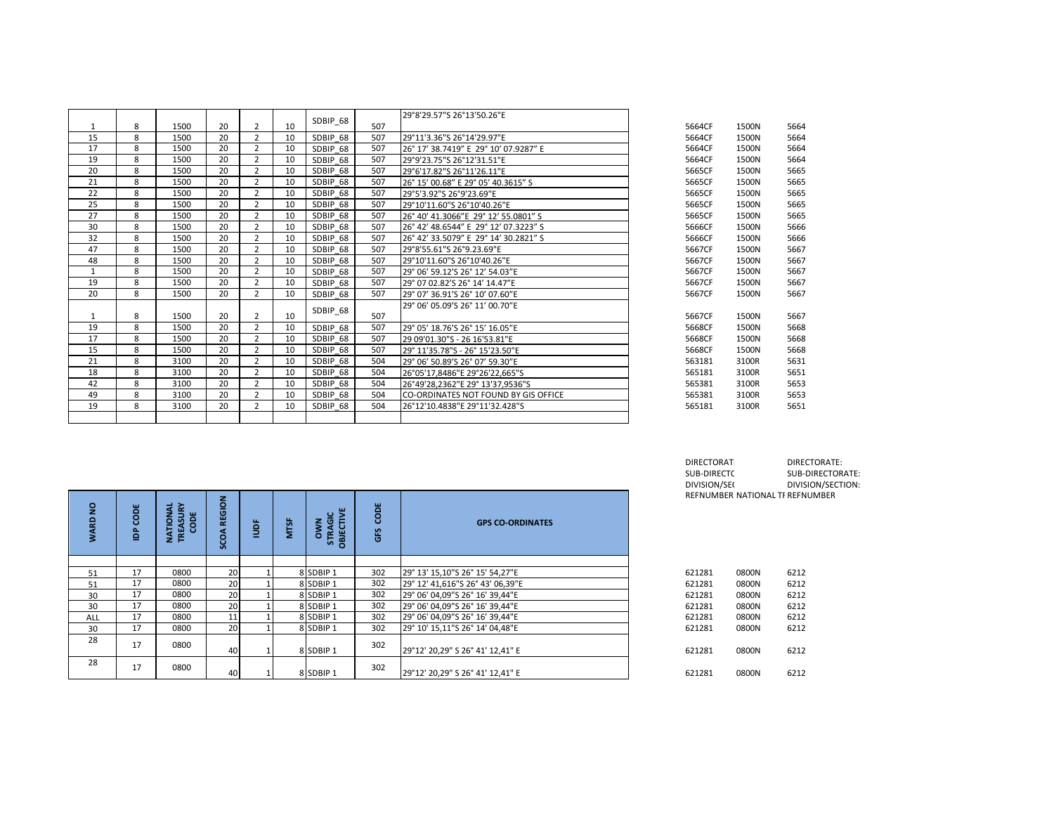| | | | | | | | | | | | |
|---|---|---|---|---|---|---|---|---|---|---|---|
| 1 | 8 | 1500 | 20 | 2 | 10 | SDBIP_68 | 507 | 29°8'29.57"S 26°13'50.26"E | 5664CF | 1500N | 5664 |
| 15 | 8 | 1500 | 20 | 2 | 10 | SDBIP_68 | 507 | 29°11'3.36"S 26°14'29.97"E | 5664CF | 1500N | 5664 |
| 17 | 8 | 1500 | 20 | 2 | 10 | SDBIP_68 | 507 | 26° 17' 38.7419" E 29° 10' 07.9287" E | 5664CF | 1500N | 5664 |
| 19 | 8 | 1500 | 20 | 2 | 10 | SDBIP_68 | 507 | 29°9'23.75"S 26°12'31.51"E | 5664CF | 1500N | 5664 |
| 20 | 8 | 1500 | 20 | 2 | 10 | SDBIP_68 | 507 | 29°6'17.82"S 26°11'26.11"E | 5665CF | 1500N | 5665 |
| 21 | 8 | 1500 | 20 | 2 | 10 | SDBIP_68 | 507 | 26° 15' 00.68" E 29° 05' 40.3615" S | 5665CF | 1500N | 5665 |
| 22 | 8 | 1500 | 20 | 2 | 10 | SDBIP_68 | 507 | 29°5'3.92"S 26°9'23.69"E | 5665CF | 1500N | 5665 |
| 25 | 8 | 1500 | 20 | 2 | 10 | SDBIP_68 | 507 | 29°10'11.60"S 26°10'40.26"E | 5665CF | 1500N | 5665 |
| 27 | 8 | 1500 | 20 | 2 | 10 | SDBIP_68 | 507 | 26° 40' 41.3066" E 29° 12' 55.0801" S | 5665CF | 1500N | 5665 |
| 30 | 8 | 1500 | 20 | 2 | 10 | SDBIP_68 | 507 | 26° 42' 48.6544" E 29° 12' 07.3223" S | 5666CF | 1500N | 5666 |
| 32 | 8 | 1500 | 20 | 2 | 10 | SDBIP_68 | 507 | 26° 42' 33.5079" E 29° 14' 30.2821" S | 5666CF | 1500N | 5666 |
| 47 | 8 | 1500 | 20 | 2 | 10 | SDBIP_68 | 507 | 29°8'55.61"S 26°9.23.69"E | 5667CF | 1500N | 5667 |
| 48 | 8 | 1500 | 20 | 2 | 10 | SDBIP_68 | 507 | 29°10'11.60"S 26°10'40.26"E | 5667CF | 1500N | 5667 |
| 1 | 8 | 1500 | 20 | 2 | 10 | SDBIP_68 | 507 | 29° 06' 59.12'S 26° 12' 54.03"E | 5667CF | 1500N | 5667 |
| 19 | 8 | 1500 | 20 | 2 | 10 | SDBIP_68 | 507 | 29° 07 02.82'S 26° 14' 14.47"E | 5667CF | 1500N | 5667 |
| 20 | 8 | 1500 | 20 | 2 | 10 | SDBIP_68 | 507 | 29° 07' 36.91'S 26° 10' 07.60"E | 5667CF | 1500N | 5667 |
| 1 | 8 | 1500 | 20 | 2 | 10 | SDBIP_68 | 507 | 29° 06' 05.09'S 26° 11' 00.70"E | 5667CF | 1500N | 5667 |
| 19 | 8 | 1500 | 20 | 2 | 10 | SDBIP_68 | 507 | 29° 05' 18.76'S 26° 15' 16.05"E | 5668CF | 1500N | 5668 |
| 17 | 8 | 1500 | 20 | 2 | 10 | SDBIP_68 | 507 | 29 09'01.30"S - 26 16'53.81"E | 5668CF | 1500N | 5668 |
| 15 | 8 | 1500 | 20 | 2 | 10 | SDBIP_68 | 507 | 29° 11'35.78"S - 26° 15'23.50"E | 5668CF | 1500N | 5668 |
| 21 | 8 | 3100 | 20 | 2 | 10 | SDBIP_68 | 504 | 29° 06' 50.89'S 26° 07' 59.30"E | 563181 | 3100R | 5631 |
| 18 | 8 | 3100 | 20 | 2 | 10 | SDBIP_68 | 504 | 26°05'17,8486"E 29°26'22,665"S | 565181 | 3100R | 5651 |
| 42 | 8 | 3100 | 20 | 2 | 10 | SDBIP_68 | 504 | 26°49'28,2362"E 29° 13'37,9536"S | 565381 | 3100R | 5653 |
| 49 | 8 | 3100 | 20 | 2 | 10 | SDBIP_68 | 504 | CO-ORDINATES NOT FOUND BY GIS OFFICE | 565381 | 3100R | 5653 |
| 19 | 8 | 3100 | 20 | 2 | 10 | SDBIP_68 | 504 | 26°12'10.4838"E 29°11'32.428"S | 565181 | 3100R | 5651 |

DIRECTORAT | DIRECTORATE:
SUB-DIRECT( | SUB-DIRECTORATE:
DIVISION/SE( | DIVISION/SECTION:
REFNUMBER NATIONAL TF REFNUMBER

| WARD NO | IDP CODE | NATIONAL TREASURY CODE | SCOA REGION | IUDF | MTSF | OWN STRAGIC OBJECTIVE | GFS CODE | GPS CO-ORDINATES | | | |
|---|---|---|---|---|---|---|---|---|---|---|---|
| 51 | 17 | 0800 | 20 | 1 | 8 | SDBIP 1 | 302 | 29° 13' 15,10"S 26° 15' 54,27"E | 621281 | 0800N | 6212 |
| 51 | 17 | 0800 | 20 | 1 | 8 | SDBIP 1 | 302 | 29° 12' 41,616"S 26° 43' 06,39"E | 621281 | 0800N | 6212 |
| 30 | 17 | 0800 | 20 | 1 | 8 | SDBIP 1 | 302 | 29° 06' 04,09"S 26° 16' 39,44"E | 621281 | 0800N | 6212 |
| 30 | 17 | 0800 | 20 | 1 | 8 | SDBIP 1 | 302 | 29° 06' 04,09"S 26° 16' 39,44"E | 621281 | 0800N | 6212 |
| ALL | 17 | 0800 | 11 | 1 | 8 | SDBIP 1 | 302 | 29° 06' 04,09"S 26° 16' 39,44"E | 621281 | 0800N | 6212 |
| 30 | 17 | 0800 | 20 | 1 | 8 | SDBIP 1 | 302 | 29° 10' 15,11"S 26° 14' 04,48"E | 621281 | 0800N | 6212 |
| 28 | 17 | 0800 | 40 | 1 | 8 | SDBIP 1 | 302 | 29°12' 20,29" S 26° 41' 12,41" E | 621281 | 0800N | 6212 |
| 28 | 17 | 0800 | 40 | 1 | 8 | SDBIP 1 | 302 | 29°12' 20,29" S 26° 41' 12,41" E | 621281 | 0800N | 6212 |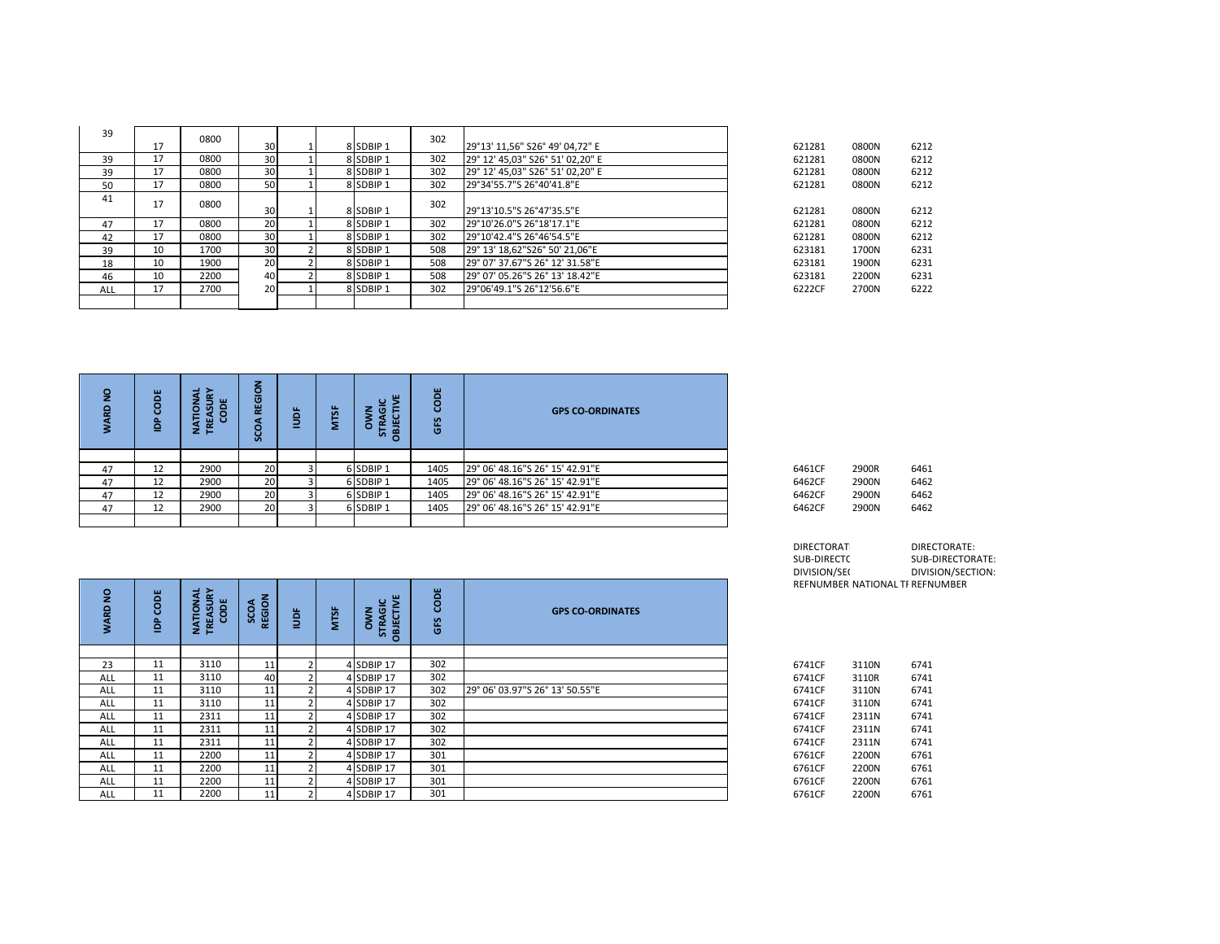| | | | | | | | | | | | |
|---|---|---|---|---|---|---|---|---|---|---|---|
| 39 | 17 | 0800 | 30 | 1 | | 8 SDBIP 1 | 302 | 29°13' 11,56" S26° 49' 04,72" E | 621281 | 0800N | 6212 |
| 39 | 17 | 0800 | 30 | 1 | | 8 SDBIP 1 | 302 | 29° 12' 45,03" S26° 51' 02,20" E | 621281 | 0800N | 6212 |
| 39 | 17 | 0800 | 30 | 1 | | 8 SDBIP 1 | 302 | 29° 12' 45,03" S26° 51' 02,20" E | 621281 | 0800N | 6212 |
| 50 | 17 | 0800 | 50 | 1 | | 8 SDBIP 1 | 302 | 29°34'55.7"S 26°40'41.8"E | 621281 | 0800N | 6212 |
| 41 | 17 | 0800 | 30 | 1 | | 8 SDBIP 1 | 302 | 29°13'10.5"S 26°47'35.5"E | 621281 | 0800N | 6212 |
| 47 | 17 | 0800 | 20 | 1 | | 8 SDBIP 1 | 302 | 29°10'26.0"S 26°18'17.1"E | 621281 | 0800N | 6212 |
| 42 | 17 | 0800 | 30 | 1 | | 8 SDBIP 1 | 302 | 29°10'42.4"S 26°46'54.5"E | 621281 | 0800N | 6212 |
| 39 | 10 | 1700 | 30 | 2 | | 8 SDBIP 1 | 508 | 29° 13' 18,62"S26° 50' 21,06"E | 623181 | 1700N | 6231 |
| 18 | 10 | 1900 | 20 | 2 | | 8 SDBIP 1 | 508 | 29° 07' 37.67"S 26° 12' 31.58"E | 623181 | 1900N | 6231 |
| 46 | 10 | 2200 | 40 | 2 | | 8 SDBIP 1 | 508 | 29° 07' 05.26"S 26° 13' 18.42"E | 623181 | 2200N | 6231 |
| ALL | 17 | 2700 | 20 | 1 | | 8 SDBIP 1 | 302 | 29°06'49.1"S 26°12'56.6"E | 6222CF | 2700N | 6222 |
| | | | | | | | | | | | |

| WARD NO | IDP CODE | NATIONAL TREASURY CODE | SCOA REGION | IUDF | MTSF | OWN STRAGIC OBJECTIVE | GFS CODE | GPS CO-ORDINATES | | | |
|---|---|---|---|---|---|---|---|---|---|---|---|
| | | | | | | | | | | | |
| 47 | 12 | 2900 | 20 | 3 | | 6 SDBIP 1 | 1405 | 29° 06' 48.16"S 26° 15' 42.91"E | 6461CF | 2900R | 6461 |
| 47 | 12 | 2900 | 20 | 3 | | 6 SDBIP 1 | 1405 | 29° 06' 48.16"S 26° 15' 42.91"E | 6462CF | 2900N | 6462 |
| 47 | 12 | 2900 | 20 | 3 | | 6 SDBIP 1 | 1405 | 29° 06' 48.16"S 26° 15' 42.91"E | 6462CF | 2900N | 6462 |
| 47 | 12 | 2900 | 20 | 3 | | 6 SDBIP 1 | 1405 | 29° 06' 48.16"S 26° 15' 42.91"E | 6462CF | 2900N | 6462 |
| | | | | | | | | | | | |

DIRECTORAT DIRECTORATE:
SUB-DIRECTC SUB-DIRECTORATE:
DIVISION/SE( DIVISION/SECTION:
REFNUMBER NATIONAL TI REFNUMBER

| WARD NO | IDP CODE | NATIONAL TREASURY CODE | SCOA REGION | IUDF | MTSF | OWN STRAGIC OBJECTIVE | GFS CODE | GPS CO-ORDINATES | | | |
|---|---|---|---|---|---|---|---|---|---|---|---|
| | | | | | | | | | | | |
| 23 | 11 | 3110 | 11 | 2 | | 4 SDBIP 17 | 302 | | 6741CF | 3110N | 6741 |
| ALL | 11 | 3110 | 40 | 2 | | 4 SDBIP 17 | 302 | | 6741CF | 3110R | 6741 |
| ALL | 11 | 3110 | 11 | 2 | | 4 SDBIP 17 | 302 | 29° 06' 03.97"S 26° 13' 50.55"E | 6741CF | 3110N | 6741 |
| ALL | 11 | 3110 | 11 | 2 | | 4 SDBIP 17 | 302 | | 6741CF | 3110N | 6741 |
| ALL | 11 | 2311 | 11 | 2 | | 4 SDBIP 17 | 302 | | 6741CF | 2311N | 6741 |
| ALL | 11 | 2311 | 11 | 2 | | 4 SDBIP 17 | 302 | | 6741CF | 2311N | 6741 |
| ALL | 11 | 2311 | 11 | 2 | | 4 SDBIP 17 | 302 | | 6741CF | 2311N | 6741 |
| ALL | 11 | 2200 | 11 | 2 | | 4 SDBIP 17 | 301 | | 6761CF | 2200N | 6761 |
| ALL | 11 | 2200 | 11 | 2 | | 4 SDBIP 17 | 301 | | 6761CF | 2200N | 6761 |
| ALL | 11 | 2200 | 11 | 2 | | 4 SDBIP 17 | 301 | | 6761CF | 2200N | 6761 |
| ALL | 11 | 2200 | 11 | 2 | | 4 SDBIP 17 | 301 | | 6761CF | 2200N | 6761 |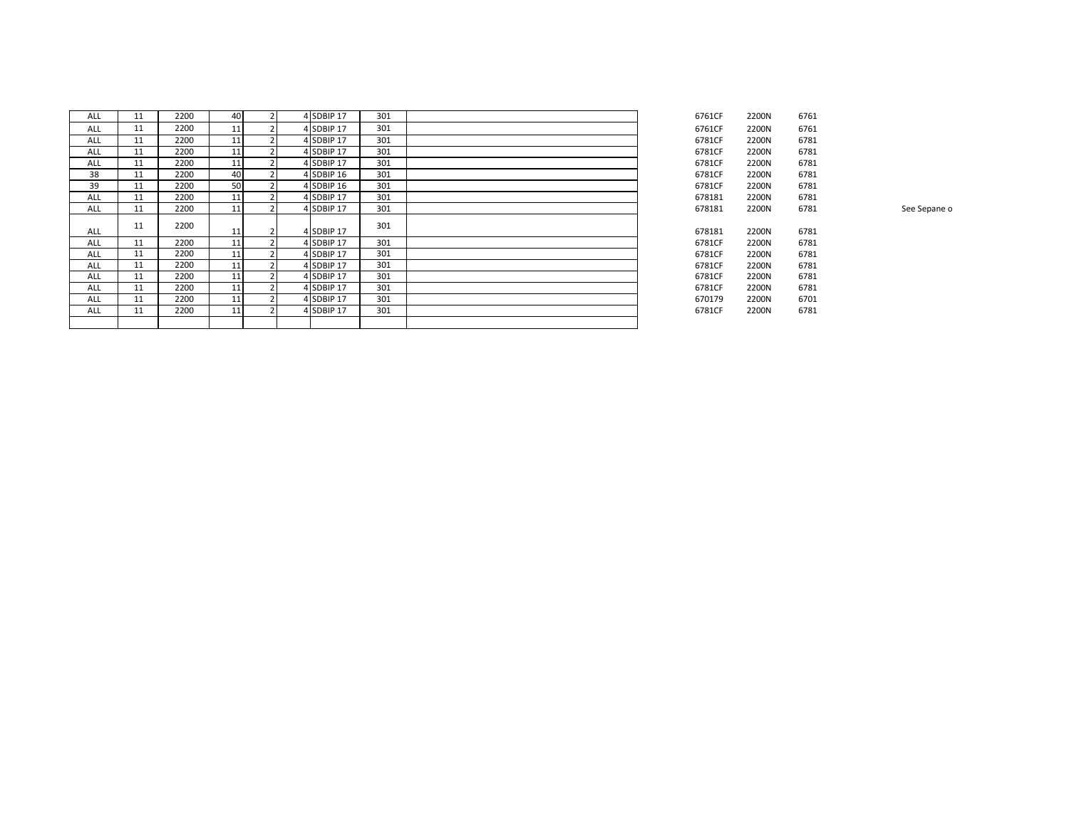| | | | | | | | | | | | | | |
|---|---|---|---|---|---|---|---|---|---|---|---|---|---|
| ALL | 11 | 2200 | 40 | 2 | 4 | SDBIP 17 | 301 | | 6761CF | 2200N | 6761 | |
| ALL | 11 | 2200 | 11 | 2 | 4 | SDBIP 17 | 301 | | 6761CF | 2200N | 6761 | |
| ALL | 11 | 2200 | 11 | 2 | 4 | SDBIP 17 | 301 | | 6781CF | 2200N | 6781 | |
| ALL | 11 | 2200 | 11 | 2 | 4 | SDBIP 17 | 301 | | 6781CF | 2200N | 6781 | |
| ALL | 11 | 2200 | 11 | 2 | 4 | SDBIP 17 | 301 | | 6781CF | 2200N | 6781 | |
| 38 | 11 | 2200 | 40 | 2 | 4 | SDBIP 16 | 301 | | 6781CF | 2200N | 6781 | |
| 39 | 11 | 2200 | 50 | 2 | 4 | SDBIP 16 | 301 | | 6781CF | 2200N | 6781 | |
| ALL | 11 | 2200 | 11 | 2 | 4 | SDBIP 17 | 301 | | 678181 | 2200N | 6781 | |
| ALL | 11 | 2200 | 11 | 2 | 4 | SDBIP 17 | 301 | | 678181 | 2200N | 6781 | See Sepane o |
| ALL | 11 | 2200 | 11 | 2 | 4 | SDBIP 17 | 301 | | 678181 | 2200N | 6781 | |
| ALL | 11 | 2200 | 11 | 2 | 4 | SDBIP 17 | 301 | | 6781CF | 2200N | 6781 | |
| ALL | 11 | 2200 | 11 | 2 | 4 | SDBIP 17 | 301 | | 6781CF | 2200N | 6781 | |
| ALL | 11 | 2200 | 11 | 2 | 4 | SDBIP 17 | 301 | | 6781CF | 2200N | 6781 | |
| ALL | 11 | 2200 | 11 | 2 | 4 | SDBIP 17 | 301 | | 6781CF | 2200N | 6781 | |
| ALL | 11 | 2200 | 11 | 2 | 4 | SDBIP 17 | 301 | | 6781CF | 2200N | 6781 | |
| ALL | 11 | 2200 | 11 | 2 | 4 | SDBIP 17 | 301 | | 670179 | 2200N | 6701 | |
| ALL | 11 | 2200 | 11 | 2 | 4 | SDBIP 17 | 301 | | 6781CF | 2200N | 6781 | |
| | | | | | | | | | | | | |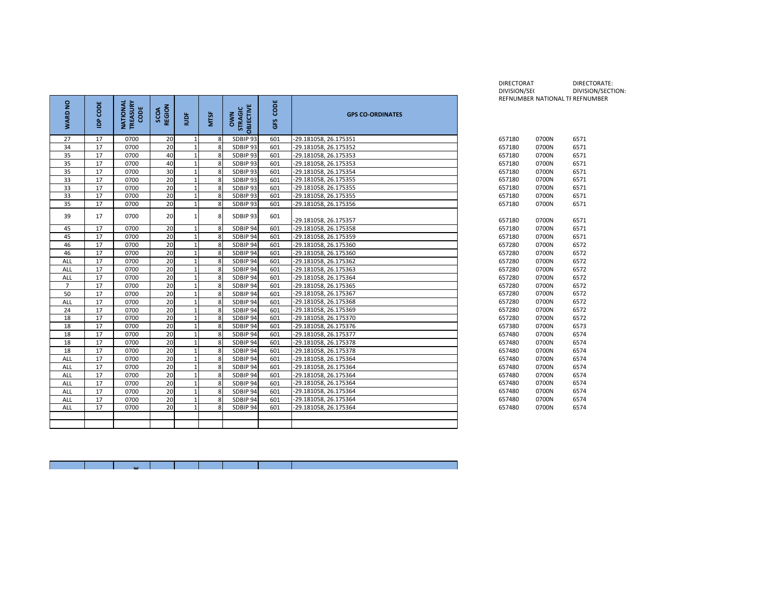DIRECTORATE: DIRECTORATE:
DIVISION/SEC DIVISION/SECTION:
REFNUMBER NATIONAL TF REFNUMBER

| WARD NO | IDP CODE | NATIONAL TREASURY CODE | SCOA REGION | IUDF | MTSF | OWN STRAGIC OBJECTIVE | GFS CODE | GPS CO-ORDINATES | | | |
|---|---|---|---|---|---|---|---|---|---|---|---|
| 27 | 17 | 0700 | 20 | 1 | 8 | SDBIP 93 | 601 | -29.181058, 26.175351 | 657180 | 0700N | 6571 |
| 34 | 17 | 0700 | 20 | 1 | 8 | SDBIP 93 | 601 | -29.181058, 26.175352 | 657180 | 0700N | 6571 |
| 35 | 17 | 0700 | 40 | 1 | 8 | SDBIP 93 | 601 | -29.181058, 26.175353 | 657180 | 0700N | 6571 |
| 35 | 17 | 0700 | 40 | 1 | 8 | SDBIP 93 | 601 | -29.181058, 26.175353 | 657180 | 0700N | 6571 |
| 35 | 17 | 0700 | 30 | 1 | 8 | SDBIP 93 | 601 | -29.181058, 26.175354 | 657180 | 0700N | 6571 |
| 33 | 17 | 0700 | 20 | 1 | 8 | SDBIP 93 | 601 | -29.181058, 26.175355 | 657180 | 0700N | 6571 |
| 33 | 17 | 0700 | 20 | 1 | 8 | SDBIP 93 | 601 | -29.181058, 26.175355 | 657180 | 0700N | 6571 |
| 33 | 17 | 0700 | 20 | 1 | 8 | SDBIP 93 | 601 | -29.181058, 26.175355 | 657180 | 0700N | 6571 |
| 35 | 17 | 0700 | 20 | 1 | 8 | SDBIP 93 | 601 | -29.181058, 26.175356 | 657180 | 0700N | 6571 |
| 39 | 17 | 0700 | 20 | 1 | 8 | SDBIP 93 | 601 | -29.181058, 26.175357 | 657180 | 0700N | 6571 |
| 45 | 17 | 0700 | 20 | 1 | 8 | SDBIP 94 | 601 | -29.181058, 26.175358 | 657180 | 0700N | 6571 |
| 45 | 17 | 0700 | 20 | 1 | 8 | SDBIP 94 | 601 | -29.181058, 26.175359 | 657180 | 0700N | 6571 |
| 46 | 17 | 0700 | 20 | 1 | 8 | SDBIP 94 | 601 | -29.181058, 26.175360 | 657280 | 0700N | 6572 |
| 46 | 17 | 0700 | 20 | 1 | 8 | SDBIP 94 | 601 | -29.181058, 26.175360 | 657280 | 0700N | 6572 |
| ALL | 17 | 0700 | 20 | 1 | 8 | SDBIP 94 | 601 | -29.181058, 26.175362 | 657280 | 0700N | 6572 |
| ALL | 17 | 0700 | 20 | 1 | 8 | SDBIP 94 | 601 | -29.181058, 26.175363 | 657280 | 0700N | 6572 |
| ALL | 17 | 0700 | 20 | 1 | 8 | SDBIP 94 | 601 | -29.181058, 26.175364 | 657280 | 0700N | 6572 |
| 7 | 17 | 0700 | 20 | 1 | 8 | SDBIP 94 | 601 | -29.181058, 26.175365 | 657280 | 0700N | 6572 |
| 50 | 17 | 0700 | 20 | 1 | 8 | SDBIP 94 | 601 | -29.181058, 26.175367 | 657280 | 0700N | 6572 |
| ALL | 17 | 0700 | 20 | 1 | 8 | SDBIP 94 | 601 | -29.181058, 26.175368 | 657280 | 0700N | 6572 |
| 24 | 17 | 0700 | 20 | 1 | 8 | SDBIP 94 | 601 | -29.181058, 26.175369 | 657280 | 0700N | 6572 |
| 18 | 17 | 0700 | 20 | 1 | 8 | SDBIP 94 | 601 | -29.181058, 26.175370 | 657280 | 0700N | 6572 |
| 18 | 17 | 0700 | 20 | 1 | 8 | SDBIP 94 | 601 | -29.181058, 26.175376 | 657380 | 0700N | 6573 |
| 18 | 17 | 0700 | 20 | 1 | 8 | SDBIP 94 | 601 | -29.181058, 26.175377 | 657480 | 0700N | 6574 |
| 18 | 17 | 0700 | 20 | 1 | 8 | SDBIP 94 | 601 | -29.181058, 26.175378 | 657480 | 0700N | 6574 |
| 18 | 17 | 0700 | 20 | 1 | 8 | SDBIP 94 | 601 | -29.181058, 26.175378 | 657480 | 0700N | 6574 |
| ALL | 17 | 0700 | 20 | 1 | 8 | SDBIP 94 | 601 | -29.181058, 26.175364 | 657480 | 0700N | 6574 |
| ALL | 17 | 0700 | 20 | 1 | 8 | SDBIP 94 | 601 | -29.181058, 26.175364 | 657480 | 0700N | 6574 |
| ALL | 17 | 0700 | 20 | 1 | 8 | SDBIP 94 | 601 | -29.181058, 26.175364 | 657480 | 0700N | 6574 |
| ALL | 17 | 0700 | 20 | 1 | 8 | SDBIP 94 | 601 | -29.181058, 26.175364 | 657480 | 0700N | 6574 |
| ALL | 17 | 0700 | 20 | 1 | 8 | SDBIP 94 | 601 | -29.181058, 26.175364 | 657480 | 0700N | 6574 |
| ALL | 17 | 0700 | 20 | 1 | 8 | SDBIP 94 | 601 | -29.181058, 26.175364 | 657480 | 0700N | 6574 |
| ALL | 17 | 0700 | 20 | 1 | 8 | SDBIP 94 | 601 | -29.181058, 26.175364 | 657480 | 0700N | 6574 |
| | | | | | | | | | | | |
| | | | | | | | | | | | |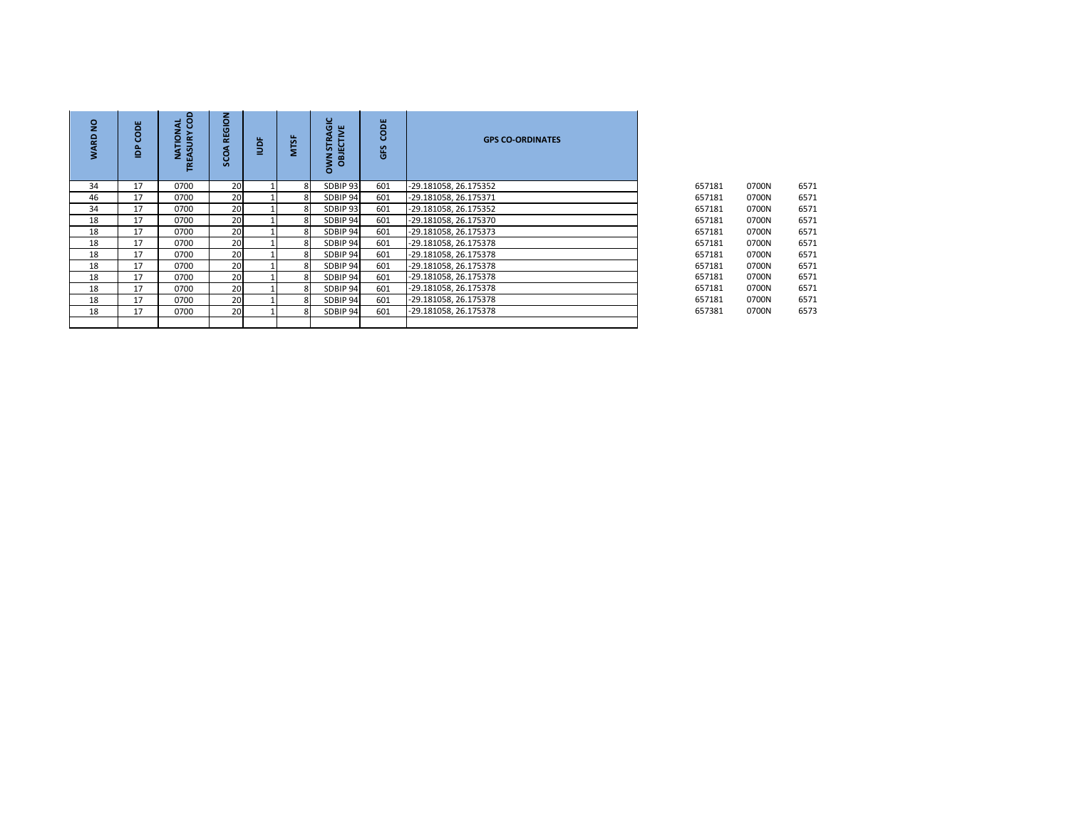| WARD NO | IDP CODE | NATIONAL TREASURY COD | SCOA REGION | IUDF | MTSF | OWN STRAGIC OBJECTIVE | GFS CODE | GPS CO-ORDINATES | | | |
|---|---|---|---|---|---|---|---|---|---|---|---|
| 34 | 17 | 0700 | 20 | 1 | 8 | SDBIP 93 | 601 | -29.181058, 26.175352 | 657181 | 0700N | 6571 |
| 46 | 17 | 0700 | 20 | 1 | 8 | SDBIP 94 | 601 | -29.181058, 26.175371 | 657181 | 0700N | 6571 |
| 34 | 17 | 0700 | 20 | 1 | 8 | SDBIP 93 | 601 | -29.181058, 26.175352 | 657181 | 0700N | 6571 |
| 18 | 17 | 0700 | 20 | 1 | 8 | SDBIP 94 | 601 | -29.181058, 26.175370 | 657181 | 0700N | 6571 |
| 18 | 17 | 0700 | 20 | 1 | 8 | SDBIP 94 | 601 | -29.181058, 26.175373 | 657181 | 0700N | 6571 |
| 18 | 17 | 0700 | 20 | 1 | 8 | SDBIP 94 | 601 | -29.181058, 26.175378 | 657181 | 0700N | 6571 |
| 18 | 17 | 0700 | 20 | 1 | 8 | SDBIP 94 | 601 | -29.181058, 26.175378 | 657181 | 0700N | 6571 |
| 18 | 17 | 0700 | 20 | 1 | 8 | SDBIP 94 | 601 | -29.181058, 26.175378 | 657181 | 0700N | 6571 |
| 18 | 17 | 0700 | 20 | 1 | 8 | SDBIP 94 | 601 | -29.181058, 26.175378 | 657181 | 0700N | 6571 |
| 18 | 17 | 0700 | 20 | 1 | 8 | SDBIP 94 | 601 | -29.181058, 26.175378 | 657181 | 0700N | 6571 |
| 18 | 17 | 0700 | 20 | 1 | 8 | SDBIP 94 | 601 | -29.181058, 26.175378 | 657181 | 0700N | 6571 |
| 18 | 17 | 0700 | 20 | 1 | 8 | SDBIP 94 | 601 | -29.181058, 26.175378 | 657381 | 0700N | 6573 |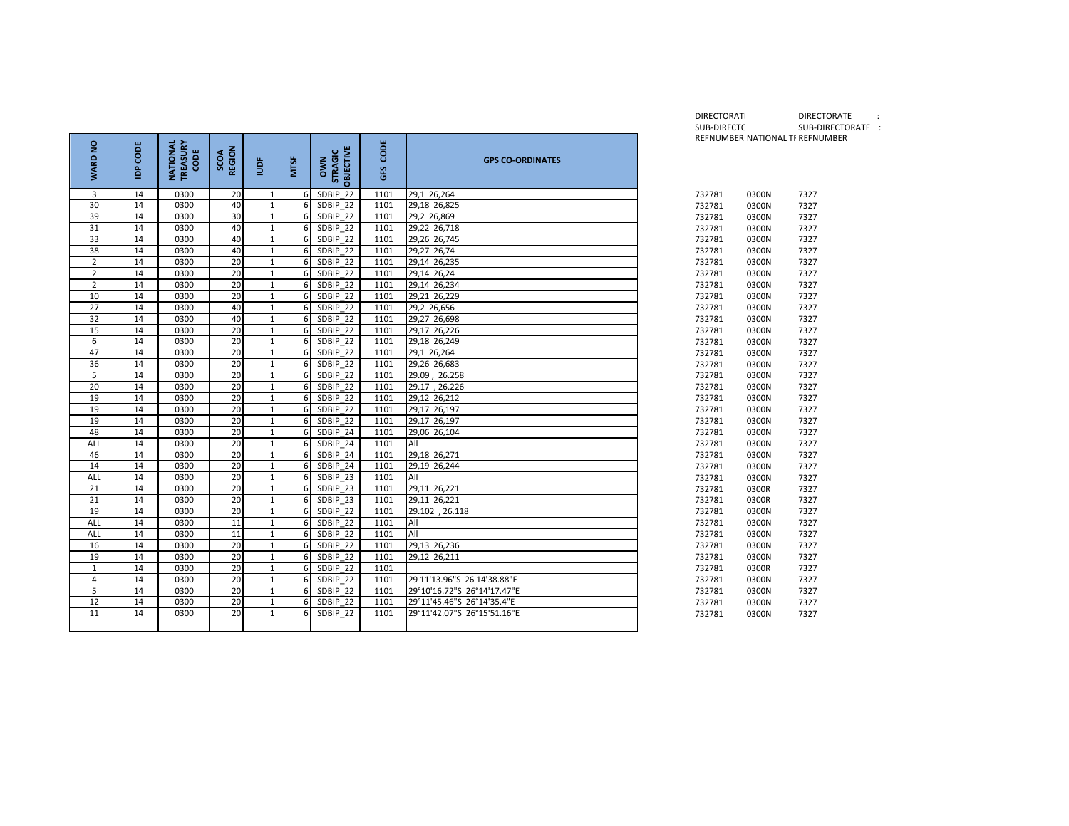| DIRECTORATE | | DIRECTORATE : |
|---|---|---|
| SUB-DIRECTORATE | | SUB-DIRECTORATE : |
| REFNUMBER | NATIONAL TREASURY | REFNUMBER |

| WARD NO | IDP CODE | NATIONAL TREASURY CODE | SCOA REGION | IUDF | MTSF | OWN STRAGIC OBJECTIVE | GFS CODE | GPS CO-ORDINATES | | | |
|---|---|---|---|---|---|---|---|---|---|---|---|
| 3 | 14 | 0300 | 20 | 1 | 6 | SDBIP_22 | 1101 | 29,1 26,264 | 732781 | 0300N | 7327 |
| 30 | 14 | 0300 | 40 | 1 | 6 | SDBIP_22 | 1101 | 29,18 26,825 | 732781 | 0300N | 7327 |
| 39 | 14 | 0300 | 30 | 1 | 6 | SDBIP_22 | 1101 | 29,2 26,869 | 732781 | 0300N | 7327 |
| 31 | 14 | 0300 | 40 | 1 | 6 | SDBIP_22 | 1101 | 29,22 26,718 | 732781 | 0300N | 7327 |
| 33 | 14 | 0300 | 40 | 1 | 6 | SDBIP_22 | 1101 | 29,26 26,745 | 732781 | 0300N | 7327 |
| 38 | 14 | 0300 | 40 | 1 | 6 | SDBIP_22 | 1101 | 29,27 26,74 | 732781 | 0300N | 7327 |
| 2 | 14 | 0300 | 20 | 1 | 6 | SDBIP_22 | 1101 | 29,14 26,235 | 732781 | 0300N | 7327 |
| 2 | 14 | 0300 | 20 | 1 | 6 | SDBIP_22 | 1101 | 29,14 26,24 | 732781 | 0300N | 7327 |
| 2 | 14 | 0300 | 20 | 1 | 6 | SDBIP_22 | 1101 | 29,14 26,234 | 732781 | 0300N | 7327 |
| 10 | 14 | 0300 | 20 | 1 | 6 | SDBIP_22 | 1101 | 29,21 26,229 | 732781 | 0300N | 7327 |
| 27 | 14 | 0300 | 40 | 1 | 6 | SDBIP_22 | 1101 | 29,2 26,656 | 732781 | 0300N | 7327 |
| 32 | 14 | 0300 | 40 | 1 | 6 | SDBIP_22 | 1101 | 29,27 26,698 | 732781 | 0300N | 7327 |
| 15 | 14 | 0300 | 20 | 1 | 6 | SDBIP_22 | 1101 | 29,17 26,226 | 732781 | 0300N | 7327 |
| 6 | 14 | 0300 | 20 | 1 | 6 | SDBIP_22 | 1101 | 29,18 26,249 | 732781 | 0300N | 7327 |
| 47 | 14 | 0300 | 20 | 1 | 6 | SDBIP_22 | 1101 | 29,1 26,264 | 732781 | 0300N | 7327 |
| 36 | 14 | 0300 | 20 | 1 | 6 | SDBIP_22 | 1101 | 29,26 26,683 | 732781 | 0300N | 7327 |
| 5 | 14 | 0300 | 20 | 1 | 6 | SDBIP_22 | 1101 | 29.09 , 26.258 | 732781 | 0300N | 7327 |
| 20 | 14 | 0300 | 20 | 1 | 6 | SDBIP_22 | 1101 | 29.17 , 26.226 | 732781 | 0300N | 7327 |
| 19 | 14 | 0300 | 20 | 1 | 6 | SDBIP_22 | 1101 | 29,12 26,212 | 732781 | 0300N | 7327 |
| 19 | 14 | 0300 | 20 | 1 | 6 | SDBIP_22 | 1101 | 29,17 26,197 | 732781 | 0300N | 7327 |
| 19 | 14 | 0300 | 20 | 1 | 6 | SDBIP_22 | 1101 | 29,17 26,197 | 732781 | 0300N | 7327 |
| 48 | 14 | 0300 | 20 | 1 | 6 | SDBIP_24 | 1101 | 29,06 26,104 | 732781 | 0300N | 7327 |
| ALL | 14 | 0300 | 20 | 1 | 6 | SDBIP_24 | 1101 | All | 732781 | 0300N | 7327 |
| 46 | 14 | 0300 | 20 | 1 | 6 | SDBIP_24 | 1101 | 29,18 26,271 | 732781 | 0300N | 7327 |
| 14 | 14 | 0300 | 20 | 1 | 6 | SDBIP_24 | 1101 | 29,19 26,244 | 732781 | 0300N | 7327 |
| ALL | 14 | 0300 | 20 | 1 | 6 | SDBIP_23 | 1101 | All | 732781 | 0300N | 7327 |
| 21 | 14 | 0300 | 20 | 1 | 6 | SDBIP_23 | 1101 | 29,11 26,221 | 732781 | 0300R | 7327 |
| 21 | 14 | 0300 | 20 | 1 | 6 | SDBIP_23 | 1101 | 29,11 26,221 | 732781 | 0300R | 7327 |
| 19 | 14 | 0300 | 20 | 1 | 6 | SDBIP_22 | 1101 | 29.102 , 26.118 | 732781 | 0300N | 7327 |
| ALL | 14 | 0300 | 11 | 1 | 6 | SDBIP_22 | 1101 | All | 732781 | 0300N | 7327 |
| ALL | 14 | 0300 | 11 | 1 | 6 | SDBIP_22 | 1101 | All | 732781 | 0300N | 7327 |
| 16 | 14 | 0300 | 20 | 1 | 6 | SDBIP_22 | 1101 | 29,13 26,236 | 732781 | 0300N | 7327 |
| 19 | 14 | 0300 | 20 | 1 | 6 | SDBIP_22 | 1101 | 29,12 26,211 | 732781 | 0300N | 7327 |
| 1 | 14 | 0300 | 20 | 1 | 6 | SDBIP_22 | 1101 | | 732781 | 0300R | 7327 |
| 4 | 14 | 0300 | 20 | 1 | 6 | SDBIP_22 | 1101 | 29 11'13.96"S 26 14'38.88"E | 732781 | 0300N | 7327 |
| 5 | 14 | 0300 | 20 | 1 | 6 | SDBIP_22 | 1101 | 29°10'16.72"S 26°14'17.47"E | 732781 | 0300N | 7327 |
| 12 | 14 | 0300 | 20 | 1 | 6 | SDBIP_22 | 1101 | 29°11'45.46"S 26°14'35.4"E | 732781 | 0300N | 7327 |
| 11 | 14 | 0300 | 20 | 1 | 6 | SDBIP_22 | 1101 | 29°11'42.07"S 26°15'51.16"E | 732781 | 0300N | 7327 |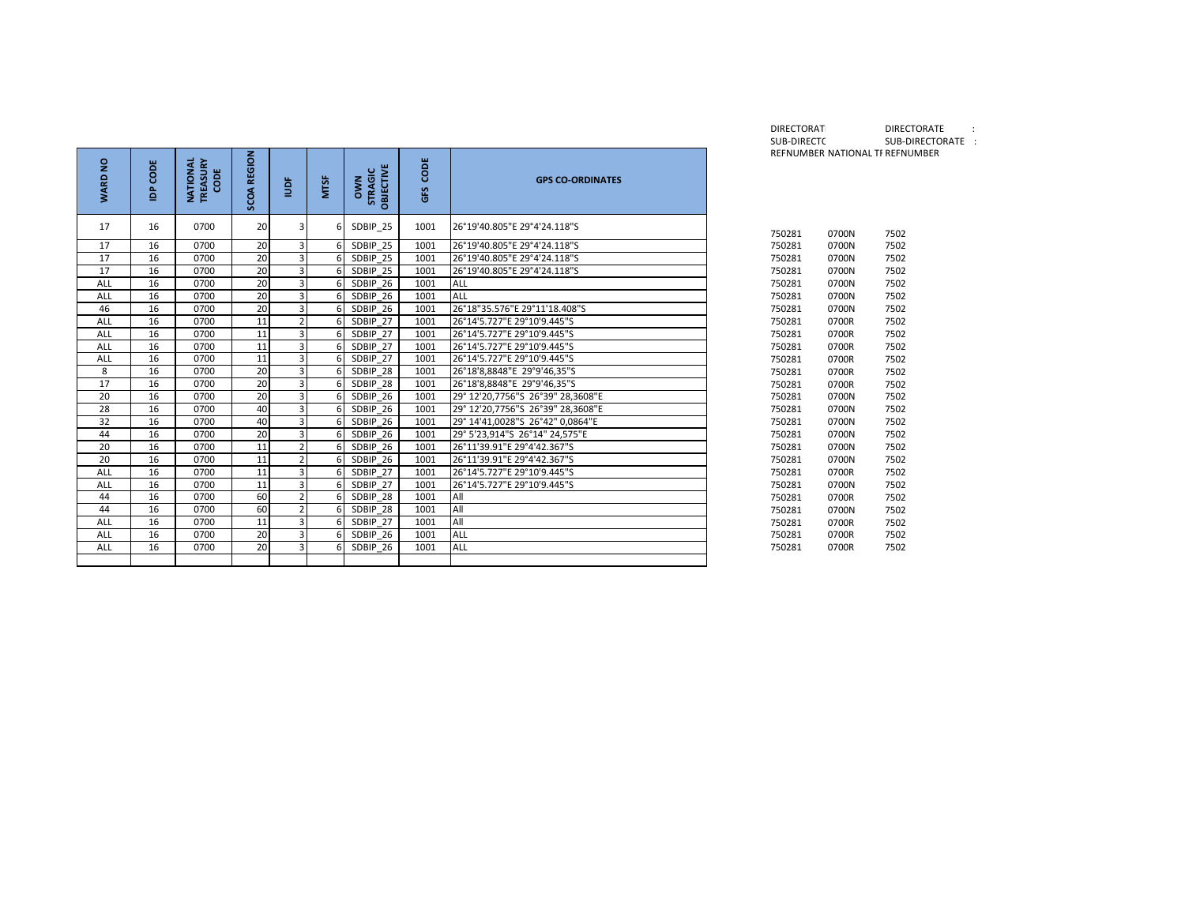| DIRECTORAT | DIRECTORATE | : |
|---|---|---|
| SUB-DIRECTC | SUB-DIRECTORATE | : |
| REFNUMBER | NATIONAL TI | REFNUMBER |

| WARD NO | IDP CODE | NATIONAL TREASURY CODE | SCOA REGION | IUDF | MTSF | OWN STRAGIC OBJECTIVE | GFS CODE | GPS CO-ORDINATES | | | |
|---|---|---|---|---|---|---|---|---|---|---|---|
| 17 | 16 | 0700 | 20 | 3 | 6 | SDBIP_25 | 1001 | 26°19'40.805"E 29°4'24.118"S | 750281 | 0700N | 7502 |
| 17 | 16 | 0700 | 20 | 3 | 6 | SDBIP_25 | 1001 | 26°19'40.805"E 29°4'24.118"S | 750281 | 0700N | 7502 |
| 17 | 16 | 0700 | 20 | 3 | 6 | SDBIP_25 | 1001 | 26°19'40.805"E 29°4'24.118"S | 750281 | 0700N | 7502 |
| 17 | 16 | 0700 | 20 | 3 | 6 | SDBIP_25 | 1001 | 26°19'40.805"E 29°4'24.118"S | 750281 | 0700N | 7502 |
| ALL | 16 | 0700 | 20 | 3 | 6 | SDBIP_26 | 1001 | ALL | 750281 | 0700N | 7502 |
| ALL | 16 | 0700 | 20 | 3 | 6 | SDBIP_26 | 1001 | ALL | 750281 | 0700N | 7502 |
| 46 | 16 | 0700 | 20 | 3 | 6 | SDBIP_26 | 1001 | 26°18"35.576"E 29°11'18.408"S | 750281 | 0700N | 7502 |
| ALL | 16 | 0700 | 11 | 2 | 6 | SDBIP_27 | 1001 | 26°14'5.727"E 29°10'9.445"S | 750281 | 0700R | 7502 |
| ALL | 16 | 0700 | 11 | 3 | 6 | SDBIP_27 | 1001 | 26°14'5.727"E 29°10'9.445"S | 750281 | 0700R | 7502 |
| ALL | 16 | 0700 | 11 | 3 | 6 | SDBIP_27 | 1001 | 26°14'5.727"E 29°10'9.445"S | 750281 | 0700R | 7502 |
| ALL | 16 | 0700 | 11 | 3 | 6 | SDBIP_27 | 1001 | 26°14'5.727"E 29°10'9.445"S | 750281 | 0700R | 7502 |
| 8 | 16 | 0700 | 20 | 3 | 6 | SDBIP_28 | 1001 | 26°18'8,8848"E 29°9'46,35"S | 750281 | 0700R | 7502 |
| 17 | 16 | 0700 | 20 | 3 | 6 | SDBIP_28 | 1001 | 26°18'8,8848"E 29°9'46,35"S | 750281 | 0700R | 7502 |
| 20 | 16 | 0700 | 20 | 3 | 6 | SDBIP_26 | 1001 | 29° 12'20,7756"S 26°39" 28,3608"E | 750281 | 0700N | 7502 |
| 28 | 16 | 0700 | 40 | 3 | 6 | SDBIP_26 | 1001 | 29° 12'20,7756"S 26°39" 28,3608"E | 750281 | 0700N | 7502 |
| 32 | 16 | 0700 | 40 | 3 | 6 | SDBIP_26 | 1001 | 29° 14'41,0028"S 26°42" 0,0864"E | 750281 | 0700N | 7502 |
| 44 | 16 | 0700 | 20 | 3 | 6 | SDBIP_26 | 1001 | 29° 5'23,914"S 26°14" 24,575"E | 750281 | 0700N | 7502 |
| 20 | 16 | 0700 | 11 | 2 | 6 | SDBIP_26 | 1001 | 26°11'39.91"E 29°4'42.367"S | 750281 | 0700N | 7502 |
| 20 | 16 | 0700 | 11 | 2 | 6 | SDBIP_26 | 1001 | 26°11'39.91"E 29°4'42.367"S | 750281 | 0700N | 7502 |
| ALL | 16 | 0700 | 11 | 3 | 6 | SDBIP_27 | 1001 | 26°14'5.727"E 29°10'9.445"S | 750281 | 0700R | 7502 |
| ALL | 16 | 0700 | 11 | 3 | 6 | SDBIP_27 | 1001 | 26°14'5.727"E 29°10'9.445"S | 750281 | 0700N | 7502 |
| 44 | 16 | 0700 | 60 | 2 | 6 | SDBIP_28 | 1001 | All | 750281 | 0700R | 7502 |
| 44 | 16 | 0700 | 60 | 2 | 6 | SDBIP_28 | 1001 | All | 750281 | 0700N | 7502 |
| ALL | 16 | 0700 | 11 | 3 | 6 | SDBIP_27 | 1001 | All | 750281 | 0700R | 7502 |
| ALL | 16 | 0700 | 20 | 3 | 6 | SDBIP_26 | 1001 | ALL | 750281 | 0700R | 7502 |
| ALL | 16 | 0700 | 20 | 3 | 6 | SDBIP_26 | 1001 | ALL | 750281 | 0700R | 7502 |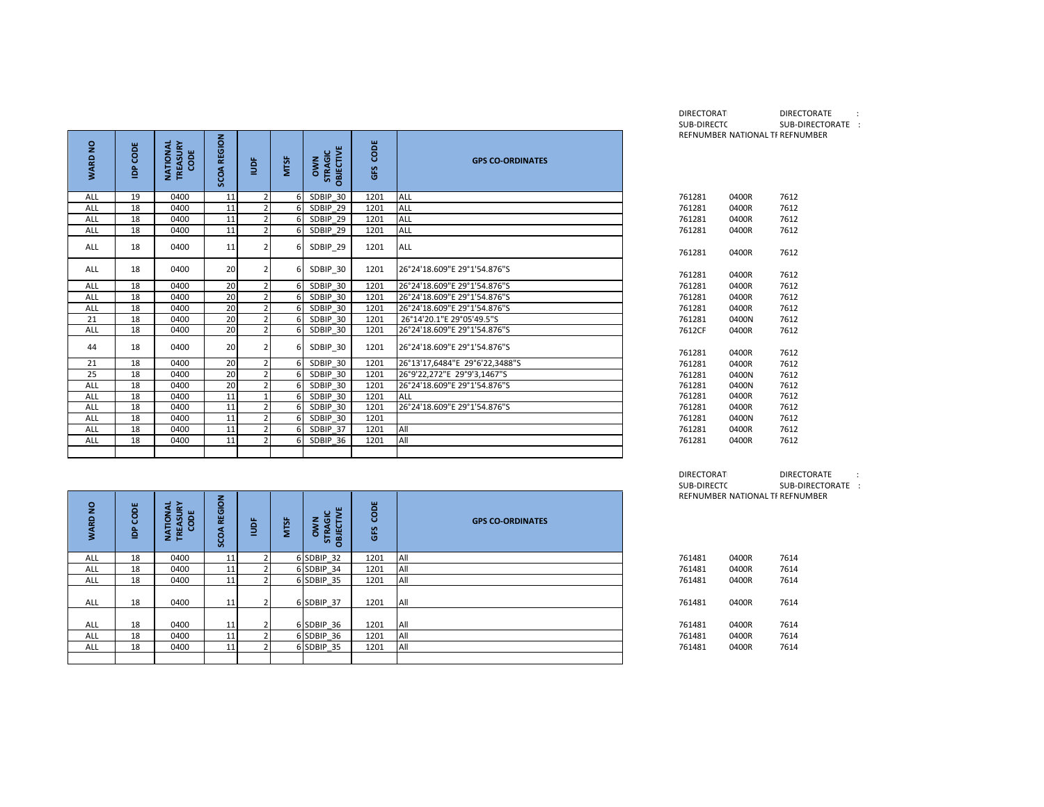| WARD NO | IDP CODE | NATIONAL TREASURY CODE | SCOA REGION | IUDF | MTSF | OWN STRAGIC OBJECTIVE | GFS CODE | GPS CO-ORDINATES |
|---|---|---|---|---|---|---|---|---|
| ALL | 19 | 0400 | 11 | 2 | 6 | SDBIP_30 | 1201 | ALL |
| ALL | 18 | 0400 | 11 | 2 | 6 | SDBIP_29 | 1201 | ALL |
| ALL | 18 | 0400 | 11 | 2 | 6 | SDBIP_29 | 1201 | ALL |
| ALL | 18 | 0400 | 11 | 2 | 6 | SDBIP_29 | 1201 | ALL |
| ALL | 18 | 0400 | 11 | 2 | 6 | SDBIP_29 | 1201 | ALL |
| ALL | 18 | 0400 | 20 | 2 | 6 | SDBIP_30 | 1201 | 26°24'18.609"E 29°1'54.876"S |
| ALL | 18 | 0400 | 20 | 2 | 6 | SDBIP_30 | 1201 | 26°24'18.609"E 29°1'54.876"S |
| ALL | 18 | 0400 | 20 | 2 | 6 | SDBIP_30 | 1201 | 26°24'18.609"E 29°1'54.876"S |
| ALL | 18 | 0400 | 20 | 2 | 6 | SDBIP_30 | 1201 | 26°24'18.609"E 29°1'54.876"S |
| 21 | 18 | 0400 | 20 | 2 | 6 | SDBIP_30 | 1201 | 26°14'20.1"E 29°05'49.5"S |
| ALL | 18 | 0400 | 20 | 2 | 6 | SDBIP_30 | 1201 | 26°24'18.609"E 29°1'54.876"S |
| 44 | 18 | 0400 | 20 | 2 | 6 | SDBIP_30 | 1201 | 26°24'18.609"E 29°1'54.876"S |
| 21 | 18 | 0400 | 20 | 2 | 6 | SDBIP_30 | 1201 | 26°13'17,6484"E 29°6'22,3488"S |
| 25 | 18 | 0400 | 20 | 2 | 6 | SDBIP_30 | 1201 | 26°9'22,272"E 29°9'3,1467"S |
| ALL | 18 | 0400 | 20 | 2 | 6 | SDBIP_30 | 1201 | 26°24'18.609"E 29°1'54.876"S |
| ALL | 18 | 0400 | 11 | 1 | 6 | SDBIP_30 | 1201 | ALL |
| ALL | 18 | 0400 | 11 | 2 | 6 | SDBIP_30 | 1201 | 26°24'18.609"E 29°1'54.876"S |
| ALL | 18 | 0400 | 11 | 2 | 6 | SDBIP_30 | 1201 | |
| ALL | 18 | 0400 | 11 | 2 | 6 | SDBIP_37 | 1201 | All |
| ALL | 18 | 0400 | 11 | 2 | 6 | SDBIP_36 | 1201 | All |
| | | | | | | | | |

DIRECTORAT DIRECTORATE :
SUB-DIRECTC SUB-DIRECTORATE :

| REFNUMBER | NATIONAL TI | REFNUMBER |
|---|---|---|
| 761281 | 0400R | 7612 |
| 761281 | 0400R | 7612 |
| 761281 | 0400R | 7612 |
| 761281 | 0400R | 7612 |
| 761281 | 0400R | 7612 |
| 761281 | 0400R | 7612 |
| 761281 | 0400R | 7612 |
| 761281 | 0400R | 7612 |
| 761281 | 0400R | 7612 |
| 761281 | 0400N | 7612 |
| 7612CF | 0400R | 7612 |
| 761281 | 0400R | 7612 |
| 761281 | 0400R | 7612 |
| 761281 | 0400N | 7612 |
| 761281 | 0400N | 7612 |
| 761281 | 0400R | 7612 |
| 761281 | 0400R | 7612 |
| 761281 | 0400N | 7612 |
| 761281 | 0400R | 7612 |
| 761281 | 0400R | 7612 |

| WARD NO | IDP CODE | NATIONAL TREASURY CODE | SCOA REGION | IUDF | MTSF | OWN STRAGIC OBJECTIVE | GFS CODE | GPS CO-ORDINATES |
|---|---|---|---|---|---|---|---|---|
| ALL | 18 | 0400 | 11 | 2 | 6 | SDBIP_32 | 1201 | All |
| ALL | 18 | 0400 | 11 | 2 | 6 | SDBIP_34 | 1201 | All |
| ALL | 18 | 0400 | 11 | 2 | 6 | SDBIP_35 | 1201 | All |
| ALL | 18 | 0400 | 11 | 2 | 6 | SDBIP_37 | 1201 | All |
| ALL | 18 | 0400 | 11 | 2 | 6 | SDBIP_36 | 1201 | All |
| ALL | 18 | 0400 | 11 | 2 | 6 | SDBIP_36 | 1201 | All |
| ALL | 18 | 0400 | 11 | 2 | 6 | SDBIP_35 | 1201 | All |
| | | | | | | | | |

DIRECTORAT DIRECTORATE :
SUB-DIRECTC SUB-DIRECTORATE :

| REFNUMBER | NATIONAL TI | REFNUMBER |
|---|---|---|
| 761481 | 0400R | 7614 |
| 761481 | 0400R | 7614 |
| 761481 | 0400R | 7614 |
| 761481 | 0400R | 7614 |
| 761481 | 0400R | 7614 |
| 761481 | 0400R | 7614 |
| 761481 | 0400R | 7614 |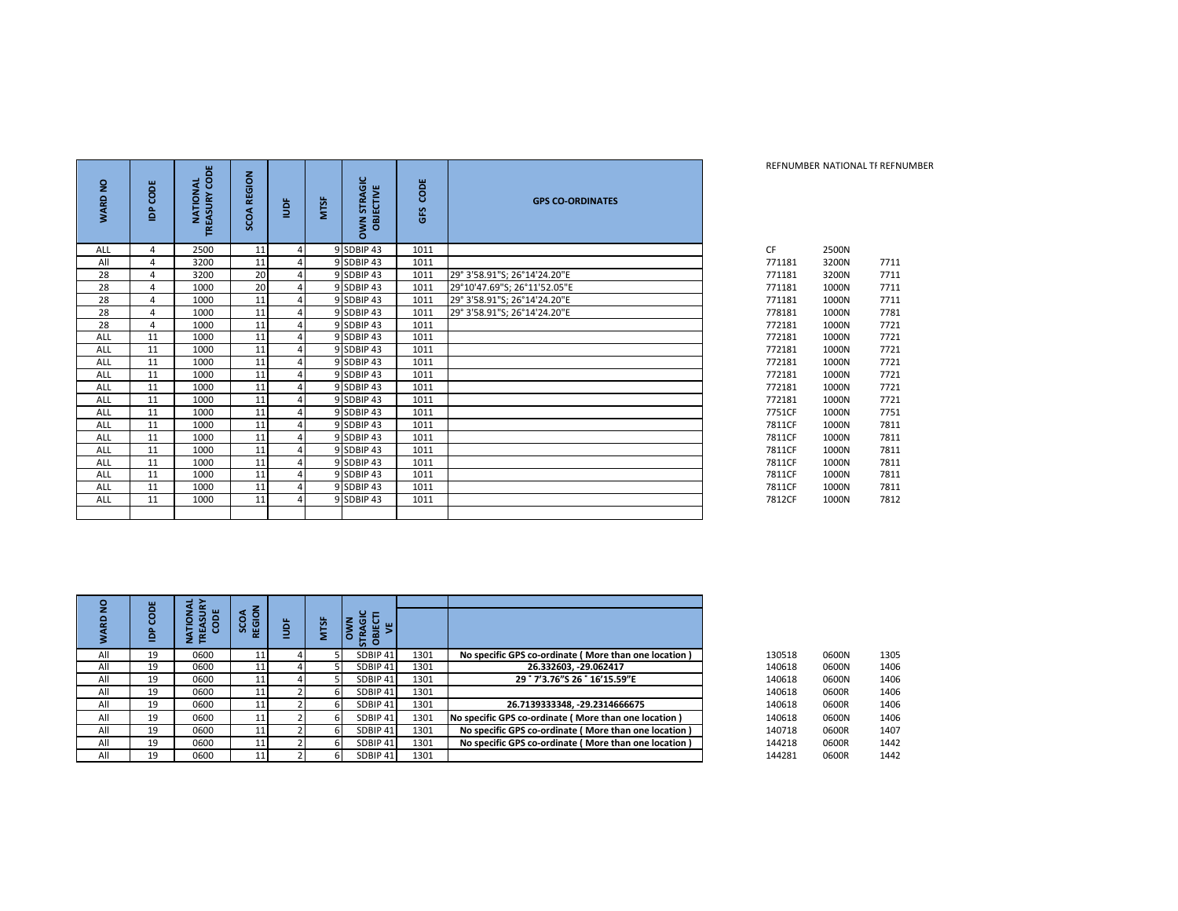| WARD NO | IDP CODE | NATIONAL TREASURY CODE | SCOA REGION | IUDF | MTSF | OWN STRAGIC OBJECTIVE | GFS CODE | GPS CO-ORDINATES |
|---|---|---|---|---|---|---|---|---|
| ALL | 4 | 2500 | 11 | 4 | 9 | SDBIP 43 | 1011 | |
| All | 4 | 3200 | 11 | 4 | 9 | SDBIP 43 | 1011 | |
| 28 | 4 | 3200 | 20 | 4 | 9 | SDBIP 43 | 1011 | 29° 3'58.91"S; 26°14'24.20"E |
| 28 | 4 | 1000 | 20 | 4 | 9 | SDBIP 43 | 1011 | 29°10'47.69"S; 26°11'52.05"E |
| 28 | 4 | 1000 | 11 | 4 | 9 | SDBIP 43 | 1011 | 29° 3'58.91"S; 26°14'24.20"E |
| 28 | 4 | 1000 | 11 | 4 | 9 | SDBIP 43 | 1011 | 29° 3'58.91"S; 26°14'24.20"E |
| 28 | 4 | 1000 | 11 | 4 | 9 | SDBIP 43 | 1011 | |
| ALL | 11 | 1000 | 11 | 4 | 9 | SDBIP 43 | 1011 | |
| ALL | 11 | 1000 | 11 | 4 | 9 | SDBIP 43 | 1011 | |
| ALL | 11 | 1000 | 11 | 4 | 9 | SDBIP 43 | 1011 | |
| ALL | 11 | 1000 | 11 | 4 | 9 | SDBIP 43 | 1011 | |
| ALL | 11 | 1000 | 11 | 4 | 9 | SDBIP 43 | 1011 | |
| ALL | 11 | 1000 | 11 | 4 | 9 | SDBIP 43 | 1011 | |
| ALL | 11 | 1000 | 11 | 4 | 9 | SDBIP 43 | 1011 | |
| ALL | 11 | 1000 | 11 | 4 | 9 | SDBIP 43 | 1011 | |
| ALL | 11 | 1000 | 11 | 4 | 9 | SDBIP 43 | 1011 | |
| ALL | 11 | 1000 | 11 | 4 | 9 | SDBIP 43 | 1011 | |
| ALL | 11 | 1000 | 11 | 4 | 9 | SDBIP 43 | 1011 | |
| ALL | 11 | 1000 | 11 | 4 | 9 | SDBIP 43 | 1011 | |
| ALL | 11 | 1000 | 11 | 4 | 9 | SDBIP 43 | 1011 | |
| ALL | 11 | 1000 | 11 | 4 | 9 | SDBIP 43 | 1011 | |
| | | | | | | | | |

| REFNUMBER | NATIONAL TI | REFNUMBER |
|---|---|---|
| CF | 2500N | |
| 771181 | 3200N | 7711 |
| 771181 | 3200N | 7711 |
| 771181 | 1000N | 7711 |
| 771181 | 1000N | 7711 |
| 778181 | 1000N | 7781 |
| 772181 | 1000N | 7721 |
| 772181 | 1000N | 7721 |
| 772181 | 1000N | 7721 |
| 772181 | 1000N | 7721 |
| 772181 | 1000N | 7721 |
| 772181 | 1000N | 7721 |
| 772181 | 1000N | 7721 |
| 7751CF | 1000N | 7751 |
| 7811CF | 1000N | 7811 |
| 7811CF | 1000N | 7811 |
| 7811CF | 1000N | 7811 |
| 7811CF | 1000N | 7811 |
| 7811CF | 1000N | 7811 |
| 7811CF | 1000N | 7811 |
| 7812CF | 1000N | 7812 |

| WARD NO | IDP CODE | NATIONAL TREASURY CODE | SCOA REGION | IUDF | MTSF | OWN STRAGIC OBJECTIVE | | |
|---|---|---|---|---|---|---|---|---|
| All | 19 | 0600 | 11 | 4 | 5 | SDBIP 41 | 1301 | **No specific GPS co-ordinate ( More than one location )** |
| All | 19 | 0600 | 11 | 4 | 5 | SDBIP 41 | 1301 | **26.332603, -29.062417** |
| All | 19 | 0600 | 11 | 4 | 5 | SDBIP 41 | 1301 | **29 ˚ 7'3.76"S 26 ˚ 16'15.59"E** |
| All | 19 | 0600 | 11 | 2 | 6 | SDBIP 41 | 1301 | |
| All | 19 | 0600 | 11 | 2 | 6 | SDBIP 41 | 1301 | **26.7139333348, -29.2314666675** |
| All | 19 | 0600 | 11 | 2 | 6 | SDBIP 41 | 1301 | **No specific GPS co-ordinate ( More than one location )** |
| All | 19 | 0600 | 11 | 2 | 6 | SDBIP 41 | 1301 | **No specific GPS co-ordinate ( More than one location )** |
| All | 19 | 0600 | 11 | 2 | 6 | SDBIP 41 | 1301 | **No specific GPS co-ordinate ( More than one location )** |
| All | 19 | 0600 | 11 | 2 | 6 | SDBIP 41 | 1301 | |

| | | |
|---|---|---|
| 130518 | 0600N | 1305 |
| 140618 | 0600N | 1406 |
| 140618 | 0600N | 1406 |
| 140618 | 0600R | 1406 |
| 140618 | 0600R | 1406 |
| 140618 | 0600N | 1406 |
| 140718 | 0600R | 1407 |
| 144218 | 0600R | 1442 |
| 144281 | 0600R | 1442 |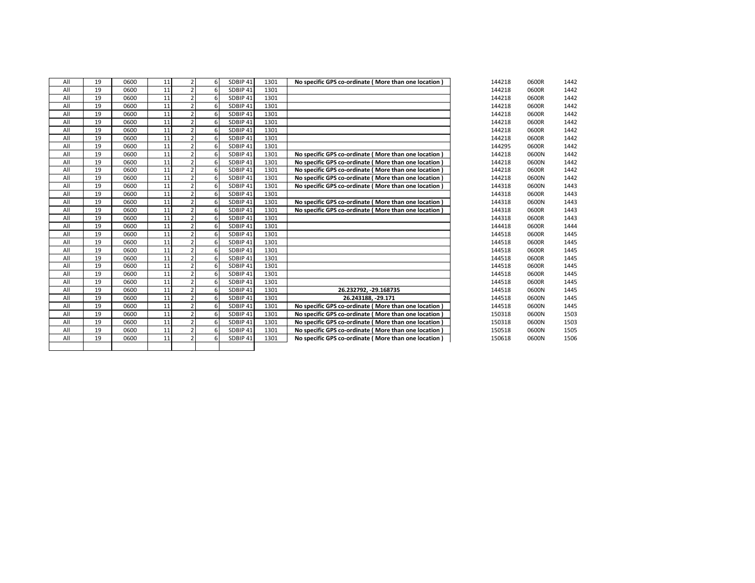| | | | | | | | | | | | |
|---|---|---|---|---|---|---|---|---|---|---|---|
| All | 19 | 0600 | 11 | 2 | 6 | SDBIP 41 | 1301 | **No specific GPS co-ordinate ( More than one location )** | 144218 | 0600R | 1442 |
| All | 19 | 0600 | 11 | 2 | 6 | SDBIP 41 | 1301 | | 144218 | 0600R | 1442 |
| All | 19 | 0600 | 11 | 2 | 6 | SDBIP 41 | 1301 | | 144218 | 0600R | 1442 |
| All | 19 | 0600 | 11 | 2 | 6 | SDBIP 41 | 1301 | | 144218 | 0600R | 1442 |
| All | 19 | 0600 | 11 | 2 | 6 | SDBIP 41 | 1301 | | 144218 | 0600R | 1442 |
| All | 19 | 0600 | 11 | 2 | 6 | SDBIP 41 | 1301 | | 144218 | 0600R | 1442 |
| All | 19 | 0600 | 11 | 2 | 6 | SDBIP 41 | 1301 | | 144218 | 0600R | 1442 |
| All | 19 | 0600 | 11 | 2 | 6 | SDBIP 41 | 1301 | | 144218 | 0600R | 1442 |
| All | 19 | 0600 | 11 | 2 | 6 | SDBIP 41 | 1301 | | 144295 | 0600R | 1442 |
| All | 19 | 0600 | 11 | 2 | 6 | SDBIP 41 | 1301 | **No specific GPS co-ordinate ( More than one location )** | 144218 | 0600N | 1442 |
| All | 19 | 0600 | 11 | 2 | 6 | SDBIP 41 | 1301 | **No specific GPS co-ordinate ( More than one location )** | 144218 | 0600N | 1442 |
| All | 19 | 0600 | 11 | 2 | 6 | SDBIP 41 | 1301 | **No specific GPS co-ordinate ( More than one location )** | 144218 | 0600R | 1442 |
| All | 19 | 0600 | 11 | 2 | 6 | SDBIP 41 | 1301 | **No specific GPS co-ordinate ( More than one location )** | 144218 | 0600N | 1442 |
| All | 19 | 0600 | 11 | 2 | 6 | SDBIP 41 | 1301 | **No specific GPS co-ordinate ( More than one location )** | 144318 | 0600N | 1443 |
| All | 19 | 0600 | 11 | 2 | 6 | SDBIP 41 | 1301 | | 144318 | 0600R | 1443 |
| All | 19 | 0600 | 11 | 2 | 6 | SDBIP 41 | 1301 | **No specific GPS co-ordinate ( More than one location )** | 144318 | 0600N | 1443 |
| All | 19 | 0600 | 11 | 2 | 6 | SDBIP 41 | 1301 | **No specific GPS co-ordinate ( More than one location )** | 144318 | 0600R | 1443 |
| All | 19 | 0600 | 11 | 2 | 6 | SDBIP 41 | 1301 | | 144318 | 0600R | 1443 |
| All | 19 | 0600 | 11 | 2 | 6 | SDBIP 41 | 1301 | | 144418 | 0600R | 1444 |
| All | 19 | 0600 | 11 | 2 | 6 | SDBIP 41 | 1301 | | 144518 | 0600R | 1445 |
| All | 19 | 0600 | 11 | 2 | 6 | SDBIP 41 | 1301 | | 144518 | 0600R | 1445 |
| All | 19 | 0600 | 11 | 2 | 6 | SDBIP 41 | 1301 | | 144518 | 0600R | 1445 |
| All | 19 | 0600 | 11 | 2 | 6 | SDBIP 41 | 1301 | | 144518 | 0600R | 1445 |
| All | 19 | 0600 | 11 | 2 | 6 | SDBIP 41 | 1301 | | 144518 | 0600R | 1445 |
| All | 19 | 0600 | 11 | 2 | 6 | SDBIP 41 | 1301 | | 144518 | 0600R | 1445 |
| All | 19 | 0600 | 11 | 2 | 6 | SDBIP 41 | 1301 | **26.232792, -29.168735** | 144518 | 0600N | 1445 |
| All | 19 | 0600 | 11 | 2 | 6 | SDBIP 41 | 1301 | **26.243188, -29.171** | 144518 | 0600N | 1445 |
| All | 19 | 0600 | 11 | 2 | 6 | SDBIP 41 | 1301 | **No specific GPS co-ordinate ( More than one location )** | 144518 | 0600N | 1445 |
| All | 19 | 0600 | 11 | 2 | 6 | SDBIP 41 | 1301 | **No specific GPS co-ordinate ( More than one location )** | 150318 | 0600N | 1503 |
| All | 19 | 0600 | 11 | 2 | 6 | SDBIP 41 | 1301 | **No specific GPS co-ordinate ( More than one location )** | 150318 | 0600N | 1503 |
| All | 19 | 0600 | 11 | 2 | 6 | SDBIP 41 | 1301 | **No specific GPS co-ordinate ( More than one location )** | 150518 | 0600N | 1505 |
| All | 19 | 0600 | 11 | 2 | 6 | SDBIP 41 | 1301 | **No specific GPS co-ordinate ( More than one location )** | 150618 | 0600N | 1506 |